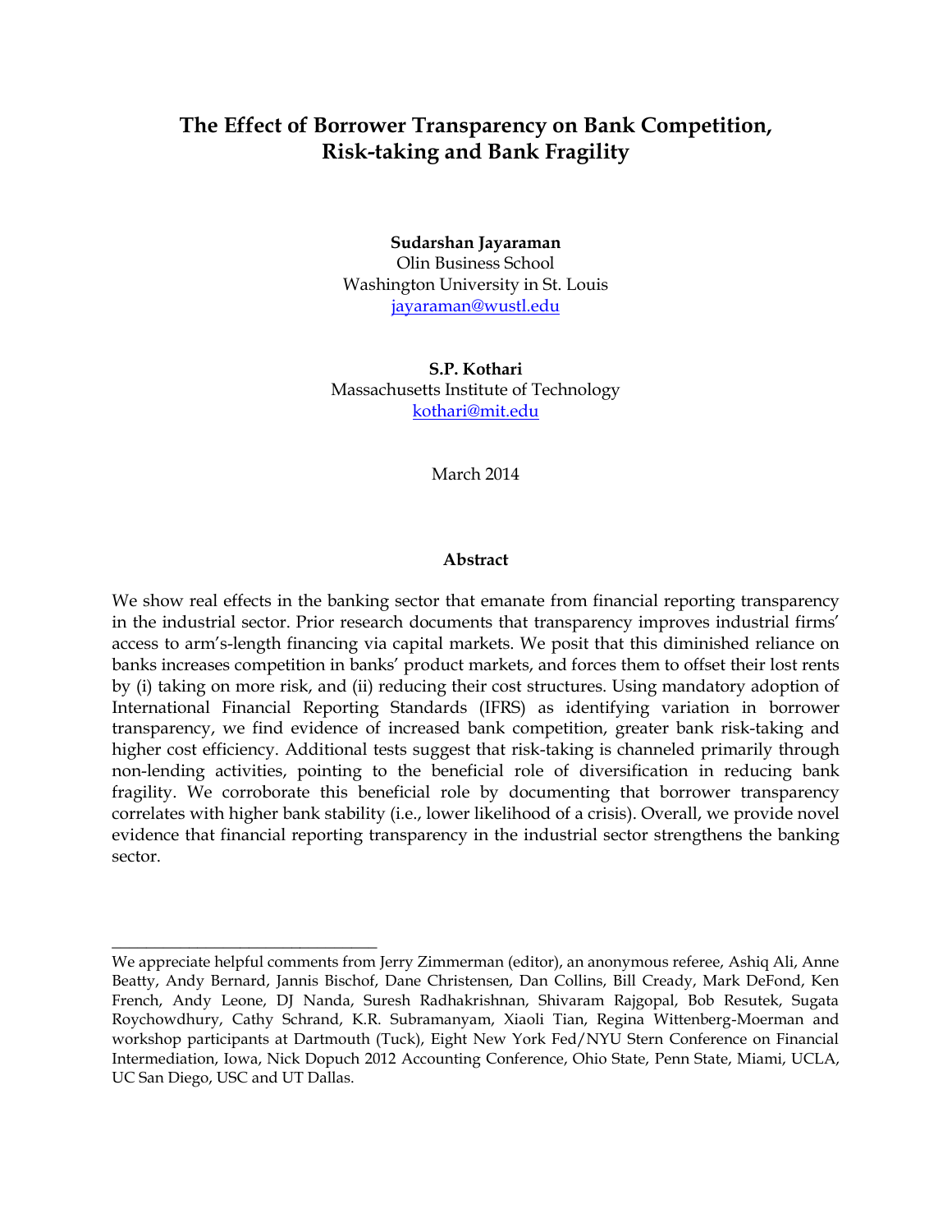# The Effect of Borrower Transparency on Bank Competition, Risk-taking and Bank Fragility

**Sudarshan Jayaraman**
Olin Business School
Washington University in St. Louis
jayaraman@wustl.edu

**S.P. Kothari**
Massachusetts Institute of Technology
kothari@mit.edu

March 2014

## Abstract

We show real effects in the banking sector that emanate from financial reporting transparency in the industrial sector. Prior research documents that transparency improves industrial firms' access to arm's-length financing via capital markets. We posit that this diminished reliance on banks increases competition in banks' product markets, and forces them to offset their lost rents by (i) taking on more risk, and (ii) reducing their cost structures. Using mandatory adoption of International Financial Reporting Standards (IFRS) as identifying variation in borrower transparency, we find evidence of increased bank competition, greater bank risk-taking and higher cost efficiency. Additional tests suggest that risk-taking is channeled primarily through non-lending activities, pointing to the beneficial role of diversification in reducing bank fragility. We corroborate this beneficial role by documenting that borrower transparency correlates with higher bank stability (i.e., lower likelihood of a crisis). Overall, we provide novel evidence that financial reporting transparency in the industrial sector strengthens the banking sector.

---

We appreciate helpful comments from Jerry Zimmerman (editor), an anonymous referee, Ashiq Ali, Anne Beatty, Andy Bernard, Jannis Bischof, Dane Christensen, Dan Collins, Bill Cready, Mark DeFond, Ken French, Andy Leone, DJ Nanda, Suresh Radhakrishnan, Shivaram Rajgopal, Bob Resutek, Sugata Roychowdhury, Cathy Schrand, K.R. Subramanyam, Xiaoli Tian, Regina Wittenberg-Moerman and workshop participants at Dartmouth (Tuck), Eight New York Fed/NYU Stern Conference on Financial Intermediation, Iowa, Nick Dopuch 2012 Accounting Conference, Ohio State, Penn State, Miami, UCLA, UC San Diego, USC and UT Dallas.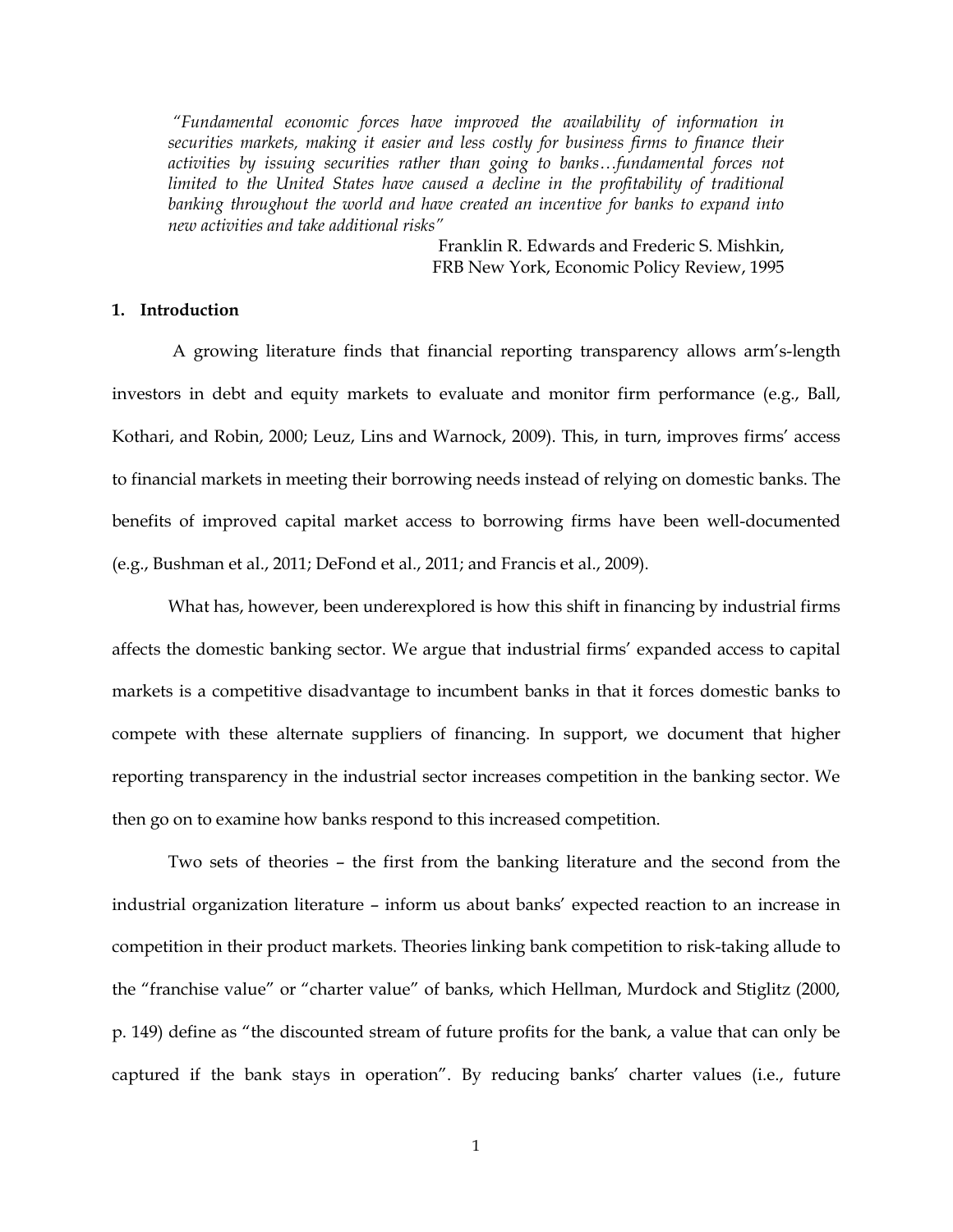*"Fundamental economic forces have improved the availability of information in securities markets, making it easier and less costly for business firms to finance their activities by issuing securities rather than going to banks…fundamental forces not limited to the United States have caused a decline in the profitability of traditional banking throughout the world and have created an incentive for banks to expand into new activities and take additional risks"*

Franklin R. Edwards and Frederic S. Mishkin, FRB New York, Economic Policy Review, 1995

## 1. Introduction

A growing literature finds that financial reporting transparency allows arm's-length investors in debt and equity markets to evaluate and monitor firm performance (e.g., Ball, Kothari, and Robin, 2000; Leuz, Lins and Warnock, 2009). This, in turn, improves firms' access to financial markets in meeting their borrowing needs instead of relying on domestic banks. The benefits of improved capital market access to borrowing firms have been well-documented (e.g., Bushman et al., 2011; DeFond et al., 2011; and Francis et al., 2009).

What has, however, been underexplored is how this shift in financing by industrial firms affects the domestic banking sector. We argue that industrial firms' expanded access to capital markets is a competitive disadvantage to incumbent banks in that it forces domestic banks to compete with these alternate suppliers of financing. In support, we document that higher reporting transparency in the industrial sector increases competition in the banking sector. We then go on to examine how banks respond to this increased competition.

Two sets of theories – the first from the banking literature and the second from the industrial organization literature – inform us about banks' expected reaction to an increase in competition in their product markets. Theories linking bank competition to risk-taking allude to the "franchise value" or "charter value" of banks, which Hellman, Murdock and Stiglitz (2000, p. 149) define as "the discounted stream of future profits for the bank, a value that can only be captured if the bank stays in operation". By reducing banks' charter values (i.e., future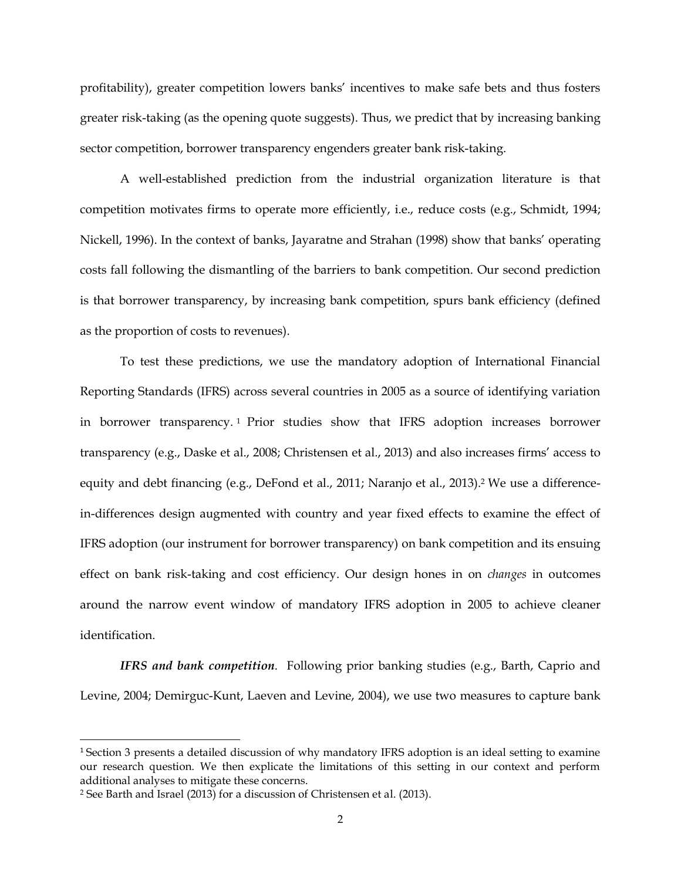profitability), greater competition lowers banks' incentives to make safe bets and thus fosters greater risk-taking (as the opening quote suggests). Thus, we predict that by increasing banking sector competition, borrower transparency engenders greater bank risk-taking.

A well-established prediction from the industrial organization literature is that competition motivates firms to operate more efficiently, i.e., reduce costs (e.g., Schmidt, 1994; Nickell, 1996). In the context of banks, Jayaratne and Strahan (1998) show that banks' operating costs fall following the dismantling of the barriers to bank competition. Our second prediction is that borrower transparency, by increasing bank competition, spurs bank efficiency (defined as the proportion of costs to revenues).

To test these predictions, we use the mandatory adoption of International Financial Reporting Standards (IFRS) across several countries in 2005 as a source of identifying variation in borrower transparency.[1] Prior studies show that IFRS adoption increases borrower transparency (e.g., Daske et al., 2008; Christensen et al., 2013) and also increases firms' access to equity and debt financing (e.g., DeFond et al., 2011; Naranjo et al., 2013).[2] We use a difference-in-differences design augmented with country and year fixed effects to examine the effect of IFRS adoption (our instrument for borrower transparency) on bank competition and its ensuing effect on bank risk-taking and cost efficiency. Our design hones in on *changes* in outcomes around the narrow event window of mandatory IFRS adoption in 2005 to achieve cleaner identification.

***IFRS and bank competition***. Following prior banking studies (e.g., Barth, Caprio and Levine, 2004; Demirguc-Kunt, Laeven and Levine, 2004), we use two measures to capture bank

[1] Section 3 presents a detailed discussion of why mandatory IFRS adoption is an ideal setting to examine our research question. We then explicate the limitations of this setting in our context and perform additional analyses to mitigate these concerns.

[2] See Barth and Israel (2013) for a discussion of Christensen et al. (2013).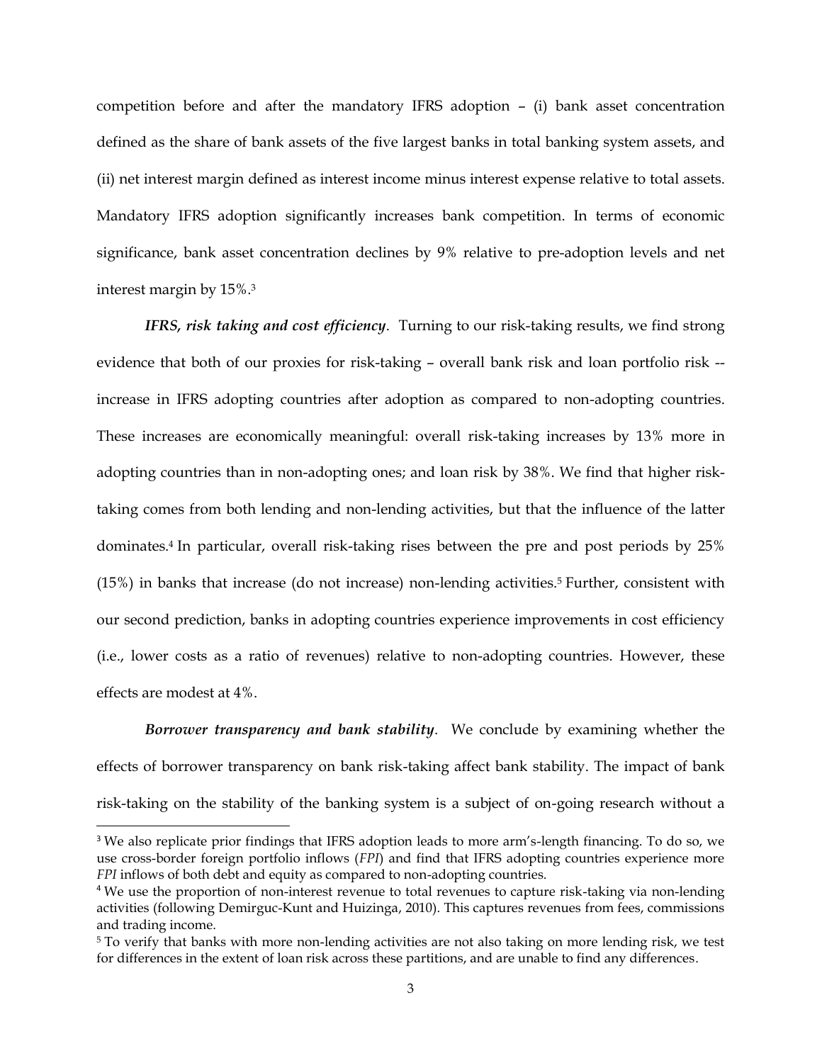competition before and after the mandatory IFRS adoption – (i) bank asset concentration defined as the share of bank assets of the five largest banks in total banking system assets, and (ii) net interest margin defined as interest income minus interest expense relative to total assets. Mandatory IFRS adoption significantly increases bank competition. In terms of economic significance, bank asset concentration declines by 9% relative to pre-adoption levels and net interest margin by 15%.[3]

***IFRS, risk taking and cost efficiency***. Turning to our risk-taking results, we find strong evidence that both of our proxies for risk-taking – overall bank risk and loan portfolio risk -- increase in IFRS adopting countries after adoption as compared to non-adopting countries. These increases are economically meaningful: overall risk-taking increases by 13% more in adopting countries than in non-adopting ones; and loan risk by 38%. We find that higher risk-taking comes from both lending and non-lending activities, but that the influence of the latter dominates.[4] In particular, overall risk-taking rises between the pre and post periods by 25% (15%) in banks that increase (do not increase) non-lending activities.[5] Further, consistent with our second prediction, banks in adopting countries experience improvements in cost efficiency (i.e., lower costs as a ratio of revenues) relative to non-adopting countries. However, these effects are modest at 4%.

***Borrower transparency and bank stability***. We conclude by examining whether the effects of borrower transparency on bank risk-taking affect bank stability. The impact of bank risk-taking on the stability of the banking system is a subject of on-going research without a

---

[3] We also replicate prior findings that IFRS adoption leads to more arm's-length financing. To do so, we use cross-border foreign portfolio inflows (*FPI*) and find that IFRS adopting countries experience more *FPI* inflows of both debt and equity as compared to non-adopting countries.

[4] We use the proportion of non-interest revenue to total revenues to capture risk-taking via non-lending activities (following Demirguc-Kunt and Huizinga, 2010). This captures revenues from fees, commissions and trading income.

[5] To verify that banks with more non-lending activities are not also taking on more lending risk, we test for differences in the extent of loan risk across these partitions, and are unable to find any differences.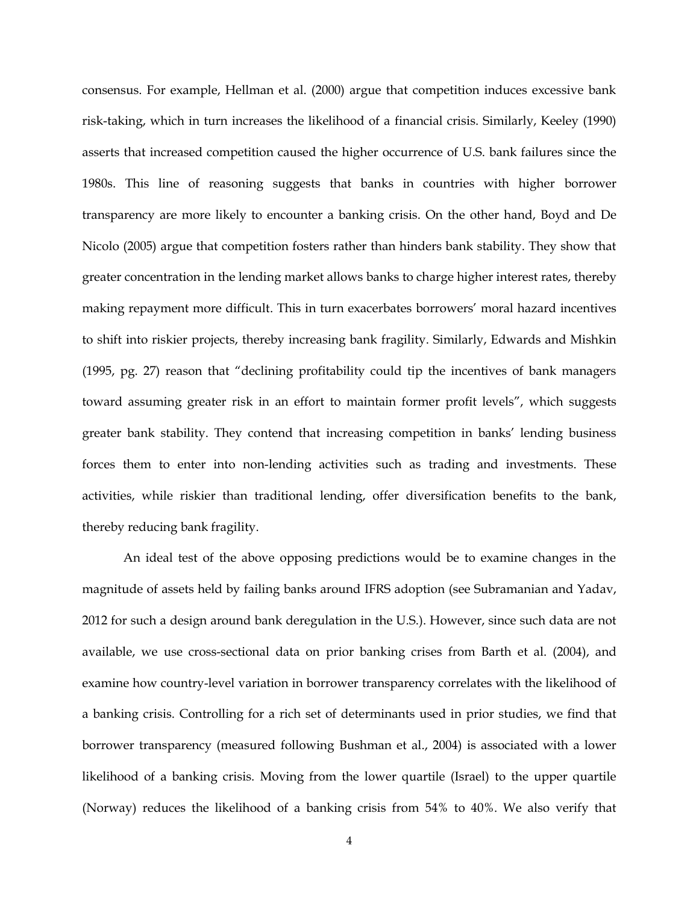consensus. For example, Hellman et al. (2000) argue that competition induces excessive bank risk-taking, which in turn increases the likelihood of a financial crisis. Similarly, Keeley (1990) asserts that increased competition caused the higher occurrence of U.S. bank failures since the 1980s. This line of reasoning suggests that banks in countries with higher borrower transparency are more likely to encounter a banking crisis. On the other hand, Boyd and De Nicolo (2005) argue that competition fosters rather than hinders bank stability. They show that greater concentration in the lending market allows banks to charge higher interest rates, thereby making repayment more difficult. This in turn exacerbates borrowers' moral hazard incentives to shift into riskier projects, thereby increasing bank fragility. Similarly, Edwards and Mishkin (1995, pg. 27) reason that "declining profitability could tip the incentives of bank managers toward assuming greater risk in an effort to maintain former profit levels", which suggests greater bank stability. They contend that increasing competition in banks' lending business forces them to enter into non-lending activities such as trading and investments. These activities, while riskier than traditional lending, offer diversification benefits to the bank, thereby reducing bank fragility.

An ideal test of the above opposing predictions would be to examine changes in the magnitude of assets held by failing banks around IFRS adoption (see Subramanian and Yadav, 2012 for such a design around bank deregulation in the U.S.). However, since such data are not available, we use cross-sectional data on prior banking crises from Barth et al. (2004), and examine how country-level variation in borrower transparency correlates with the likelihood of a banking crisis. Controlling for a rich set of determinants used in prior studies, we find that borrower transparency (measured following Bushman et al., 2004) is associated with a lower likelihood of a banking crisis. Moving from the lower quartile (Israel) to the upper quartile (Norway) reduces the likelihood of a banking crisis from 54% to 40%. We also verify that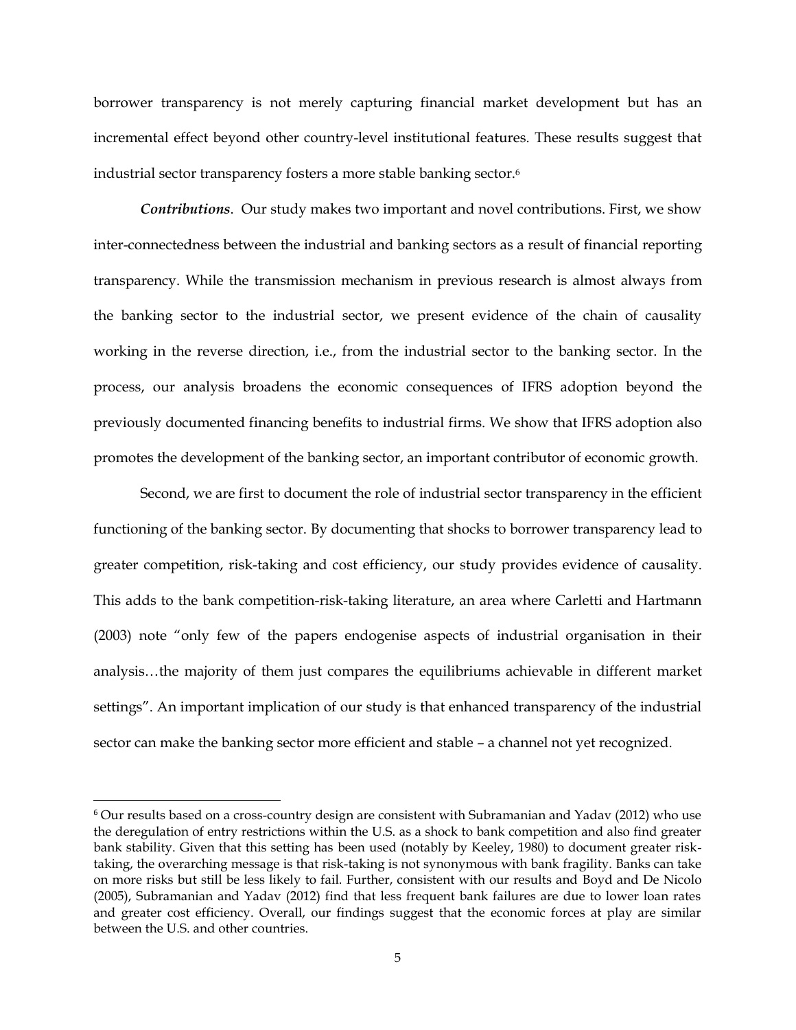borrower transparency is not merely capturing financial market development but has an incremental effect beyond other country-level institutional features. These results suggest that industrial sector transparency fosters a more stable banking sector.[6]

***Contributions***. Our study makes two important and novel contributions. First, we show inter-connectedness between the industrial and banking sectors as a result of financial reporting transparency. While the transmission mechanism in previous research is almost always from the banking sector to the industrial sector, we present evidence of the chain of causality working in the reverse direction, i.e., from the industrial sector to the banking sector. In the process, our analysis broadens the economic consequences of IFRS adoption beyond the previously documented financing benefits to industrial firms. We show that IFRS adoption also promotes the development of the banking sector, an important contributor of economic growth.

Second, we are first to document the role of industrial sector transparency in the efficient functioning of the banking sector. By documenting that shocks to borrower transparency lead to greater competition, risk-taking and cost efficiency, our study provides evidence of causality. This adds to the bank competition-risk-taking literature, an area where Carletti and Hartmann (2003) note "only few of the papers endogenise aspects of industrial organisation in their analysis…the majority of them just compares the equilibriums achievable in different market settings". An important implication of our study is that enhanced transparency of the industrial sector can make the banking sector more efficient and stable – a channel not yet recognized.

[6] Our results based on a cross-country design are consistent with Subramanian and Yadav (2012) who use the deregulation of entry restrictions within the U.S. as a shock to bank competition and also find greater bank stability. Given that this setting has been used (notably by Keeley, 1980) to document greater risk-taking, the overarching message is that risk-taking is not synonymous with bank fragility. Banks can take on more risks but still be less likely to fail. Further, consistent with our results and Boyd and De Nicolo (2005), Subramanian and Yadav (2012) find that less frequent bank failures are due to lower loan rates and greater cost efficiency. Overall, our findings suggest that the economic forces at play are similar between the U.S. and other countries.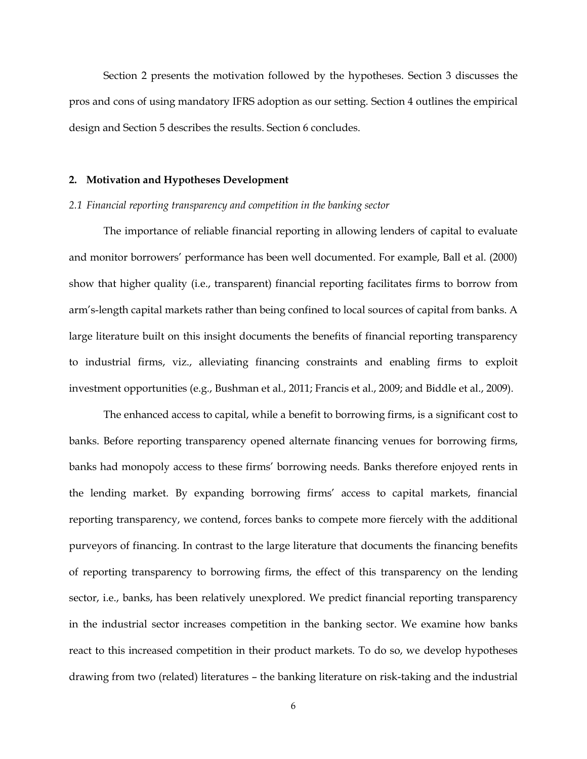Section 2 presents the motivation followed by the hypotheses. Section 3 discusses the pros and cons of using mandatory IFRS adoption as our setting. Section 4 outlines the empirical design and Section 5 describes the results. Section 6 concludes.

## 2. Motivation and Hypotheses Development

### *2.1 Financial reporting transparency and competition in the banking sector*

The importance of reliable financial reporting in allowing lenders of capital to evaluate and monitor borrowers' performance has been well documented. For example, Ball et al. (2000) show that higher quality (i.e., transparent) financial reporting facilitates firms to borrow from arm's-length capital markets rather than being confined to local sources of capital from banks. A large literature built on this insight documents the benefits of financial reporting transparency to industrial firms, viz., alleviating financing constraints and enabling firms to exploit investment opportunities (e.g., Bushman et al., 2011; Francis et al., 2009; and Biddle et al., 2009).

The enhanced access to capital, while a benefit to borrowing firms, is a significant cost to banks. Before reporting transparency opened alternate financing venues for borrowing firms, banks had monopoly access to these firms' borrowing needs. Banks therefore enjoyed rents in the lending market. By expanding borrowing firms' access to capital markets, financial reporting transparency, we contend, forces banks to compete more fiercely with the additional purveyors of financing. In contrast to the large literature that documents the financing benefits of reporting transparency to borrowing firms, the effect of this transparency on the lending sector, i.e., banks, has been relatively unexplored. We predict financial reporting transparency in the industrial sector increases competition in the banking sector. We examine how banks react to this increased competition in their product markets. To do so, we develop hypotheses drawing from two (related) literatures – the banking literature on risk-taking and the industrial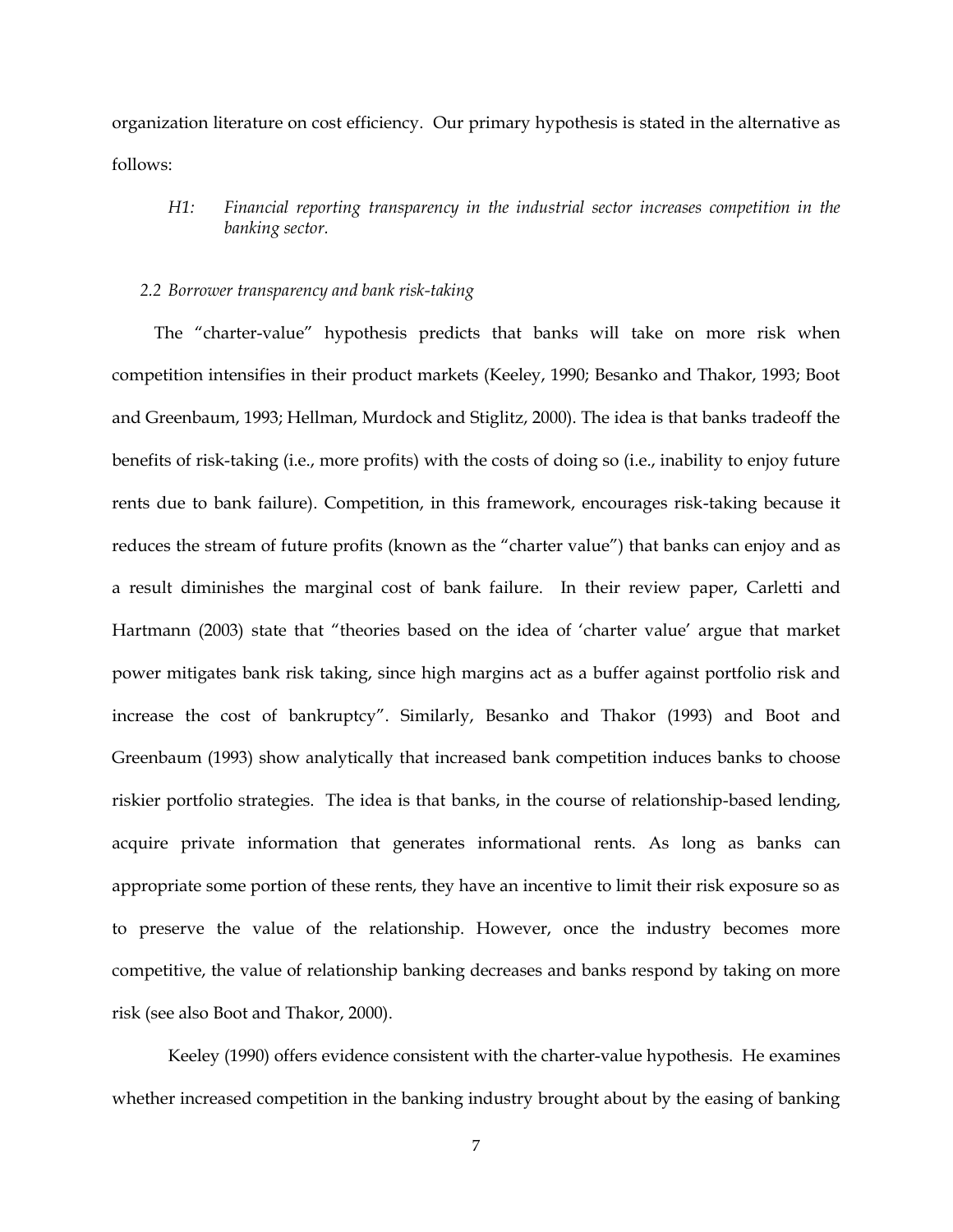organization literature on cost efficiency. Our primary hypothesis is stated in the alternative as follows:

> *H1: Financial reporting transparency in the industrial sector increases competition in the banking sector.*

### *2.2 Borrower transparency and bank risk-taking*

The "charter-value" hypothesis predicts that banks will take on more risk when competition intensifies in their product markets (Keeley, 1990; Besanko and Thakor, 1993; Boot and Greenbaum, 1993; Hellman, Murdock and Stiglitz, 2000). The idea is that banks tradeoff the benefits of risk-taking (i.e., more profits) with the costs of doing so (i.e., inability to enjoy future rents due to bank failure). Competition, in this framework, encourages risk-taking because it reduces the stream of future profits (known as the "charter value") that banks can enjoy and as a result diminishes the marginal cost of bank failure. In their review paper, Carletti and Hartmann (2003) state that "theories based on the idea of 'charter value' argue that market power mitigates bank risk taking, since high margins act as a buffer against portfolio risk and increase the cost of bankruptcy". Similarly, Besanko and Thakor (1993) and Boot and Greenbaum (1993) show analytically that increased bank competition induces banks to choose riskier portfolio strategies. The idea is that banks, in the course of relationship-based lending, acquire private information that generates informational rents. As long as banks can appropriate some portion of these rents, they have an incentive to limit their risk exposure so as to preserve the value of the relationship. However, once the industry becomes more competitive, the value of relationship banking decreases and banks respond by taking on more risk (see also Boot and Thakor, 2000).

Keeley (1990) offers evidence consistent with the charter-value hypothesis. He examines whether increased competition in the banking industry brought about by the easing of banking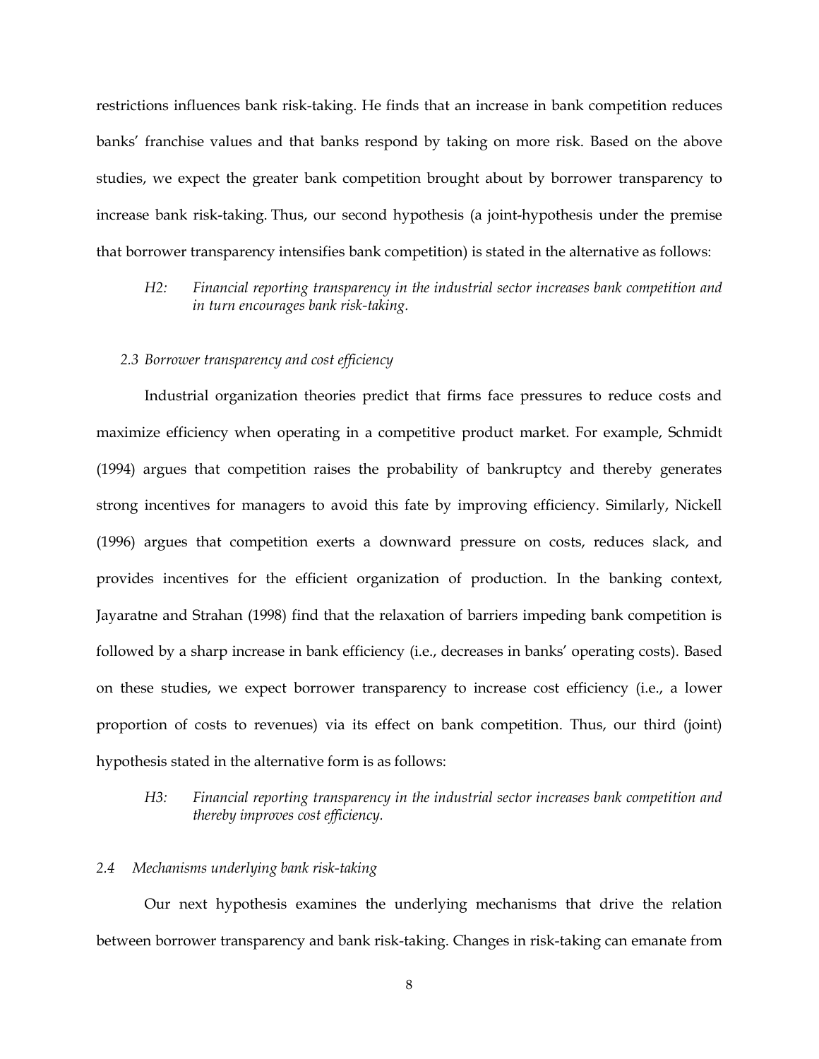restrictions influences bank risk-taking. He finds that an increase in bank competition reduces banks' franchise values and that banks respond by taking on more risk. Based on the above studies, we expect the greater bank competition brought about by borrower transparency to increase bank risk-taking. Thus, our second hypothesis (a joint-hypothesis under the premise that borrower transparency intensifies bank competition) is stated in the alternative as follows:

> *H2: Financial reporting transparency in the industrial sector increases bank competition and in turn encourages bank risk-taking.*

### *2.3 Borrower transparency and cost efficiency*

Industrial organization theories predict that firms face pressures to reduce costs and maximize efficiency when operating in a competitive product market. For example, Schmidt (1994) argues that competition raises the probability of bankruptcy and thereby generates strong incentives for managers to avoid this fate by improving efficiency. Similarly, Nickell (1996) argues that competition exerts a downward pressure on costs, reduces slack, and provides incentives for the efficient organization of production. In the banking context, Jayaratne and Strahan (1998) find that the relaxation of barriers impeding bank competition is followed by a sharp increase in bank efficiency (i.e., decreases in banks' operating costs). Based on these studies, we expect borrower transparency to increase cost efficiency (i.e., a lower proportion of costs to revenues) via its effect on bank competition. Thus, our third (joint) hypothesis stated in the alternative form is as follows:

> *H3: Financial reporting transparency in the industrial sector increases bank competition and thereby improves cost efficiency.*

### *2.4 Mechanisms underlying bank risk-taking*

Our next hypothesis examines the underlying mechanisms that drive the relation between borrower transparency and bank risk-taking. Changes in risk-taking can emanate from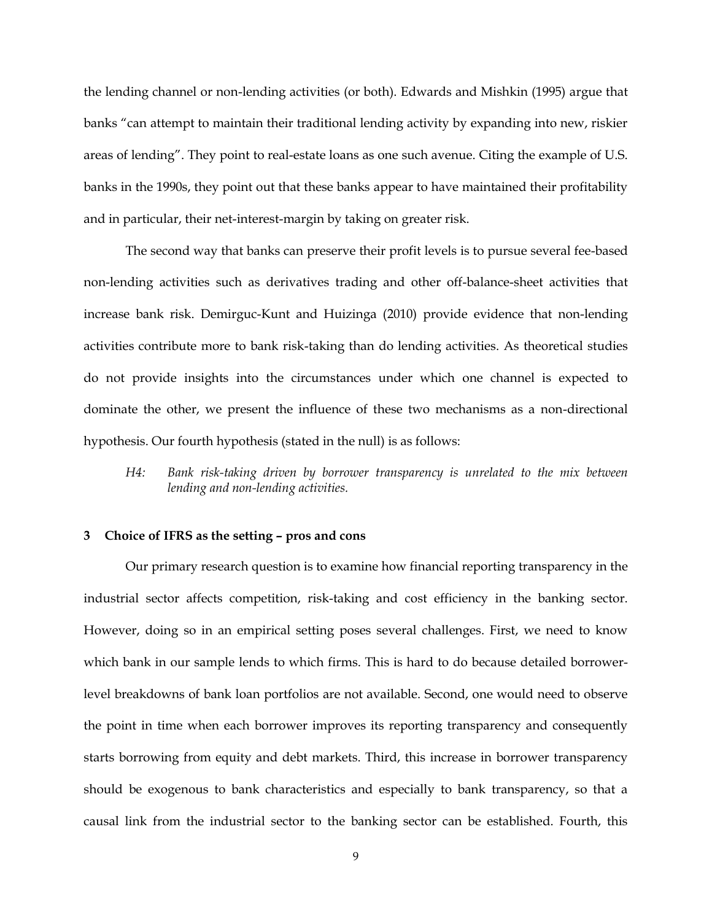the lending channel or non-lending activities (or both). Edwards and Mishkin (1995) argue that banks "can attempt to maintain their traditional lending activity by expanding into new, riskier areas of lending". They point to real-estate loans as one such avenue. Citing the example of U.S. banks in the 1990s, they point out that these banks appear to have maintained their profitability and in particular, their net-interest-margin by taking on greater risk.

The second way that banks can preserve their profit levels is to pursue several fee-based non-lending activities such as derivatives trading and other off-balance-sheet activities that increase bank risk. Demirguc-Kunt and Huizinga (2010) provide evidence that non-lending activities contribute more to bank risk-taking than do lending activities. As theoretical studies do not provide insights into the circumstances under which one channel is expected to dominate the other, we present the influence of these two mechanisms as a non-directional hypothesis. Our fourth hypothesis (stated in the null) is as follows:

> *H4: Bank risk-taking driven by borrower transparency is unrelated to the mix between lending and non-lending activities.*

## 3 Choice of IFRS as the setting – pros and cons

Our primary research question is to examine how financial reporting transparency in the industrial sector affects competition, risk-taking and cost efficiency in the banking sector. However, doing so in an empirical setting poses several challenges. First, we need to know which bank in our sample lends to which firms. This is hard to do because detailed borrower-level breakdowns of bank loan portfolios are not available. Second, one would need to observe the point in time when each borrower improves its reporting transparency and consequently starts borrowing from equity and debt markets. Third, this increase in borrower transparency should be exogenous to bank characteristics and especially to bank transparency, so that a causal link from the industrial sector to the banking sector can be established. Fourth, this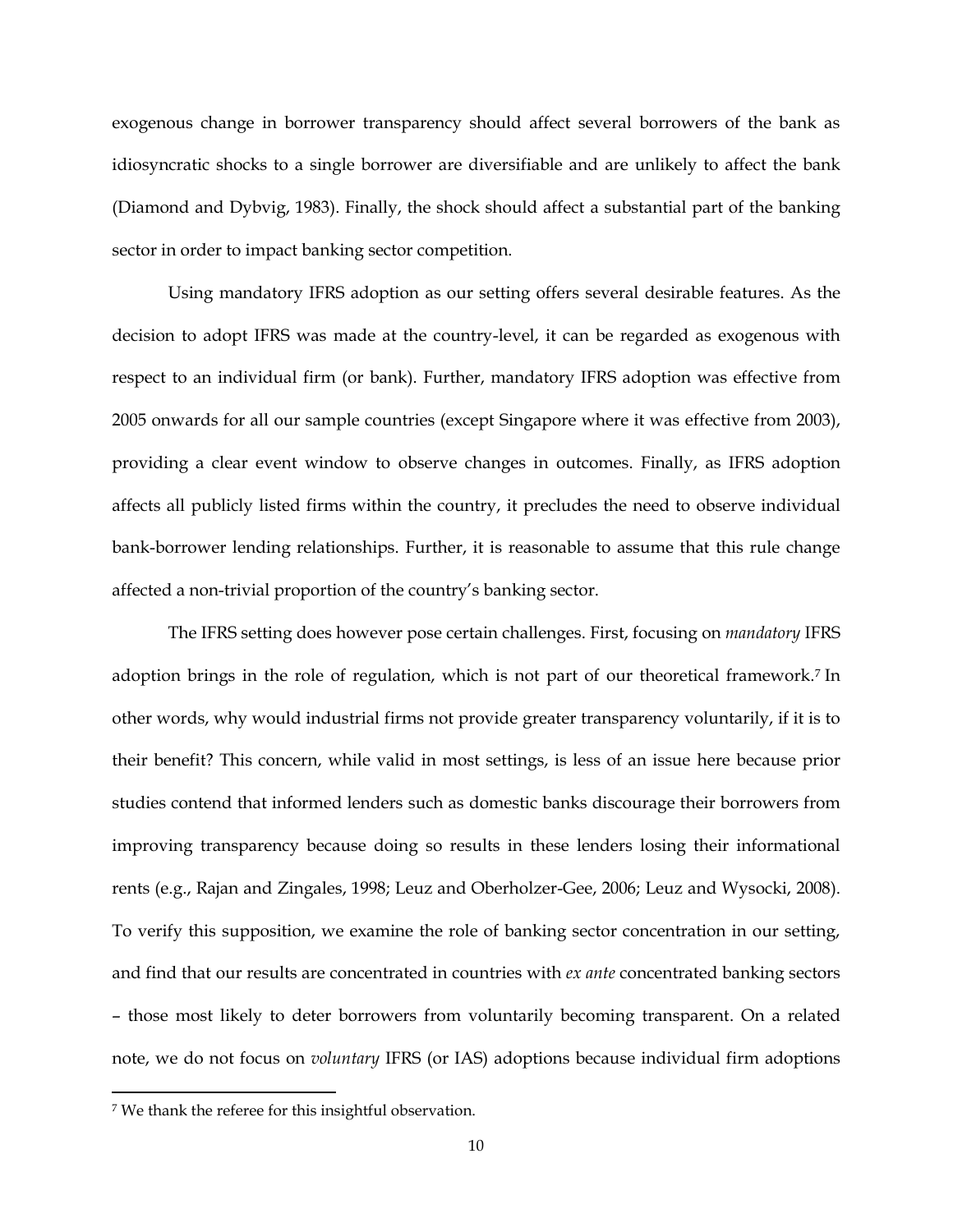exogenous change in borrower transparency should affect several borrowers of the bank as idiosyncratic shocks to a single borrower are diversifiable and are unlikely to affect the bank (Diamond and Dybvig, 1983). Finally, the shock should affect a substantial part of the banking sector in order to impact banking sector competition.

Using mandatory IFRS adoption as our setting offers several desirable features. As the decision to adopt IFRS was made at the country-level, it can be regarded as exogenous with respect to an individual firm (or bank). Further, mandatory IFRS adoption was effective from 2005 onwards for all our sample countries (except Singapore where it was effective from 2003), providing a clear event window to observe changes in outcomes. Finally, as IFRS adoption affects all publicly listed firms within the country, it precludes the need to observe individual bank-borrower lending relationships. Further, it is reasonable to assume that this rule change affected a non-trivial proportion of the country's banking sector.

The IFRS setting does however pose certain challenges. First, focusing on *mandatory* IFRS adoption brings in the role of regulation, which is not part of our theoretical framework.[7] In other words, why would industrial firms not provide greater transparency voluntarily, if it is to their benefit? This concern, while valid in most settings, is less of an issue here because prior studies contend that informed lenders such as domestic banks discourage their borrowers from improving transparency because doing so results in these lenders losing their informational rents (e.g., Rajan and Zingales, 1998; Leuz and Oberholzer-Gee, 2006; Leuz and Wysocki, 2008). To verify this supposition, we examine the role of banking sector concentration in our setting, and find that our results are concentrated in countries with *ex ante* concentrated banking sectors – those most likely to deter borrowers from voluntarily becoming transparent. On a related note, we do not focus on *voluntary* IFRS (or IAS) adoptions because individual firm adoptions

[7] We thank the referee for this insightful observation.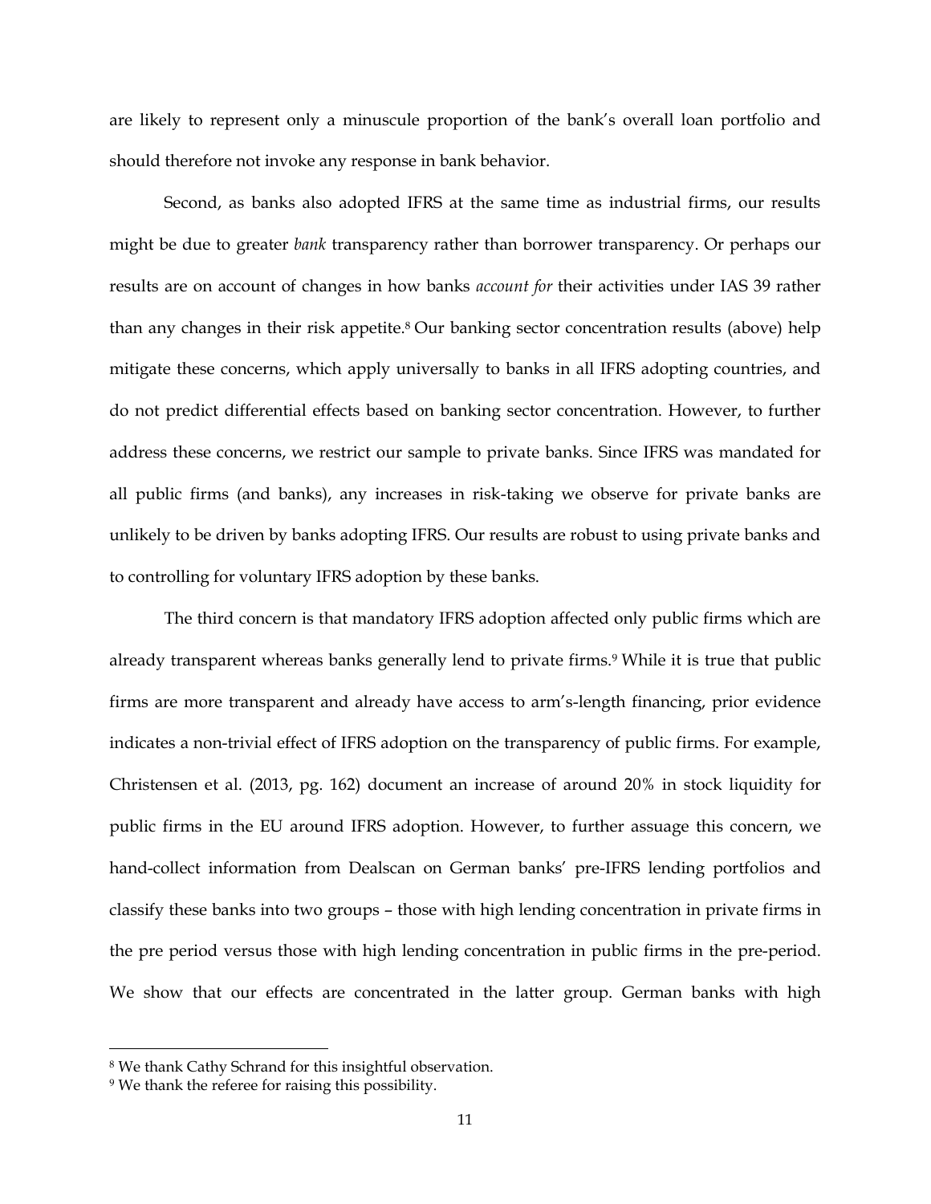are likely to represent only a minuscule proportion of the bank's overall loan portfolio and should therefore not invoke any response in bank behavior.

Second, as banks also adopted IFRS at the same time as industrial firms, our results might be due to greater *bank* transparency rather than borrower transparency. Or perhaps our results are on account of changes in how banks *account for* their activities under IAS 39 rather than any changes in their risk appetite.[8] Our banking sector concentration results (above) help mitigate these concerns, which apply universally to banks in all IFRS adopting countries, and do not predict differential effects based on banking sector concentration. However, to further address these concerns, we restrict our sample to private banks. Since IFRS was mandated for all public firms (and banks), any increases in risk-taking we observe for private banks are unlikely to be driven by banks adopting IFRS. Our results are robust to using private banks and to controlling for voluntary IFRS adoption by these banks.

The third concern is that mandatory IFRS adoption affected only public firms which are already transparent whereas banks generally lend to private firms.[9] While it is true that public firms are more transparent and already have access to arm's-length financing, prior evidence indicates a non-trivial effect of IFRS adoption on the transparency of public firms. For example, Christensen et al. (2013, pg. 162) document an increase of around 20% in stock liquidity for public firms in the EU around IFRS adoption. However, to further assuage this concern, we hand-collect information from Dealscan on German banks' pre-IFRS lending portfolios and classify these banks into two groups – those with high lending concentration in private firms in the pre period versus those with high lending concentration in public firms in the pre-period. We show that our effects are concentrated in the latter group. German banks with high

---

[8] We thank Cathy Schrand for this insightful observation.

[9] We thank the referee for raising this possibility.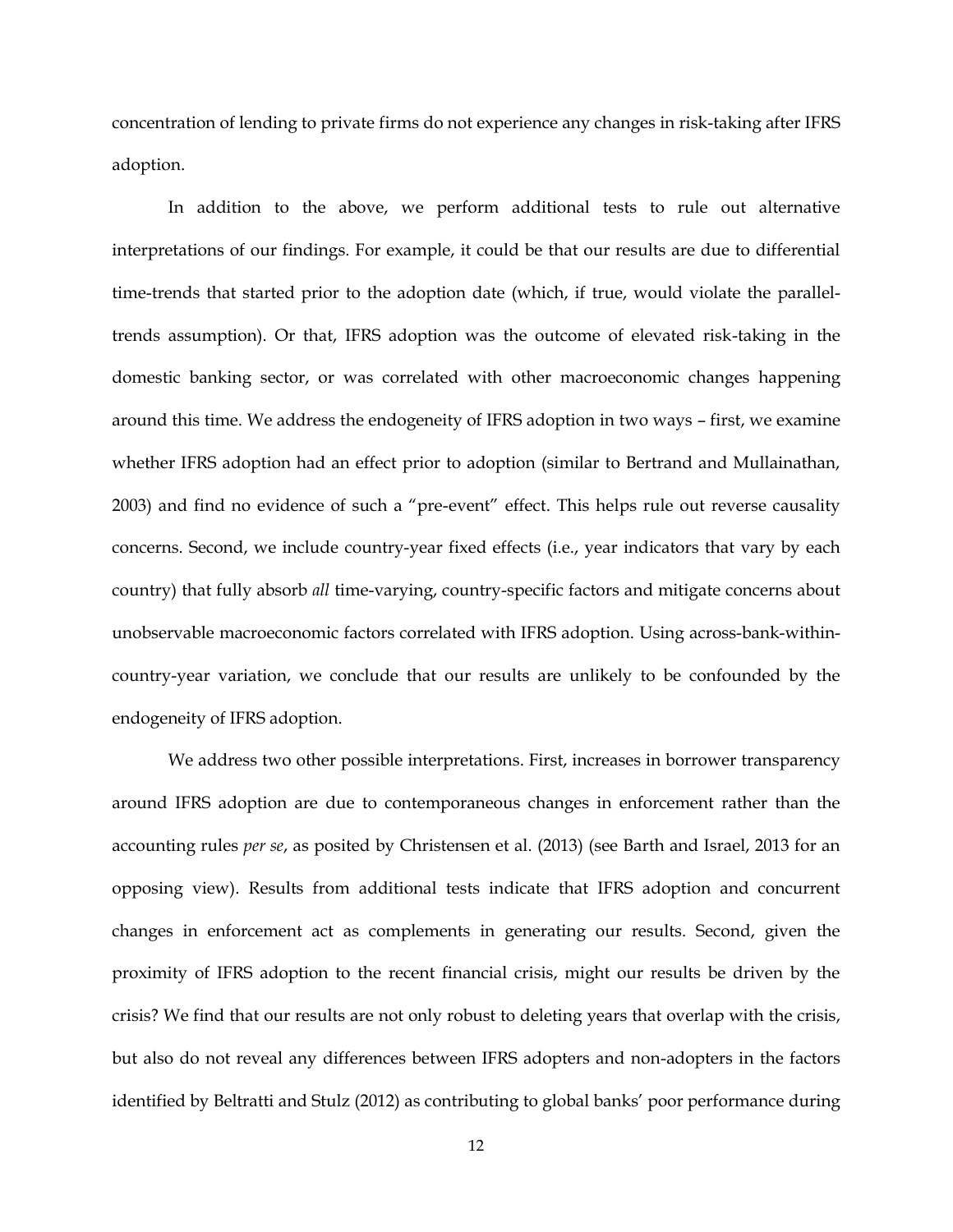concentration of lending to private firms do not experience any changes in risk-taking after IFRS adoption.

In addition to the above, we perform additional tests to rule out alternative interpretations of our findings. For example, it could be that our results are due to differential time-trends that started prior to the adoption date (which, if true, would violate the parallel-trends assumption). Or that, IFRS adoption was the outcome of elevated risk-taking in the domestic banking sector, or was correlated with other macroeconomic changes happening around this time. We address the endogeneity of IFRS adoption in two ways – first, we examine whether IFRS adoption had an effect prior to adoption (similar to Bertrand and Mullainathan, 2003) and find no evidence of such a "pre-event" effect. This helps rule out reverse causality concerns. Second, we include country-year fixed effects (i.e., year indicators that vary by each country) that fully absorb *all* time-varying, country-specific factors and mitigate concerns about unobservable macroeconomic factors correlated with IFRS adoption. Using across-bank-within-country-year variation, we conclude that our results are unlikely to be confounded by the endogeneity of IFRS adoption.

We address two other possible interpretations. First, increases in borrower transparency around IFRS adoption are due to contemporaneous changes in enforcement rather than the accounting rules *per se*, as posited by Christensen et al. (2013) (see Barth and Israel, 2013 for an opposing view). Results from additional tests indicate that IFRS adoption and concurrent changes in enforcement act as complements in generating our results. Second, given the proximity of IFRS adoption to the recent financial crisis, might our results be driven by the crisis? We find that our results are not only robust to deleting years that overlap with the crisis, but also do not reveal any differences between IFRS adopters and non-adopters in the factors identified by Beltratti and Stulz (2012) as contributing to global banks' poor performance during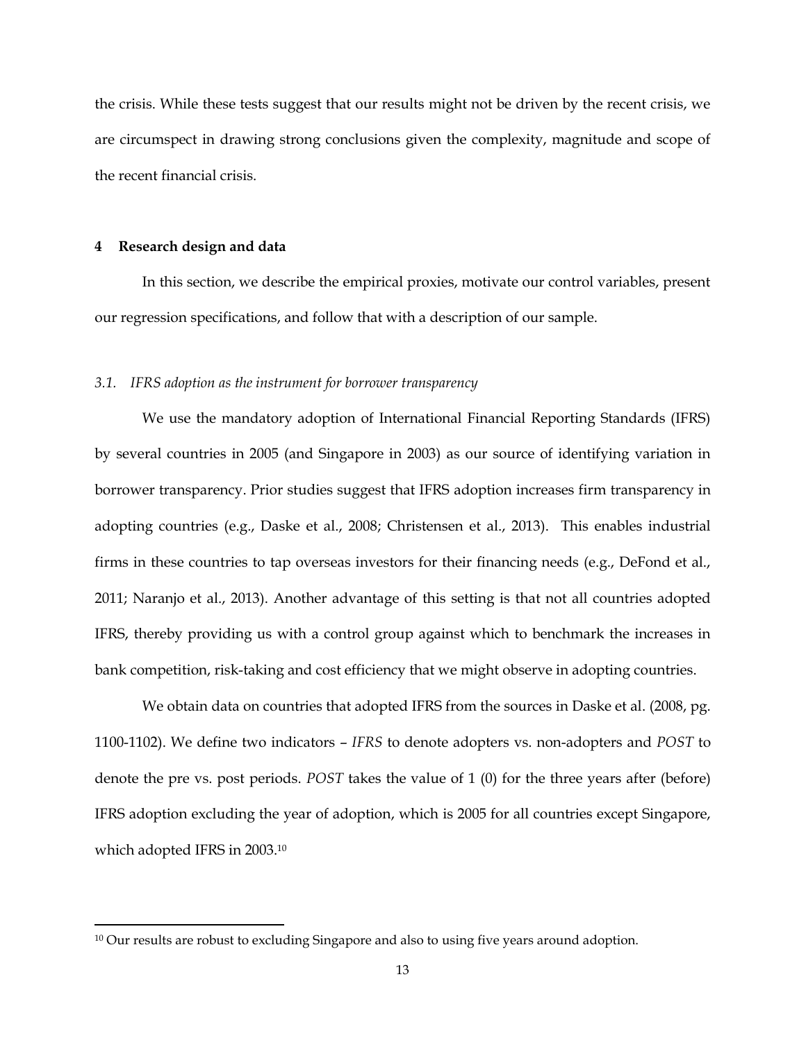the crisis. While these tests suggest that our results might not be driven by the recent crisis, we are circumspect in drawing strong conclusions given the complexity, magnitude and scope of the recent financial crisis.

## 4 Research design and data

In this section, we describe the empirical proxies, motivate our control variables, present our regression specifications, and follow that with a description of our sample.

### *3.1. IFRS adoption as the instrument for borrower transparency*

We use the mandatory adoption of International Financial Reporting Standards (IFRS) by several countries in 2005 (and Singapore in 2003) as our source of identifying variation in borrower transparency. Prior studies suggest that IFRS adoption increases firm transparency in adopting countries (e.g., Daske et al., 2008; Christensen et al., 2013). This enables industrial firms in these countries to tap overseas investors for their financing needs (e.g., DeFond et al., 2011; Naranjo et al., 2013). Another advantage of this setting is that not all countries adopted IFRS, thereby providing us with a control group against which to benchmark the increases in bank competition, risk-taking and cost efficiency that we might observe in adopting countries.

We obtain data on countries that adopted IFRS from the sources in Daske et al. (2008, pg. 1100-1102). We define two indicators – *IFRS* to denote adopters vs. non-adopters and *POST* to denote the pre vs. post periods. *POST* takes the value of 1 (0) for the three years after (before) IFRS adoption excluding the year of adoption, which is 2005 for all countries except Singapore, which adopted IFRS in 2003.[10]

[10] Our results are robust to excluding Singapore and also to using five years around adoption.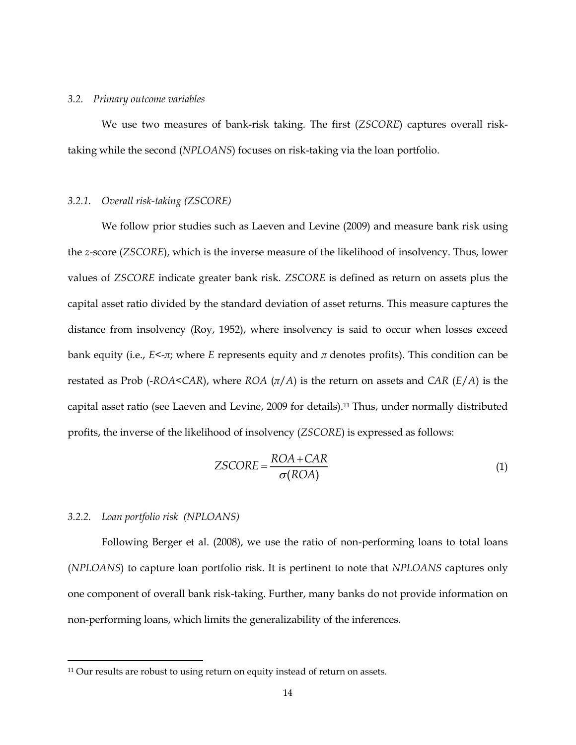### *3.2. Primary outcome variables*

We use two measures of bank-risk taking. The first (*ZSCORE*) captures overall risk-taking while the second (*NPLOANS*) focuses on risk-taking via the loan portfolio.

#### *3.2.1. Overall risk-taking (ZSCORE)*

We follow prior studies such as Laeven and Levine (2009) and measure bank risk using the *z*-score (*ZSCORE*), which is the inverse measure of the likelihood of insolvency. Thus, lower values of *ZSCORE* indicate greater bank risk. *ZSCORE* is defined as return on assets plus the capital asset ratio divided by the standard deviation of asset returns. This measure captures the distance from insolvency (Roy, 1952), where insolvency is said to occur when losses exceed bank equity (i.e., $E<-\pi$; where $E$ represents equity and $\pi$ denotes profits). This condition can be restated as Prob ($-ROA<CAR$), where $ROA$ ($\pi/A$) is the return on assets and $CAR$ ($E/A$) is the capital asset ratio (see Laeven and Levine, 2009 for details).[11] Thus, under normally distributed profits, the inverse of the likelihood of insolvency (*ZSCORE*) is expressed as follows:

$$ZSCORE = \frac{ROA + CAR}{\sigma(ROA)} \tag{1}$$

#### *3.2.2. Loan portfolio risk (NPLOANS)*

Following Berger et al. (2008), we use the ratio of non-performing loans to total loans (*NPLOANS*) to capture loan portfolio risk. It is pertinent to note that *NPLOANS* captures only one component of overall bank risk-taking. Further, many banks do not provide information on non-performing loans, which limits the generalizability of the inferences.

---

[11] Our results are robust to using return on equity instead of return on assets.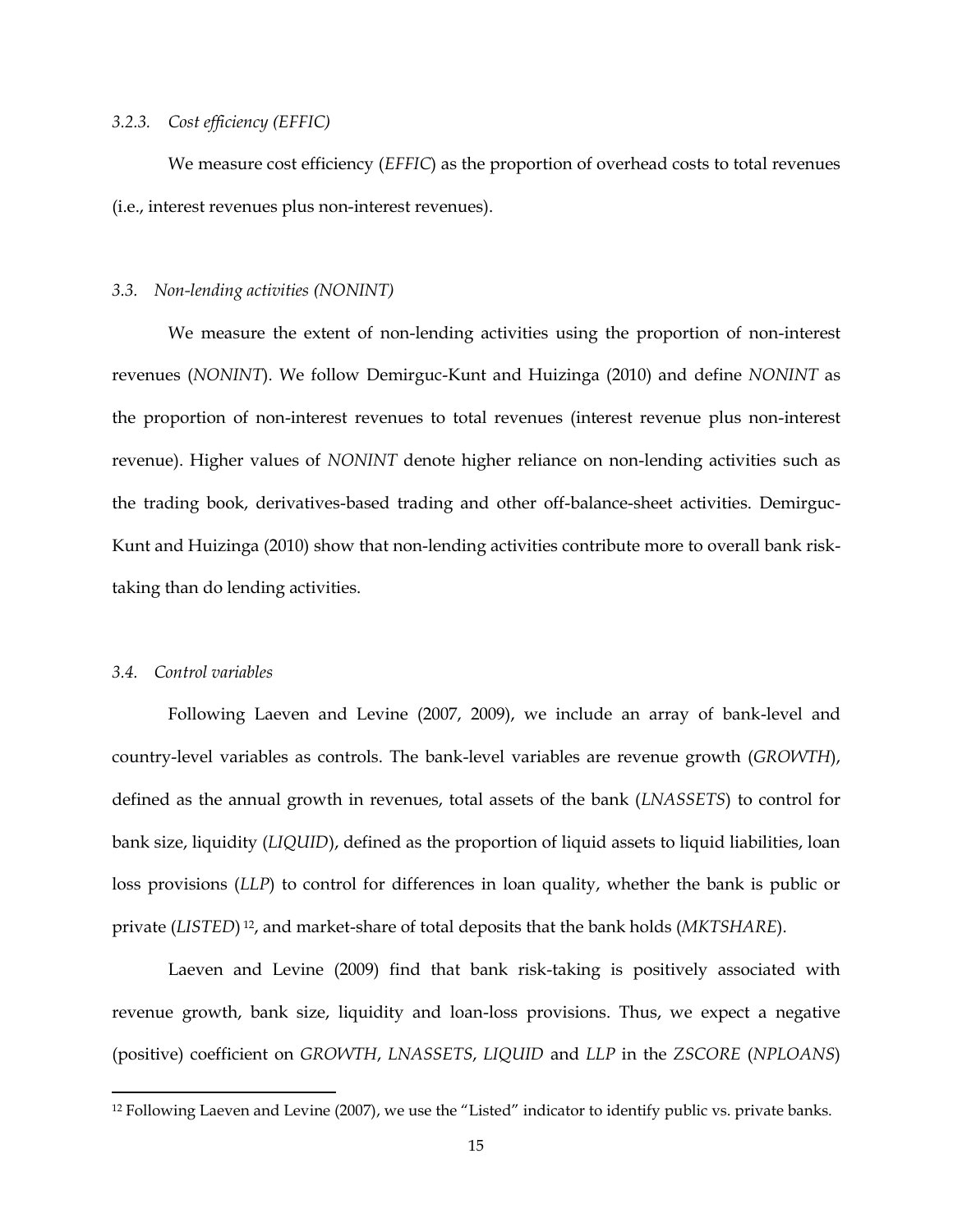#### *3.2.3. Cost efficiency (EFFIC)*

We measure cost efficiency (*EFFIC*) as the proportion of overhead costs to total revenues (i.e., interest revenues plus non-interest revenues).

### *3.3. Non-lending activities (NONINT)*

We measure the extent of non-lending activities using the proportion of non-interest revenues (*NONINT*). We follow Demirguc-Kunt and Huizinga (2010) and define *NONINT* as the proportion of non-interest revenues to total revenues (interest revenue plus non-interest revenue). Higher values of *NONINT* denote higher reliance on non-lending activities such as the trading book, derivatives-based trading and other off-balance-sheet activities. Demirguc-Kunt and Huizinga (2010) show that non-lending activities contribute more to overall bank risk-taking than do lending activities.

### *3.4. Control variables*

Following Laeven and Levine (2007, 2009), we include an array of bank-level and country-level variables as controls. The bank-level variables are revenue growth (*GROWTH*), defined as the annual growth in revenues, total assets of the bank (*LNASSETS*) to control for bank size, liquidity (*LIQUID*), defined as the proportion of liquid assets to liquid liabilities, loan loss provisions (*LLP*) to control for differences in loan quality, whether the bank is public or private (*LISTED*) [12], and market-share of total deposits that the bank holds (*MKTSHARE*).

Laeven and Levine (2009) find that bank risk-taking is positively associated with revenue growth, bank size, liquidity and loan-loss provisions. Thus, we expect a negative (positive) coefficient on *GROWTH*, *LNASSETS*, *LIQUID* and *LLP* in the *ZSCORE* (*NPLOANS*)

---

[12] Following Laeven and Levine (2007), we use the "Listed" indicator to identify public vs. private banks.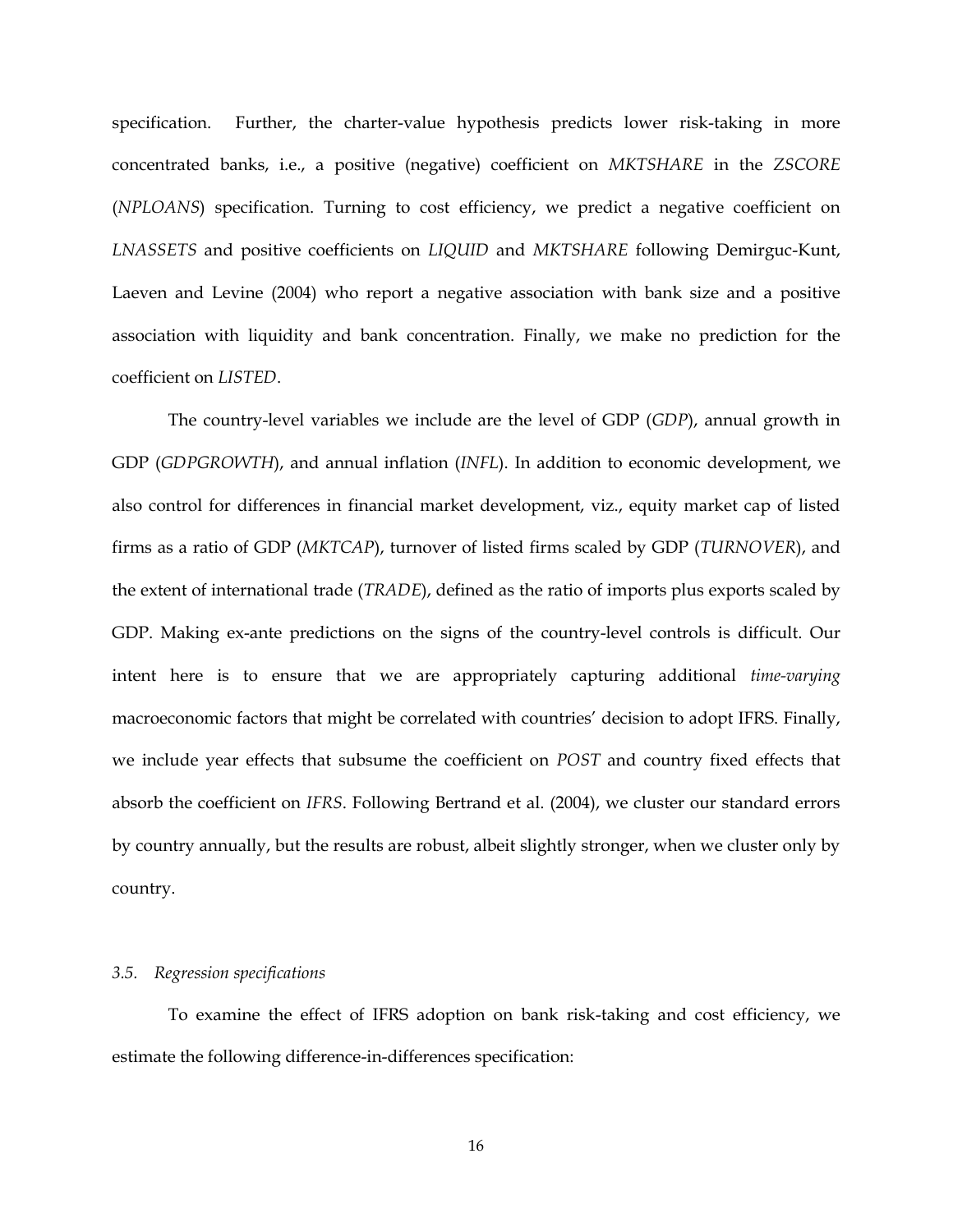specification. Further, the charter-value hypothesis predicts lower risk-taking in more concentrated banks, i.e., a positive (negative) coefficient on *MKTSHARE* in the *ZSCORE* (*NPLOANS*) specification. Turning to cost efficiency, we predict a negative coefficient on *LNASSETS* and positive coefficients on *LIQUID* and *MKTSHARE* following Demirguc-Kunt, Laeven and Levine (2004) who report a negative association with bank size and a positive association with liquidity and bank concentration. Finally, we make no prediction for the coefficient on *LISTED*.

The country-level variables we include are the level of GDP (*GDP*), annual growth in GDP (*GDPGROWTH*), and annual inflation (*INFL*). In addition to economic development, we also control for differences in financial market development, viz., equity market cap of listed firms as a ratio of GDP (*MKTCAP*), turnover of listed firms scaled by GDP (*TURNOVER*), and the extent of international trade (*TRADE*), defined as the ratio of imports plus exports scaled by GDP. Making ex-ante predictions on the signs of the country-level controls is difficult. Our intent here is to ensure that we are appropriately capturing additional *time-varying* macroeconomic factors that might be correlated with countries' decision to adopt IFRS. Finally, we include year effects that subsume the coefficient on *POST* and country fixed effects that absorb the coefficient on *IFRS*. Following Bertrand et al. (2004), we cluster our standard errors by country annually, but the results are robust, albeit slightly stronger, when we cluster only by country.

### *3.5. Regression specifications*

To examine the effect of IFRS adoption on bank risk-taking and cost efficiency, we estimate the following difference-in-differences specification: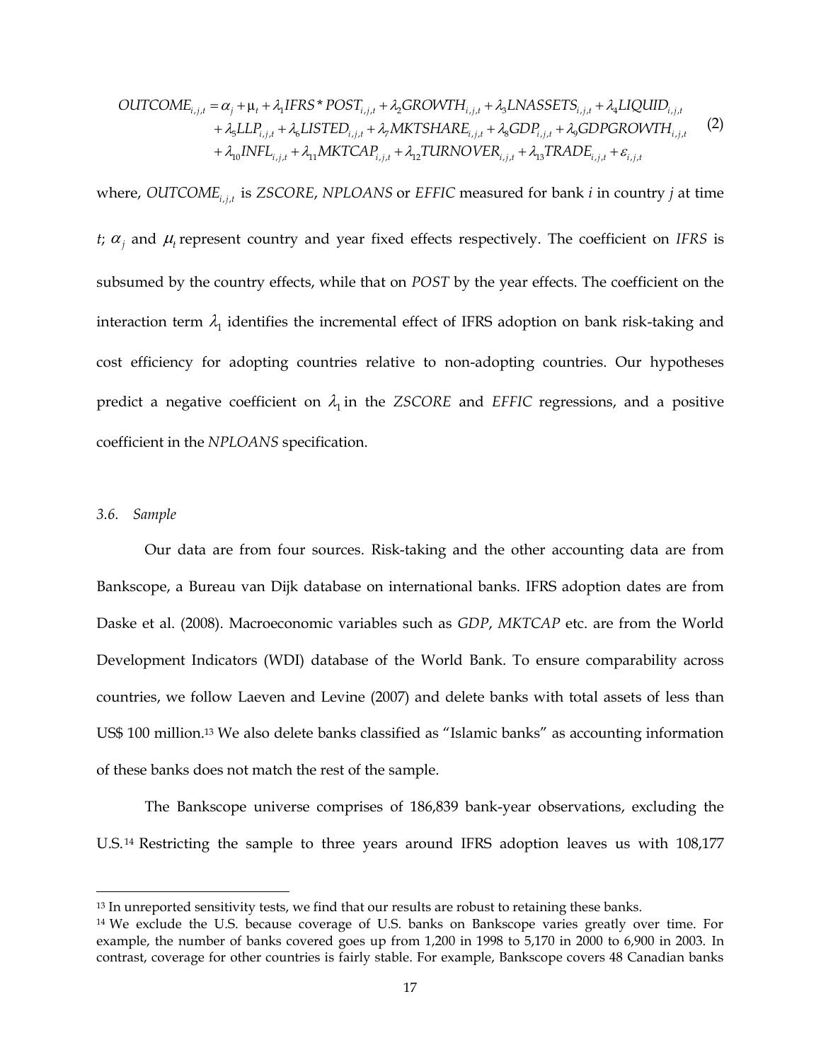$$
\begin{aligned}
OUTCOME_{i,j,t} = {} & \alpha_j + \mu_t + \lambda_1 IFRS * POST_{i,j,t} + \lambda_2 GROWTH_{i,j,t} + \lambda_3 LNASSETS_{i,j,t} + \lambda_4 LIQUID_{i,j,t} \\
& + \lambda_5 LLP_{i,j,t} + \lambda_6 LISTED_{i,j,t} + \lambda_7 MKTSHARE_{i,j,t} + \lambda_8 GDP_{i,j,t} + \lambda_9 GDPGROWTH_{i,j,t} \\
& + \lambda_{10} INFL_{i,j,t} + \lambda_{11} MKTCAP_{i,j,t} + \lambda_{12} TURNOVER_{i,j,t} + \lambda_{13} TRADE_{i,j,t} + \varepsilon_{i,j,t}
\end{aligned} \tag{2}
$$

where, $OUTCOME_{i,j,t}$ is *ZSCORE*, *NPLOANS* or *EFFIC* measured for bank *i* in country *j* at time *t*; $\alpha_j$ and $\mu_t$ represent country and year fixed effects respectively. The coefficient on *IFRS* is subsumed by the country effects, while that on *POST* by the year effects. The coefficient on the interaction term $\lambda_1$ identifies the incremental effect of IFRS adoption on bank risk-taking and cost efficiency for adopting countries relative to non-adopting countries. Our hypotheses predict a negative coefficient on $\lambda_1$ in the *ZSCORE* and *EFFIC* regressions, and a positive coefficient in the *NPLOANS* specification.

### *3.6. Sample*

Our data are from four sources. Risk-taking and the other accounting data are from Bankscope, a Bureau van Dijk database on international banks. IFRS adoption dates are from Daske et al. (2008). Macroeconomic variables such as *GDP*, *MKTCAP* etc. are from the World Development Indicators (WDI) database of the World Bank. To ensure comparability across countries, we follow Laeven and Levine (2007) and delete banks with total assets of less than US$ 100 million.[13] We also delete banks classified as "Islamic banks" as accounting information of these banks does not match the rest of the sample.

The Bankscope universe comprises of 186,839 bank-year observations, excluding the U.S.[14] Restricting the sample to three years around IFRS adoption leaves us with 108,177

[13] In unreported sensitivity tests, we find that our results are robust to retaining these banks.

[14] We exclude the U.S. because coverage of U.S. banks on Bankscope varies greatly over time. For example, the number of banks covered goes up from 1,200 in 1998 to 5,170 in 2000 to 6,900 in 2003. In contrast, coverage for other countries is fairly stable. For example, Bankscope covers 48 Canadian banks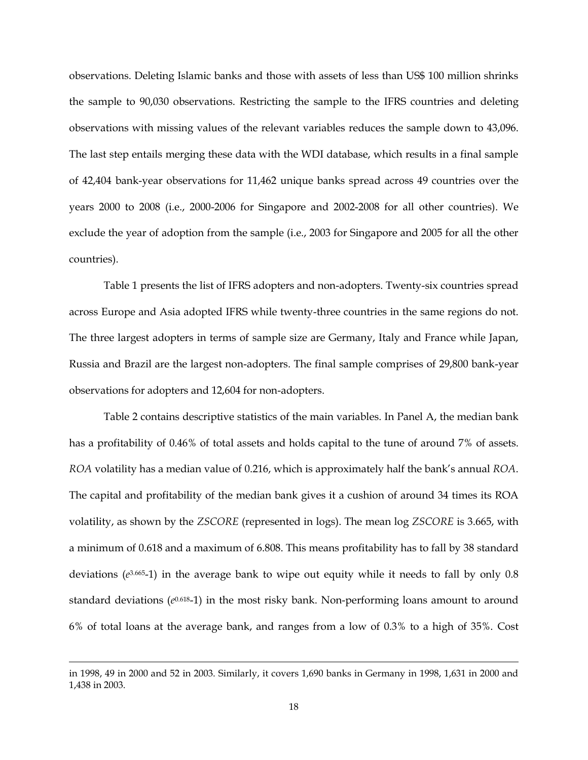observations. Deleting Islamic banks and those with assets of less than US$ 100 million shrinks the sample to 90,030 observations. Restricting the sample to the IFRS countries and deleting observations with missing values of the relevant variables reduces the sample down to 43,096. The last step entails merging these data with the WDI database, which results in a final sample of 42,404 bank-year observations for 11,462 unique banks spread across 49 countries over the years 2000 to 2008 (i.e., 2000-2006 for Singapore and 2002-2008 for all other countries). We exclude the year of adoption from the sample (i.e., 2003 for Singapore and 2005 for all the other countries).

Table 1 presents the list of IFRS adopters and non-adopters. Twenty-six countries spread across Europe and Asia adopted IFRS while twenty-three countries in the same regions do not. The three largest adopters in terms of sample size are Germany, Italy and France while Japan, Russia and Brazil are the largest non-adopters. The final sample comprises of 29,800 bank-year observations for adopters and 12,604 for non-adopters.

Table 2 contains descriptive statistics of the main variables. In Panel A, the median bank has a profitability of 0.46% of total assets and holds capital to the tune of around 7% of assets. *ROA* volatility has a median value of 0.216, which is approximately half the bank's annual *ROA*. The capital and profitability of the median bank gives it a cushion of around 34 times its ROA volatility, as shown by the *ZSCORE* (represented in logs). The mean log *ZSCORE* is 3.665, with a minimum of 0.618 and a maximum of 6.808. This means profitability has to fall by 38 standard deviations ($e^{3.665}$-1) in the average bank to wipe out equity while it needs to fall by only 0.8 standard deviations ($e^{0.618}$-1) in the most risky bank. Non-performing loans amount to around 6% of total loans at the average bank, and ranges from a low of 0.3% to a high of 35%. Cost

---

in 1998, 49 in 2000 and 52 in 2003. Similarly, it covers 1,690 banks in Germany in 1998, 1,631 in 2000 and 1,438 in 2003.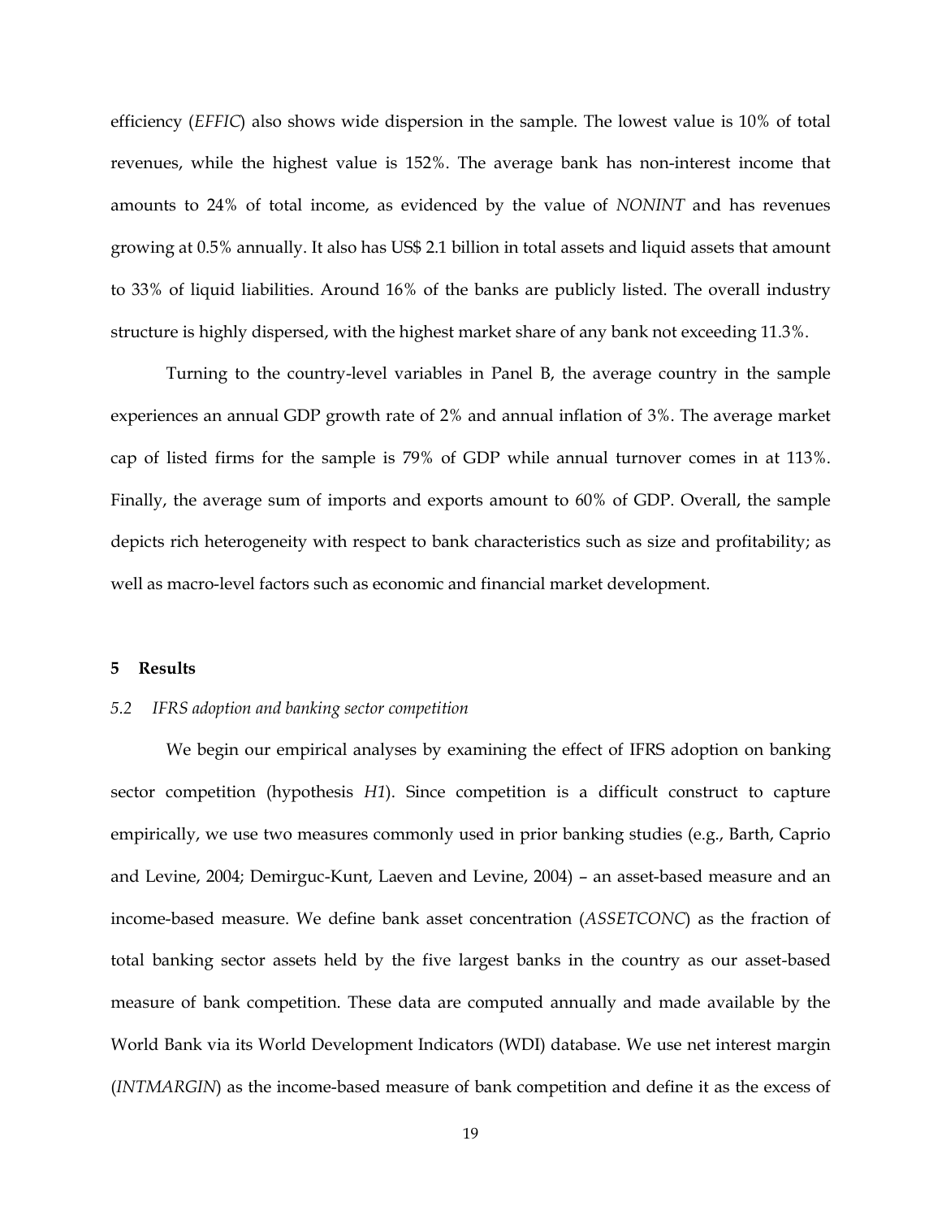efficiency (*EFFIC*) also shows wide dispersion in the sample. The lowest value is 10% of total revenues, while the highest value is 152%. The average bank has non-interest income that amounts to 24% of total income, as evidenced by the value of *NONINT* and has revenues growing at 0.5% annually. It also has US$ 2.1 billion in total assets and liquid assets that amount to 33% of liquid liabilities. Around 16% of the banks are publicly listed. The overall industry structure is highly dispersed, with the highest market share of any bank not exceeding 11.3%.

Turning to the country-level variables in Panel B, the average country in the sample experiences an annual GDP growth rate of 2% and annual inflation of 3%. The average market cap of listed firms for the sample is 79% of GDP while annual turnover comes in at 113%. Finally, the average sum of imports and exports amount to 60% of GDP. Overall, the sample depicts rich heterogeneity with respect to bank characteristics such as size and profitability; as well as macro-level factors such as economic and financial market development.

## 5 Results

### *5.2 IFRS adoption and banking sector competition*

We begin our empirical analyses by examining the effect of IFRS adoption on banking sector competition (hypothesis *H1*). Since competition is a difficult construct to capture empirically, we use two measures commonly used in prior banking studies (e.g., Barth, Caprio and Levine, 2004; Demirguc-Kunt, Laeven and Levine, 2004) – an asset-based measure and an income-based measure. We define bank asset concentration (*ASSETCONC*) as the fraction of total banking sector assets held by the five largest banks in the country as our asset-based measure of bank competition. These data are computed annually and made available by the World Bank via its World Development Indicators (WDI) database. We use net interest margin (*INTMARGIN*) as the income-based measure of bank competition and define it as the excess of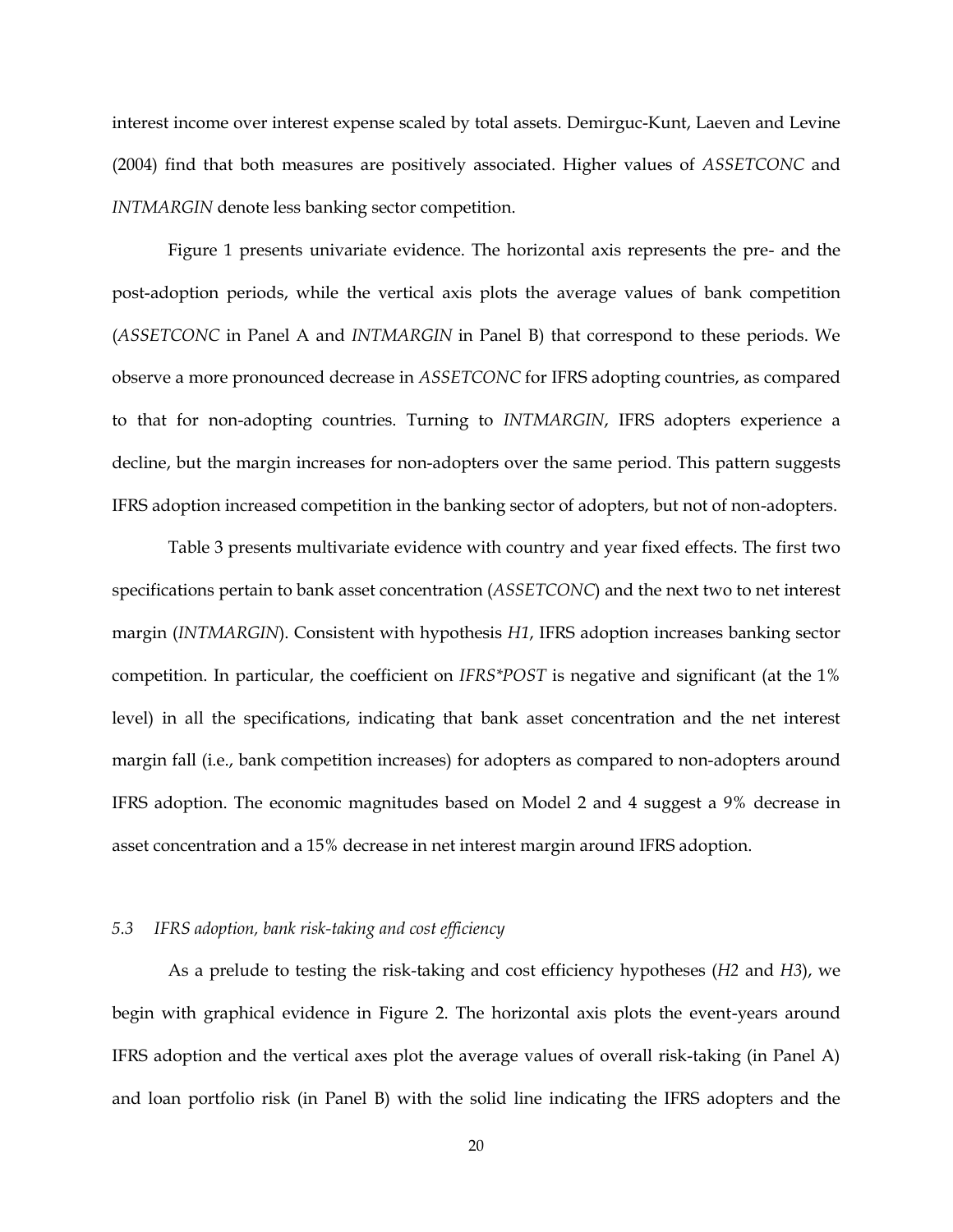interest income over interest expense scaled by total assets. Demirguc-Kunt, Laeven and Levine (2004) find that both measures are positively associated. Higher values of *ASSETCONC* and *INTMARGIN* denote less banking sector competition.

Figure 1 presents univariate evidence. The horizontal axis represents the pre- and the post-adoption periods, while the vertical axis plots the average values of bank competition (*ASSETCONC* in Panel A and *INTMARGIN* in Panel B) that correspond to these periods. We observe a more pronounced decrease in *ASSETCONC* for IFRS adopting countries, as compared to that for non-adopting countries. Turning to *INTMARGIN*, IFRS adopters experience a decline, but the margin increases for non-adopters over the same period. This pattern suggests IFRS adoption increased competition in the banking sector of adopters, but not of non-adopters.

Table 3 presents multivariate evidence with country and year fixed effects. The first two specifications pertain to bank asset concentration (*ASSETCONC*) and the next two to net interest margin (*INTMARGIN*). Consistent with hypothesis *H1*, IFRS adoption increases banking sector competition. In particular, the coefficient on *IFRS*POST* is negative and significant (at the 1% level) in all the specifications, indicating that bank asset concentration and the net interest margin fall (i.e., bank competition increases) for adopters as compared to non-adopters around IFRS adoption. The economic magnitudes based on Model 2 and 4 suggest a 9% decrease in asset concentration and a 15% decrease in net interest margin around IFRS adoption.

### *5.3 IFRS adoption, bank risk-taking and cost efficiency*

As a prelude to testing the risk-taking and cost efficiency hypotheses (*H2* and *H3*), we begin with graphical evidence in Figure 2. The horizontal axis plots the event-years around IFRS adoption and the vertical axes plot the average values of overall risk-taking (in Panel A) and loan portfolio risk (in Panel B) with the solid line indicating the IFRS adopters and the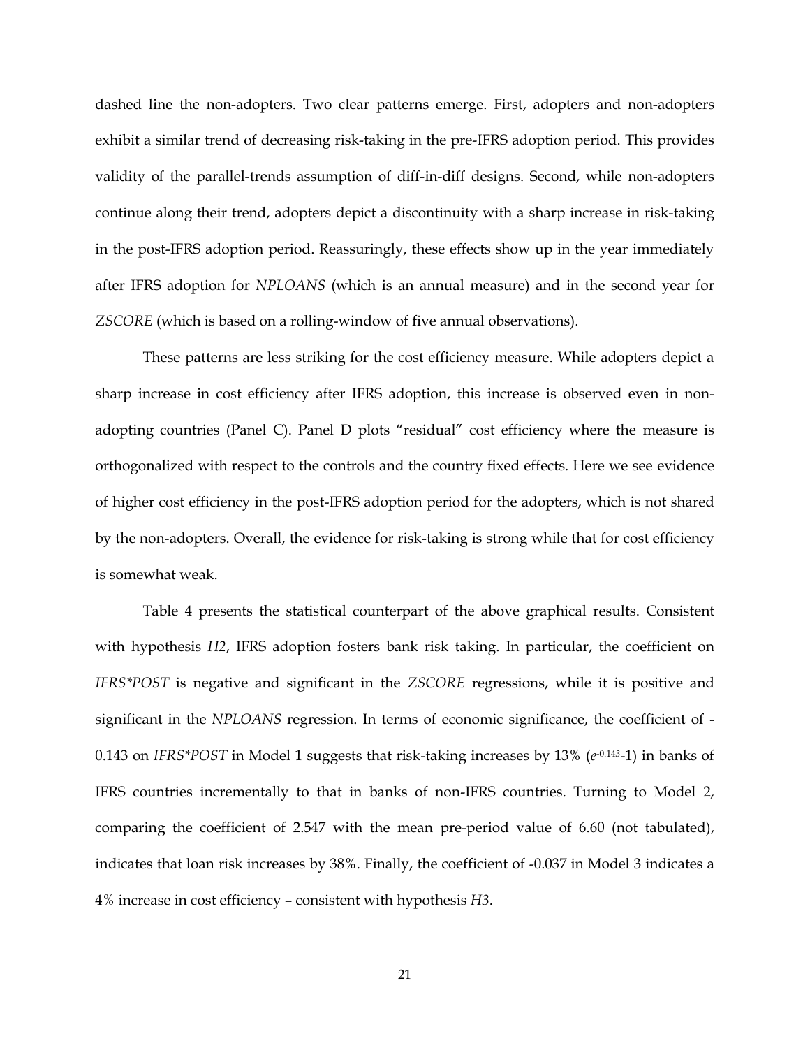dashed line the non-adopters. Two clear patterns emerge. First, adopters and non-adopters exhibit a similar trend of decreasing risk-taking in the pre-IFRS adoption period. This provides validity of the parallel-trends assumption of diff-in-diff designs. Second, while non-adopters continue along their trend, adopters depict a discontinuity with a sharp increase in risk-taking in the post-IFRS adoption period. Reassuringly, these effects show up in the year immediately after IFRS adoption for *NPLOANS* (which is an annual measure) and in the second year for *ZSCORE* (which is based on a rolling-window of five annual observations).

These patterns are less striking for the cost efficiency measure. While adopters depict a sharp increase in cost efficiency after IFRS adoption, this increase is observed even in non-adopting countries (Panel C). Panel D plots "residual" cost efficiency where the measure is orthogonalized with respect to the controls and the country fixed effects. Here we see evidence of higher cost efficiency in the post-IFRS adoption period for the adopters, which is not shared by the non-adopters. Overall, the evidence for risk-taking is strong while that for cost efficiency is somewhat weak.

Table 4 presents the statistical counterpart of the above graphical results. Consistent with hypothesis *H2*, IFRS adoption fosters bank risk taking. In particular, the coefficient on *IFRS*POST* is negative and significant in the *ZSCORE* regressions, while it is positive and significant in the *NPLOANS* regression. In terms of economic significance, the coefficient of -0.143 on *IFRS*POST* in Model 1 suggests that risk-taking increases by 13% ($e^{-0.143}$-1) in banks of IFRS countries incrementally to that in banks of non-IFRS countries. Turning to Model 2, comparing the coefficient of 2.547 with the mean pre-period value of 6.60 (not tabulated), indicates that loan risk increases by 38%. Finally, the coefficient of -0.037 in Model 3 indicates a 4% increase in cost efficiency – consistent with hypothesis *H3*.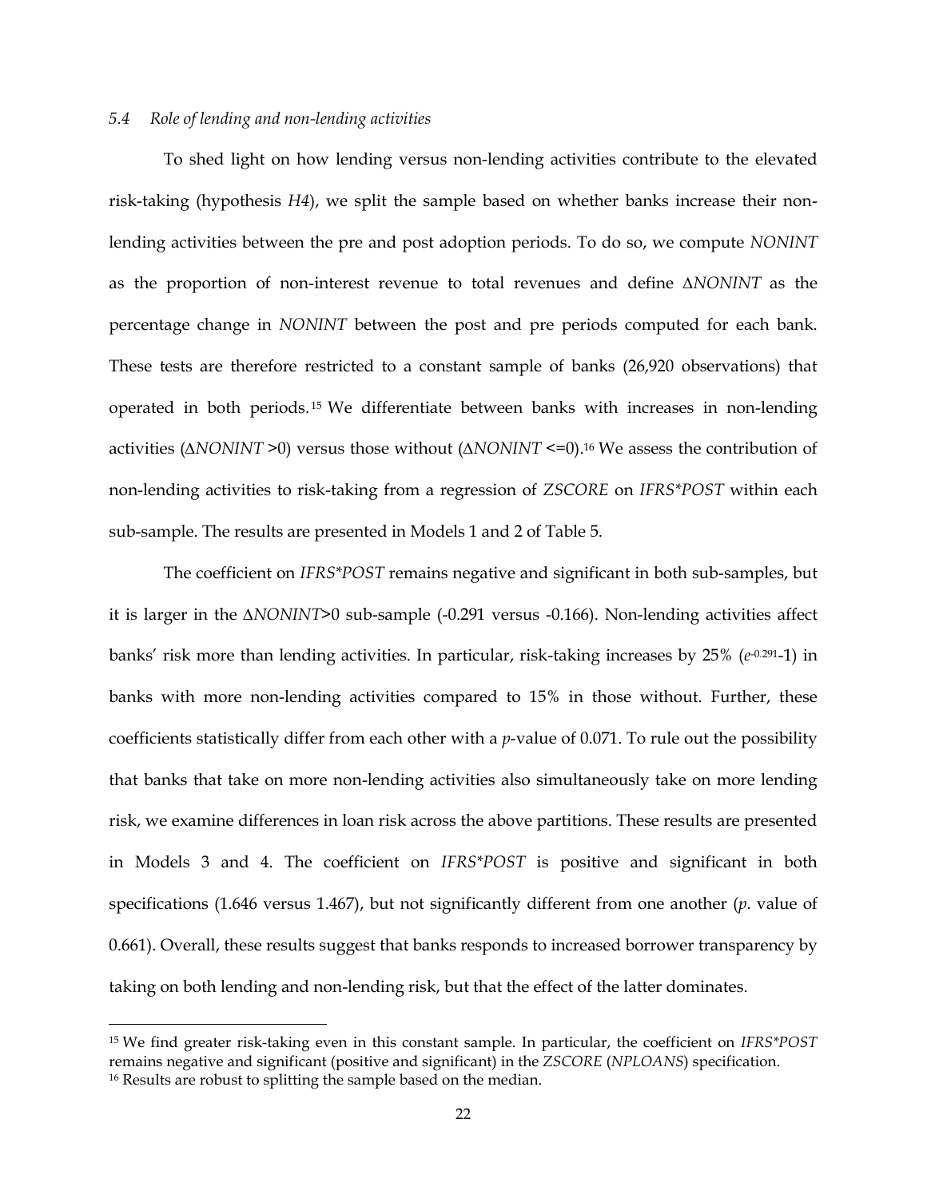### *5.4 Role of lending and non-lending activities*

To shed light on how lending versus non-lending activities contribute to the elevated risk-taking (hypothesis *H4*), we split the sample based on whether banks increase their non-lending activities between the pre and post adoption periods. To do so, we compute *NONINT* as the proportion of non-interest revenue to total revenues and define Δ*NONINT* as the percentage change in *NONINT* between the post and pre periods computed for each bank. These tests are therefore restricted to a constant sample of banks (26,920 observations) that operated in both periods.[15] We differentiate between banks with increases in non-lending activities (Δ*NONINT* >0) versus those without (Δ*NONINT* <=0).[16] We assess the contribution of non-lending activities to risk-taking from a regression of *ZSCORE* on *IFRS*POST* within each sub-sample. The results are presented in Models 1 and 2 of Table 5.

The coefficient on *IFRS*POST* remains negative and significant in both sub-samples, but it is larger in the Δ*NONINT*>0 sub-sample (-0.291 versus -0.166). Non-lending activities affect banks' risk more than lending activities. In particular, risk-taking increases by 25% ($e^{-0.291}$-1) in banks with more non-lending activities compared to 15% in those without. Further, these coefficients statistically differ from each other with a *p*-value of 0.071. To rule out the possibility that banks that take on more non-lending activities also simultaneously take on more lending risk, we examine differences in loan risk across the above partitions. These results are presented in Models 3 and 4. The coefficient on *IFRS*POST* is positive and significant in both specifications (1.646 versus 1.467), but not significantly different from one another (*p*. value of 0.661). Overall, these results suggest that banks responds to increased borrower transparency by taking on both lending and non-lending risk, but that the effect of the latter dominates.

---

[15] We find greater risk-taking even in this constant sample. In particular, the coefficient on *IFRS*POST* remains negative and significant (positive and significant) in the *ZSCORE* (*NPLOANS*) specification.
[16] Results are robust to splitting the sample based on the median.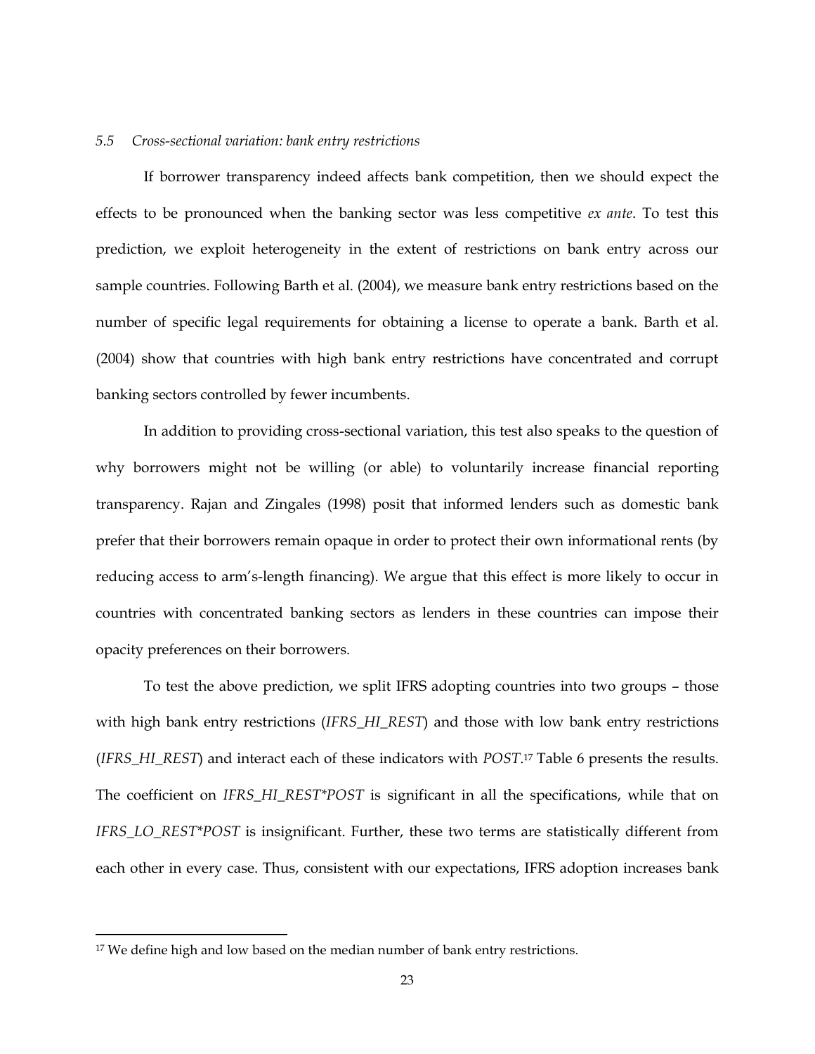### *5.5 Cross-sectional variation: bank entry restrictions*

If borrower transparency indeed affects bank competition, then we should expect the effects to be pronounced when the banking sector was less competitive *ex ante*. To test this prediction, we exploit heterogeneity in the extent of restrictions on bank entry across our sample countries. Following Barth et al. (2004), we measure bank entry restrictions based on the number of specific legal requirements for obtaining a license to operate a bank. Barth et al. (2004) show that countries with high bank entry restrictions have concentrated and corrupt banking sectors controlled by fewer incumbents.

In addition to providing cross-sectional variation, this test also speaks to the question of why borrowers might not be willing (or able) to voluntarily increase financial reporting transparency. Rajan and Zingales (1998) posit that informed lenders such as domestic bank prefer that their borrowers remain opaque in order to protect their own informational rents (by reducing access to arm's-length financing). We argue that this effect is more likely to occur in countries with concentrated banking sectors as lenders in these countries can impose their opacity preferences on their borrowers.

To test the above prediction, we split IFRS adopting countries into two groups – those with high bank entry restrictions (*IFRS_HI_REST*) and those with low bank entry restrictions (*IFRS_HI_REST*) and interact each of these indicators with *POST*.[17] Table 6 presents the results. The coefficient on *IFRS_HI_REST*POST* is significant in all the specifications, while that on *IFRS_LO_REST*POST* is insignificant. Further, these two terms are statistically different from each other in every case. Thus, consistent with our expectations, IFRS adoption increases bank

[17] We define high and low based on the median number of bank entry restrictions.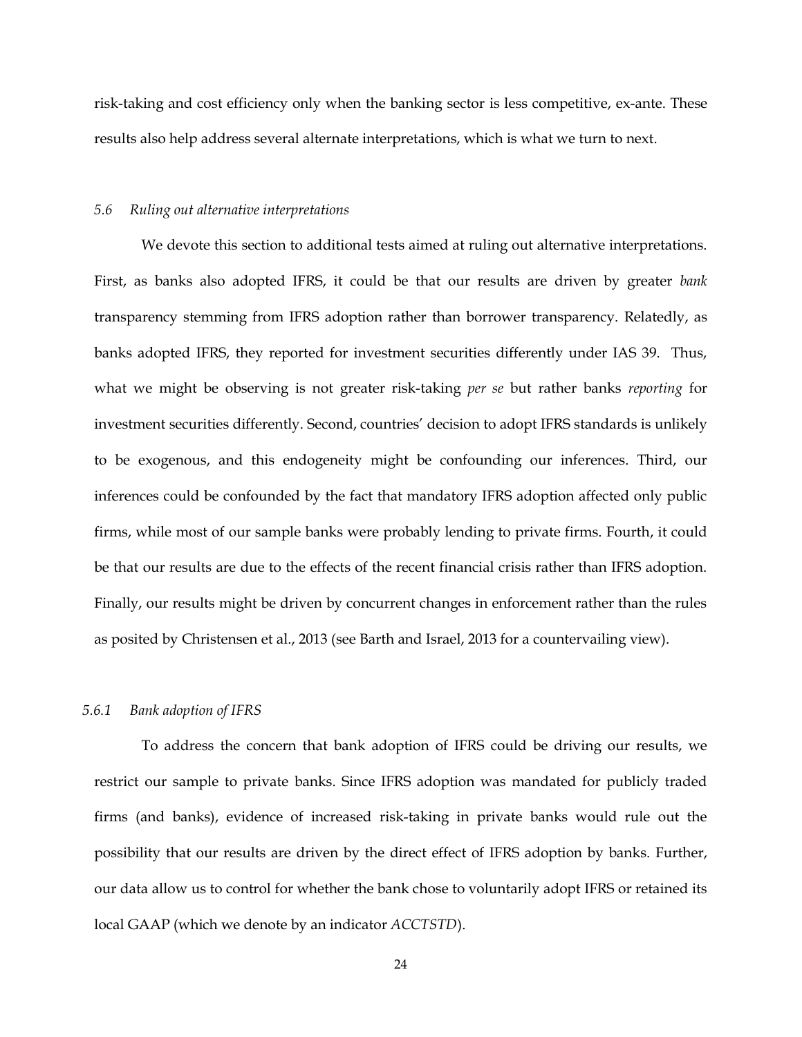risk-taking and cost efficiency only when the banking sector is less competitive, ex-ante. These results also help address several alternate interpretations, which is what we turn to next.

### *5.6 Ruling out alternative interpretations*

We devote this section to additional tests aimed at ruling out alternative interpretations. First, as banks also adopted IFRS, it could be that our results are driven by greater *bank* transparency stemming from IFRS adoption rather than borrower transparency. Relatedly, as banks adopted IFRS, they reported for investment securities differently under IAS 39. Thus, what we might be observing is not greater risk-taking *per se* but rather banks *reporting* for investment securities differently. Second, countries' decision to adopt IFRS standards is unlikely to be exogenous, and this endogeneity might be confounding our inferences. Third, our inferences could be confounded by the fact that mandatory IFRS adoption affected only public firms, while most of our sample banks were probably lending to private firms. Fourth, it could be that our results are due to the effects of the recent financial crisis rather than IFRS adoption. Finally, our results might be driven by concurrent changes in enforcement rather than the rules as posited by Christensen et al., 2013 (see Barth and Israel, 2013 for a countervailing view).

#### *5.6.1 Bank adoption of IFRS*

To address the concern that bank adoption of IFRS could be driving our results, we restrict our sample to private banks. Since IFRS adoption was mandated for publicly traded firms (and banks), evidence of increased risk-taking in private banks would rule out the possibility that our results are driven by the direct effect of IFRS adoption by banks. Further, our data allow us to control for whether the bank chose to voluntarily adopt IFRS or retained its local GAAP (which we denote by an indicator *ACCTSTD*).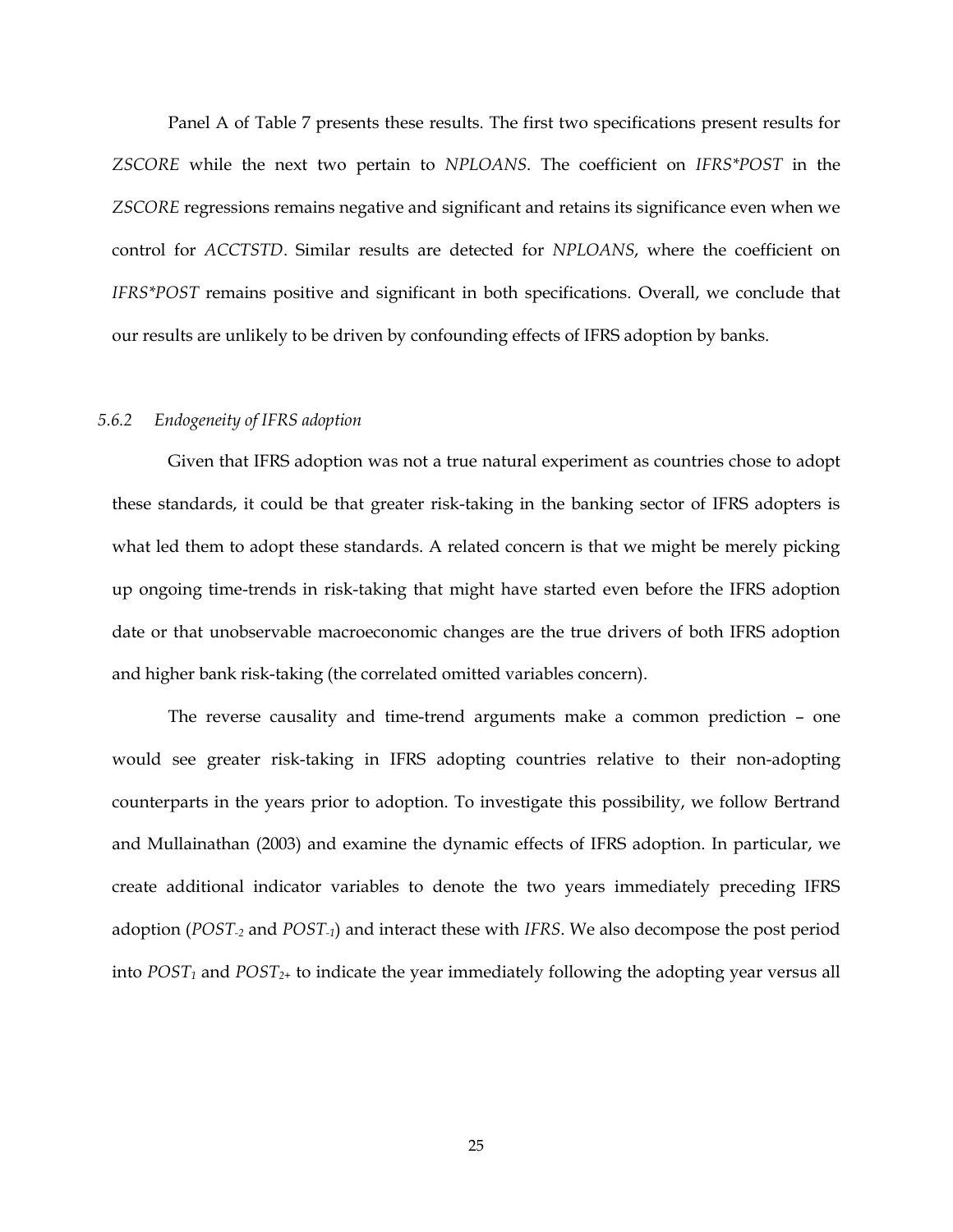Panel A of Table 7 presents these results. The first two specifications present results for *ZSCORE* while the next two pertain to *NPLOANS*. The coefficient on *IFRS*POST* in the *ZSCORE* regressions remains negative and significant and retains its significance even when we control for *ACCTSTD*. Similar results are detected for *NPLOANS*, where the coefficient on *IFRS*POST* remains positive and significant in both specifications. Overall, we conclude that our results are unlikely to be driven by confounding effects of IFRS adoption by banks.

### *5.6.2 Endogeneity of IFRS adoption*

Given that IFRS adoption was not a true natural experiment as countries chose to adopt these standards, it could be that greater risk-taking in the banking sector of IFRS adopters is what led them to adopt these standards. A related concern is that we might be merely picking up ongoing time-trends in risk-taking that might have started even before the IFRS adoption date or that unobservable macroeconomic changes are the true drivers of both IFRS adoption and higher bank risk-taking (the correlated omitted variables concern).

The reverse causality and time-trend arguments make a common prediction – one would see greater risk-taking in IFRS adopting countries relative to their non-adopting counterparts in the years prior to adoption. To investigate this possibility, we follow Bertrand and Mullainathan (2003) and examine the dynamic effects of IFRS adoption. In particular, we create additional indicator variables to denote the two years immediately preceding IFRS adoption ($POST_{-2}$ and $POST_{-1}$) and interact these with *IFRS*. We also decompose the post period into $POST_{1}$ and $POST_{2+}$ to indicate the year immediately following the adopting year versus all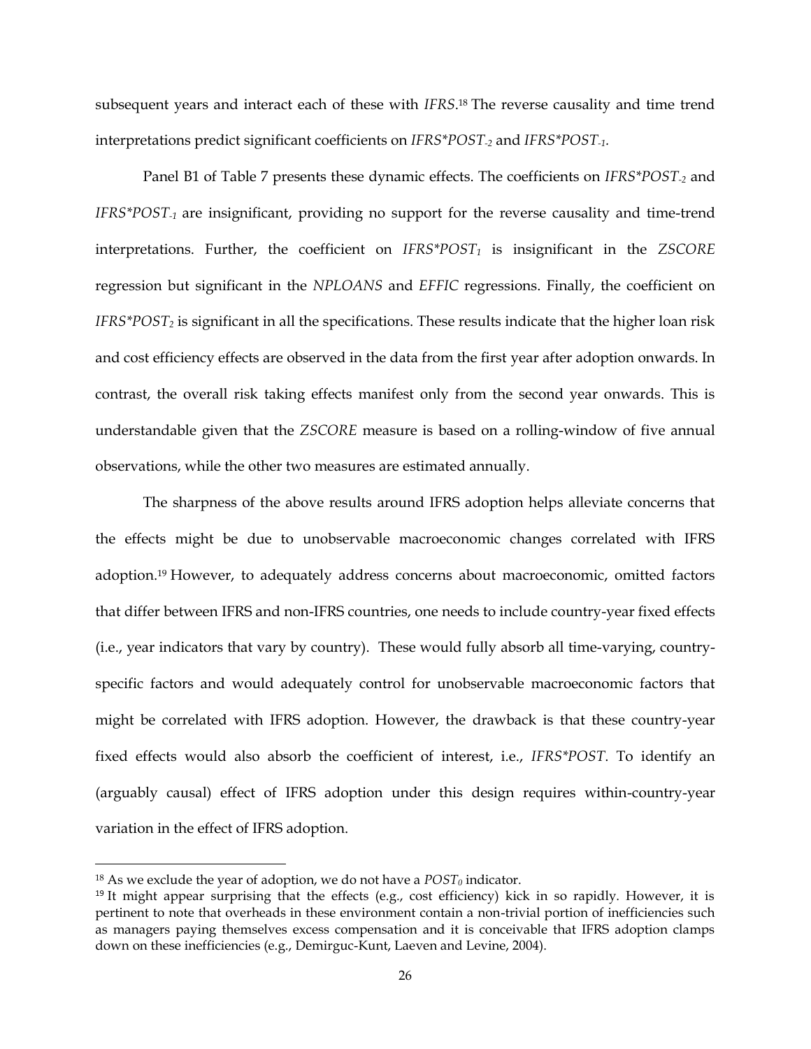subsequent years and interact each of these with *IFRS*.[18] The reverse causality and time trend interpretations predict significant coefficients on *IFRS*\*$POST_{-2}$ and *IFRS*\*$POST_{-1}$.

Panel B1 of Table 7 presents these dynamic effects. The coefficients on *IFRS*\*$POST_{-2}$ and *IFRS*\*$POST_{-1}$ are insignificant, providing no support for the reverse causality and time-trend interpretations. Further, the coefficient on *IFRS*\*$POST_{1}$ is insignificant in the *ZSCORE* regression but significant in the *NPLOANS* and *EFFIC* regressions. Finally, the coefficient on *IFRS*\*$POST_{2}$ is significant in all the specifications. These results indicate that the higher loan risk and cost efficiency effects are observed in the data from the first year after adoption onwards. In contrast, the overall risk taking effects manifest only from the second year onwards. This is understandable given that the *ZSCORE* measure is based on a rolling-window of five annual observations, while the other two measures are estimated annually.

The sharpness of the above results around IFRS adoption helps alleviate concerns that the effects might be due to unobservable macroeconomic changes correlated with IFRS adoption.[19] However, to adequately address concerns about macroeconomic, omitted factors that differ between IFRS and non-IFRS countries, one needs to include country-year fixed effects (i.e., year indicators that vary by country). These would fully absorb all time-varying, country-specific factors and would adequately control for unobservable macroeconomic factors that might be correlated with IFRS adoption. However, the drawback is that these country-year fixed effects would also absorb the coefficient of interest, i.e., *IFRS*\**POST*. To identify an (arguably causal) effect of IFRS adoption under this design requires within-country-year variation in the effect of IFRS adoption.

---

[18] As we exclude the year of adoption, we do not have a $POST_{0}$ indicator.

[19] It might appear surprising that the effects (e.g., cost efficiency) kick in so rapidly. However, it is pertinent to note that overheads in these environment contain a non-trivial portion of inefficiencies such as managers paying themselves excess compensation and it is conceivable that IFRS adoption clamps down on these inefficiencies (e.g., Demirguc-Kunt, Laeven and Levine, 2004).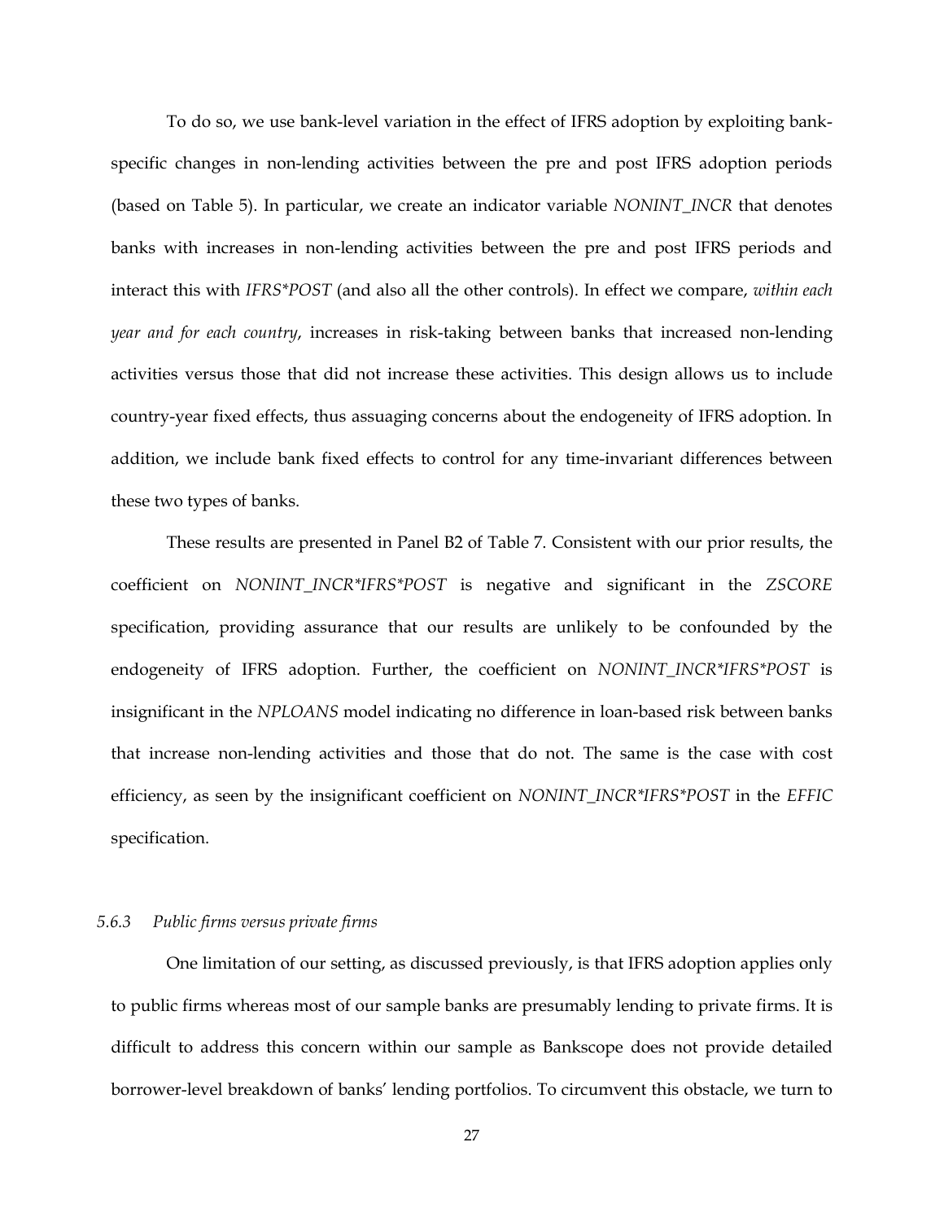To do so, we use bank-level variation in the effect of IFRS adoption by exploiting bank-specific changes in non-lending activities between the pre and post IFRS adoption periods (based on Table 5). In particular, we create an indicator variable *NONINT_INCR* that denotes banks with increases in non-lending activities between the pre and post IFRS periods and interact this with *IFRS*POST* (and also all the other controls). In effect we compare, *within each year and for each country*, increases in risk-taking between banks that increased non-lending activities versus those that did not increase these activities. This design allows us to include country-year fixed effects, thus assuaging concerns about the endogeneity of IFRS adoption. In addition, we include bank fixed effects to control for any time-invariant differences between these two types of banks.

These results are presented in Panel B2 of Table 7. Consistent with our prior results, the coefficient on *NONINT_INCR*IFRS*POST* is negative and significant in the *ZSCORE* specification, providing assurance that our results are unlikely to be confounded by the endogeneity of IFRS adoption. Further, the coefficient on *NONINT_INCR*IFRS*POST* is insignificant in the *NPLOANS* model indicating no difference in loan-based risk between banks that increase non-lending activities and those that do not. The same is the case with cost efficiency, as seen by the insignificant coefficient on *NONINT_INCR*IFRS*POST* in the *EFFIC* specification.

### *5.6.3 Public firms versus private firms*

One limitation of our setting, as discussed previously, is that IFRS adoption applies only to public firms whereas most of our sample banks are presumably lending to private firms. It is difficult to address this concern within our sample as Bankscope does not provide detailed borrower-level breakdown of banks' lending portfolios. To circumvent this obstacle, we turn to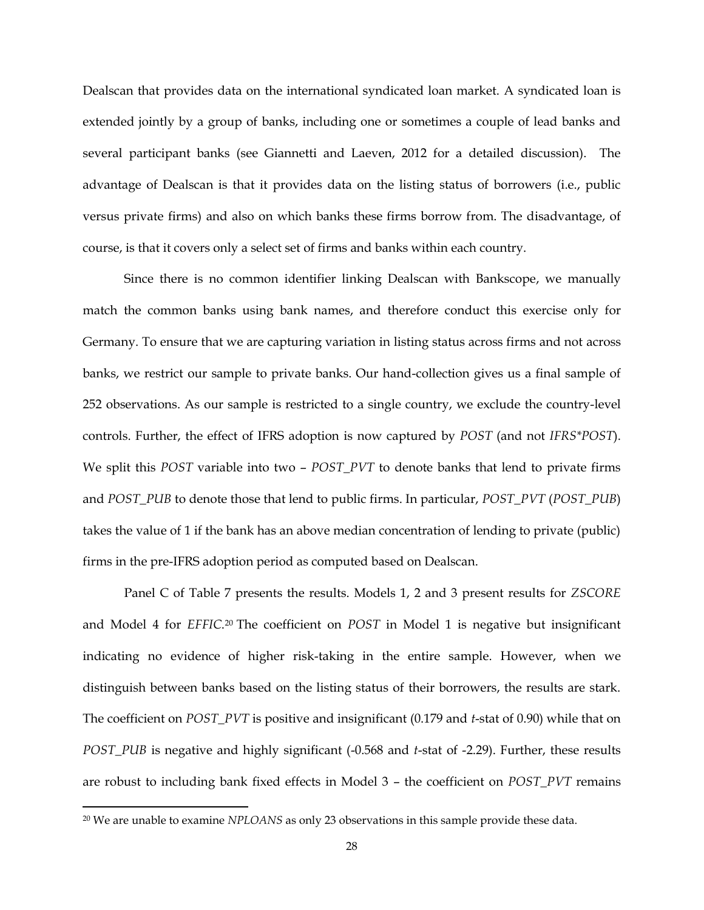Dealscan that provides data on the international syndicated loan market. A syndicated loan is extended jointly by a group of banks, including one or sometimes a couple of lead banks and several participant banks (see Giannetti and Laeven, 2012 for a detailed discussion). The advantage of Dealscan is that it provides data on the listing status of borrowers (i.e., public versus private firms) and also on which banks these firms borrow from. The disadvantage, of course, is that it covers only a select set of firms and banks within each country.

Since there is no common identifier linking Dealscan with Bankscope, we manually match the common banks using bank names, and therefore conduct this exercise only for Germany. To ensure that we are capturing variation in listing status across firms and not across banks, we restrict our sample to private banks. Our hand-collection gives us a final sample of 252 observations. As our sample is restricted to a single country, we exclude the country-level controls. Further, the effect of IFRS adoption is now captured by *POST* (and not *IFRS*POST*). We split this *POST* variable into two – *POST_PVT* to denote banks that lend to private firms and *POST_PUB* to denote those that lend to public firms. In particular, *POST_PVT* (*POST_PUB*) takes the value of 1 if the bank has an above median concentration of lending to private (public) firms in the pre-IFRS adoption period as computed based on Dealscan.

Panel C of Table 7 presents the results. Models 1, 2 and 3 present results for *ZSCORE* and Model 4 for *EFFIC*.[20] The coefficient on *POST* in Model 1 is negative but insignificant indicating no evidence of higher risk-taking in the entire sample. However, when we distinguish between banks based on the listing status of their borrowers, the results are stark. The coefficient on *POST_PVT* is positive and insignificant (0.179 and *t*-stat of 0.90) while that on *POST_PUB* is negative and highly significant (-0.568 and *t*-stat of -2.29). Further, these results are robust to including bank fixed effects in Model 3 – the coefficient on *POST_PVT* remains

[20] We are unable to examine *NPLOANS* as only 23 observations in this sample provide these data.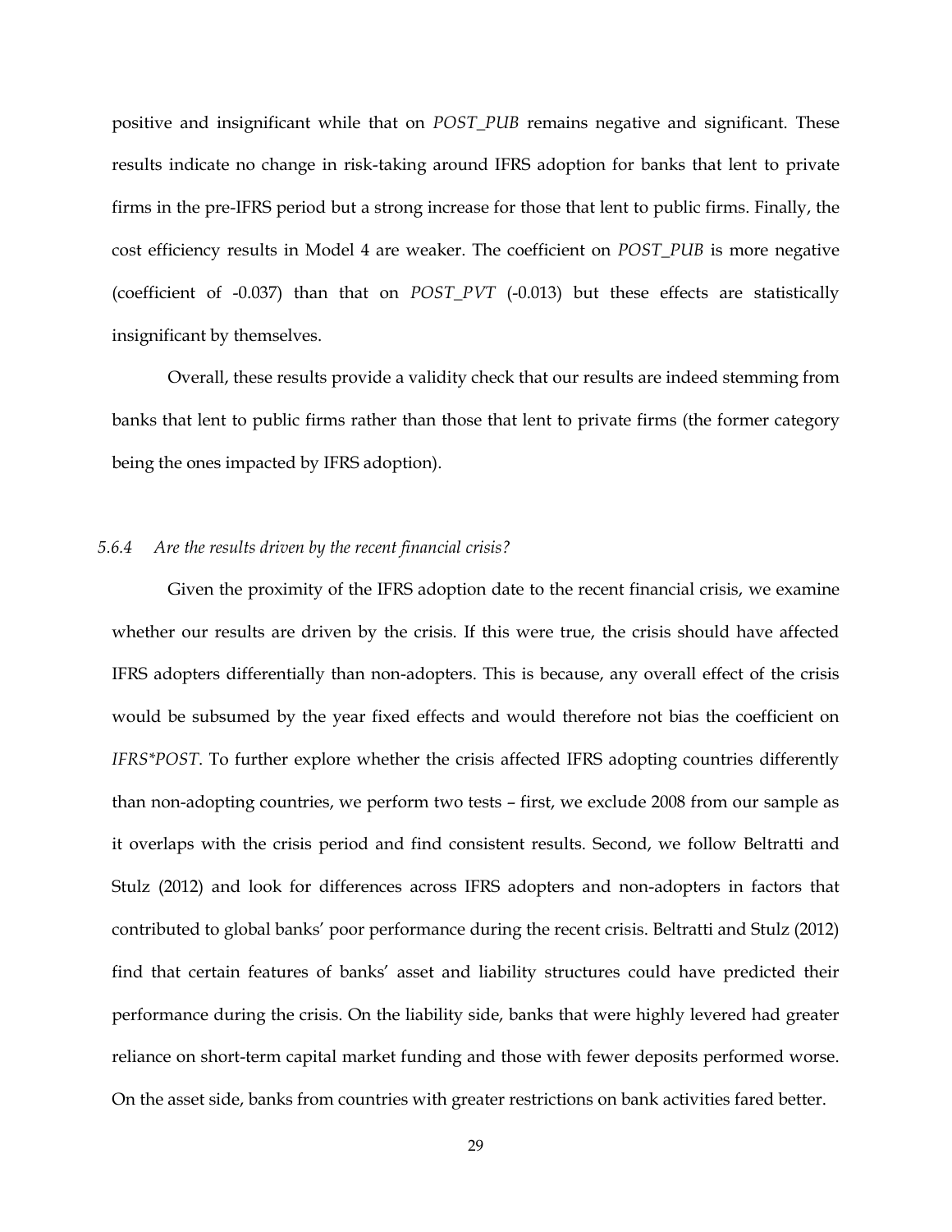positive and insignificant while that on *POST_PUB* remains negative and significant. These results indicate no change in risk-taking around IFRS adoption for banks that lent to private firms in the pre-IFRS period but a strong increase for those that lent to public firms. Finally, the cost efficiency results in Model 4 are weaker. The coefficient on *POST_PUB* is more negative (coefficient of -0.037) than that on *POST_PVT* (-0.013) but these effects are statistically insignificant by themselves.

Overall, these results provide a validity check that our results are indeed stemming from banks that lent to public firms rather than those that lent to private firms (the former category being the ones impacted by IFRS adoption).

### *5.6.4 Are the results driven by the recent financial crisis?*

Given the proximity of the IFRS adoption date to the recent financial crisis, we examine whether our results are driven by the crisis. If this were true, the crisis should have affected IFRS adopters differentially than non-adopters. This is because, any overall effect of the crisis would be subsumed by the year fixed effects and would therefore not bias the coefficient on *IFRS*POST*. To further explore whether the crisis affected IFRS adopting countries differently than non-adopting countries, we perform two tests – first, we exclude 2008 from our sample as it overlaps with the crisis period and find consistent results. Second, we follow Beltratti and Stulz (2012) and look for differences across IFRS adopters and non-adopters in factors that contributed to global banks' poor performance during the recent crisis. Beltratti and Stulz (2012) find that certain features of banks' asset and liability structures could have predicted their performance during the crisis. On the liability side, banks that were highly levered had greater reliance on short-term capital market funding and those with fewer deposits performed worse. On the asset side, banks from countries with greater restrictions on bank activities fared better.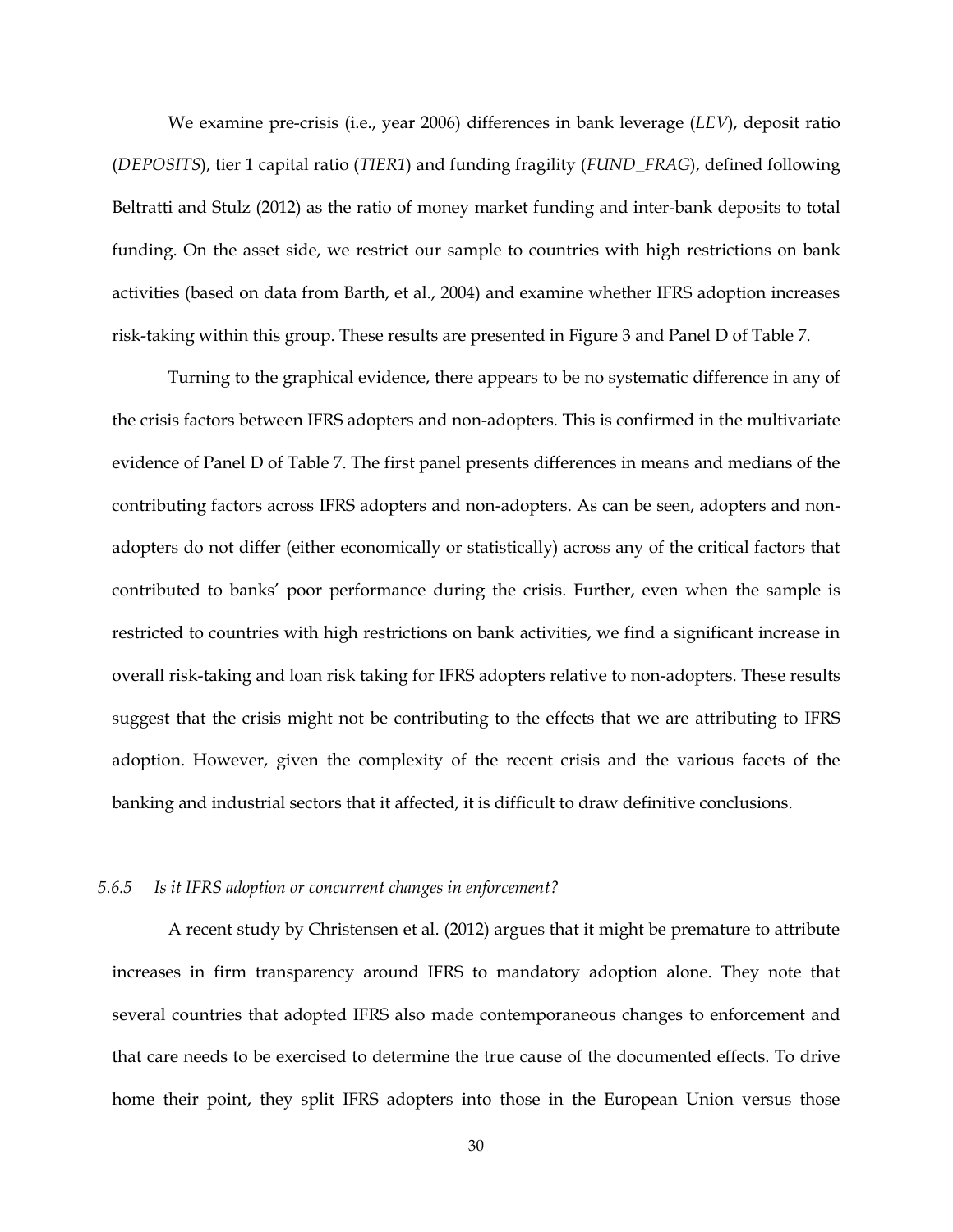We examine pre-crisis (i.e., year 2006) differences in bank leverage (*LEV*), deposit ratio (*DEPOSITS*), tier 1 capital ratio (*TIER1*) and funding fragility (*FUND_FRAG*), defined following Beltratti and Stulz (2012) as the ratio of money market funding and inter-bank deposits to total funding. On the asset side, we restrict our sample to countries with high restrictions on bank activities (based on data from Barth, et al., 2004) and examine whether IFRS adoption increases risk-taking within this group. These results are presented in Figure 3 and Panel D of Table 7.

Turning to the graphical evidence, there appears to be no systematic difference in any of the crisis factors between IFRS adopters and non-adopters. This is confirmed in the multivariate evidence of Panel D of Table 7. The first panel presents differences in means and medians of the contributing factors across IFRS adopters and non-adopters. As can be seen, adopters and non-adopters do not differ (either economically or statistically) across any of the critical factors that contributed to banks' poor performance during the crisis. Further, even when the sample is restricted to countries with high restrictions on bank activities, we find a significant increase in overall risk-taking and loan risk taking for IFRS adopters relative to non-adopters. These results suggest that the crisis might not be contributing to the effects that we are attributing to IFRS adoption. However, given the complexity of the recent crisis and the various facets of the banking and industrial sectors that it affected, it is difficult to draw definitive conclusions.

#### *5.6.5 Is it IFRS adoption or concurrent changes in enforcement?*

A recent study by Christensen et al. (2012) argues that it might be premature to attribute increases in firm transparency around IFRS to mandatory adoption alone. They note that several countries that adopted IFRS also made contemporaneous changes to enforcement and that care needs to be exercised to determine the true cause of the documented effects. To drive home their point, they split IFRS adopters into those in the European Union versus those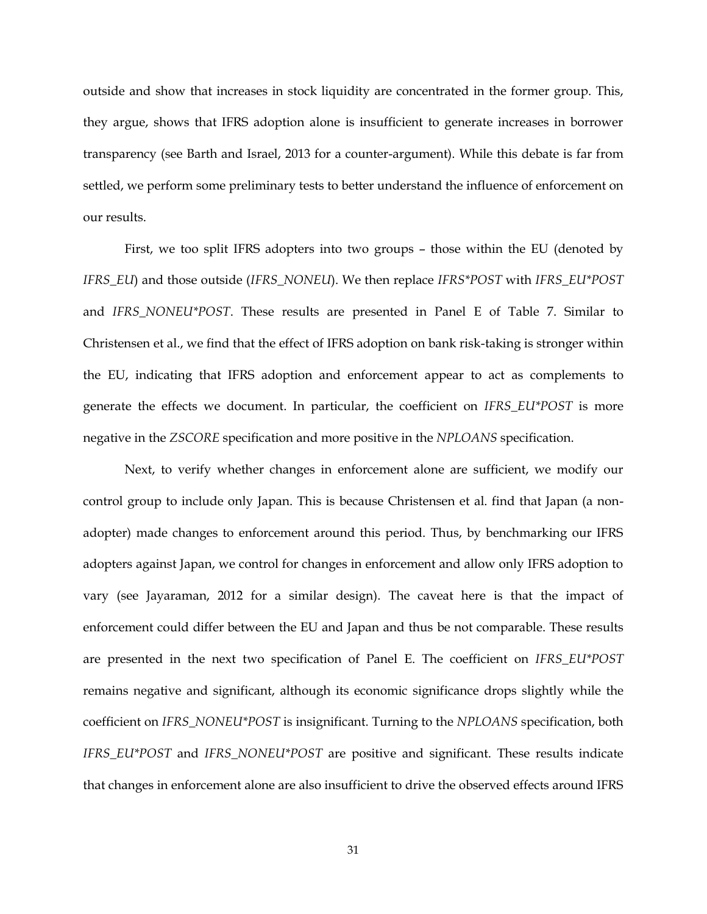outside and show that increases in stock liquidity are concentrated in the former group. This, they argue, shows that IFRS adoption alone is insufficient to generate increases in borrower transparency (see Barth and Israel, 2013 for a counter-argument). While this debate is far from settled, we perform some preliminary tests to better understand the influence of enforcement on our results.

First, we too split IFRS adopters into two groups – those within the EU (denoted by *IFRS_EU*) and those outside (*IFRS_NONEU*). We then replace *IFRS*POST* with *IFRS_EU*POST* and *IFRS_NONEU*POST*. These results are presented in Panel E of Table 7. Similar to Christensen et al., we find that the effect of IFRS adoption on bank risk-taking is stronger within the EU, indicating that IFRS adoption and enforcement appear to act as complements to generate the effects we document. In particular, the coefficient on *IFRS_EU*POST* is more negative in the *ZSCORE* specification and more positive in the *NPLOANS* specification.

Next, to verify whether changes in enforcement alone are sufficient, we modify our control group to include only Japan. This is because Christensen et al. find that Japan (a non-adopter) made changes to enforcement around this period. Thus, by benchmarking our IFRS adopters against Japan, we control for changes in enforcement and allow only IFRS adoption to vary (see Jayaraman, 2012 for a similar design). The caveat here is that the impact of enforcement could differ between the EU and Japan and thus be not comparable. These results are presented in the next two specification of Panel E. The coefficient on *IFRS_EU*POST* remains negative and significant, although its economic significance drops slightly while the coefficient on *IFRS_NONEU*POST* is insignificant. Turning to the *NPLOANS* specification, both *IFRS_EU*POST* and *IFRS_NONEU*POST* are positive and significant. These results indicate that changes in enforcement alone are also insufficient to drive the observed effects around IFRS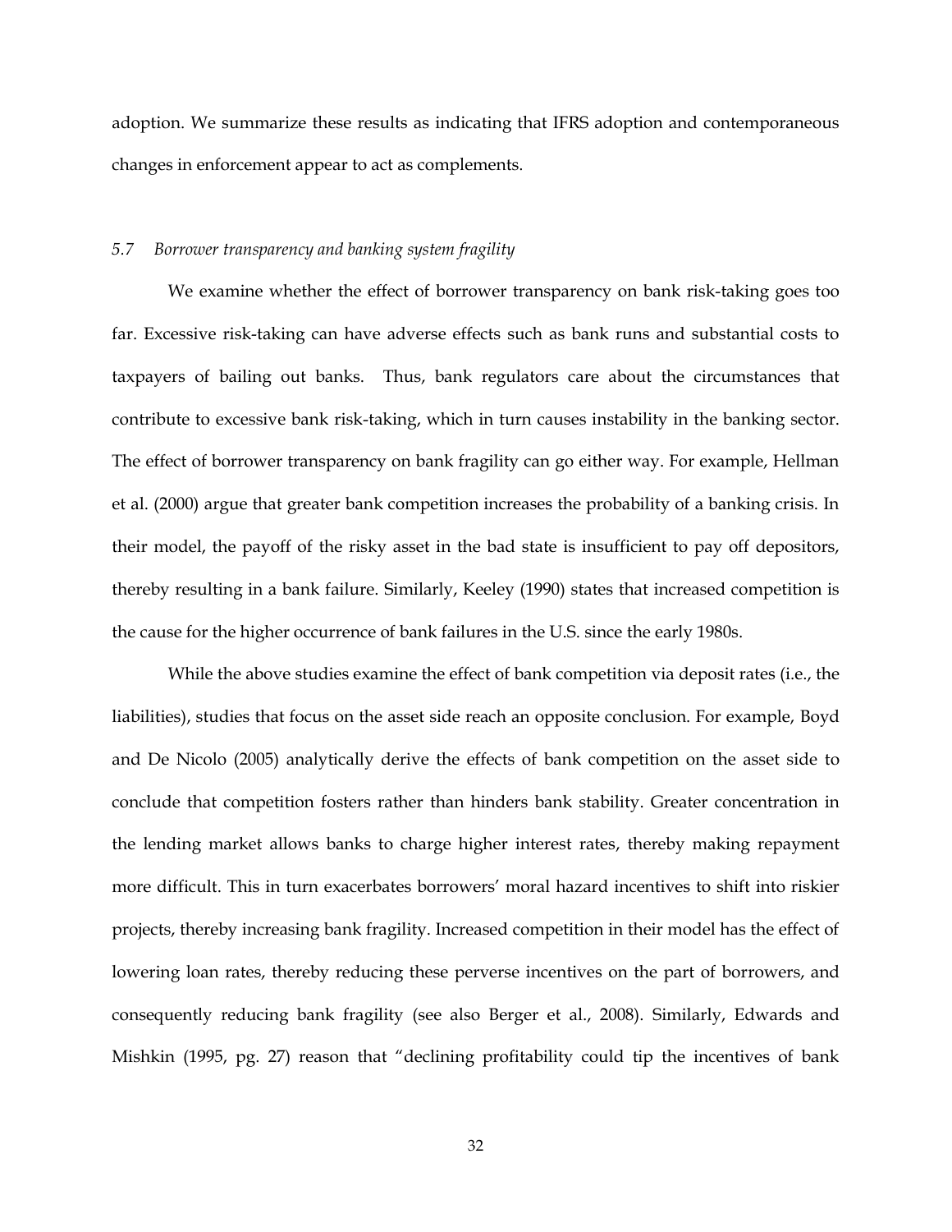adoption. We summarize these results as indicating that IFRS adoption and contemporaneous changes in enforcement appear to act as complements.

### *5.7 Borrower transparency and banking system fragility*

We examine whether the effect of borrower transparency on bank risk-taking goes too far. Excessive risk-taking can have adverse effects such as bank runs and substantial costs to taxpayers of bailing out banks. Thus, bank regulators care about the circumstances that contribute to excessive bank risk-taking, which in turn causes instability in the banking sector. The effect of borrower transparency on bank fragility can go either way. For example, Hellman et al. (2000) argue that greater bank competition increases the probability of a banking crisis. In their model, the payoff of the risky asset in the bad state is insufficient to pay off depositors, thereby resulting in a bank failure. Similarly, Keeley (1990) states that increased competition is the cause for the higher occurrence of bank failures in the U.S. since the early 1980s.

While the above studies examine the effect of bank competition via deposit rates (i.e., the liabilities), studies that focus on the asset side reach an opposite conclusion. For example, Boyd and De Nicolo (2005) analytically derive the effects of bank competition on the asset side to conclude that competition fosters rather than hinders bank stability. Greater concentration in the lending market allows banks to charge higher interest rates, thereby making repayment more difficult. This in turn exacerbates borrowers' moral hazard incentives to shift into riskier projects, thereby increasing bank fragility. Increased competition in their model has the effect of lowering loan rates, thereby reducing these perverse incentives on the part of borrowers, and consequently reducing bank fragility (see also Berger et al., 2008). Similarly, Edwards and Mishkin (1995, pg. 27) reason that "declining profitability could tip the incentives of bank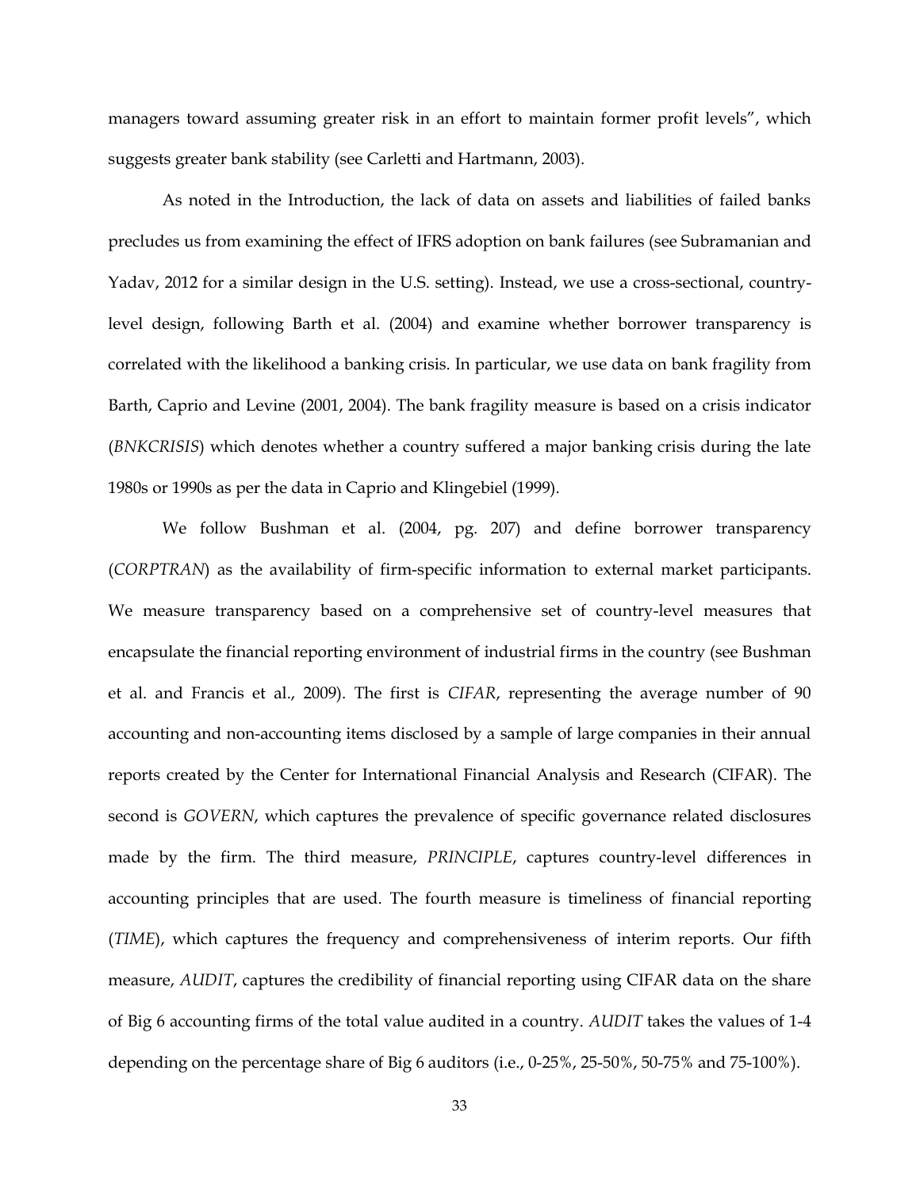managers toward assuming greater risk in an effort to maintain former profit levels", which suggests greater bank stability (see Carletti and Hartmann, 2003).

As noted in the Introduction, the lack of data on assets and liabilities of failed banks precludes us from examining the effect of IFRS adoption on bank failures (see Subramanian and Yadav, 2012 for a similar design in the U.S. setting). Instead, we use a cross-sectional, country-level design, following Barth et al. (2004) and examine whether borrower transparency is correlated with the likelihood a banking crisis. In particular, we use data on bank fragility from Barth, Caprio and Levine (2001, 2004). The bank fragility measure is based on a crisis indicator (*BNKCRISIS*) which denotes whether a country suffered a major banking crisis during the late 1980s or 1990s as per the data in Caprio and Klingebiel (1999).

We follow Bushman et al. (2004, pg. 207) and define borrower transparency (*CORPTRAN*) as the availability of firm-specific information to external market participants. We measure transparency based on a comprehensive set of country-level measures that encapsulate the financial reporting environment of industrial firms in the country (see Bushman et al. and Francis et al., 2009). The first is *CIFAR*, representing the average number of 90 accounting and non-accounting items disclosed by a sample of large companies in their annual reports created by the Center for International Financial Analysis and Research (CIFAR). The second is *GOVERN*, which captures the prevalence of specific governance related disclosures made by the firm. The third measure, *PRINCIPLE*, captures country-level differences in accounting principles that are used. The fourth measure is timeliness of financial reporting (*TIME*), which captures the frequency and comprehensiveness of interim reports. Our fifth measure, *AUDIT*, captures the credibility of financial reporting using CIFAR data on the share of Big 6 accounting firms of the total value audited in a country. *AUDIT* takes the values of 1-4 depending on the percentage share of Big 6 auditors (i.e., 0-25%, 25-50%, 50-75% and 75-100%).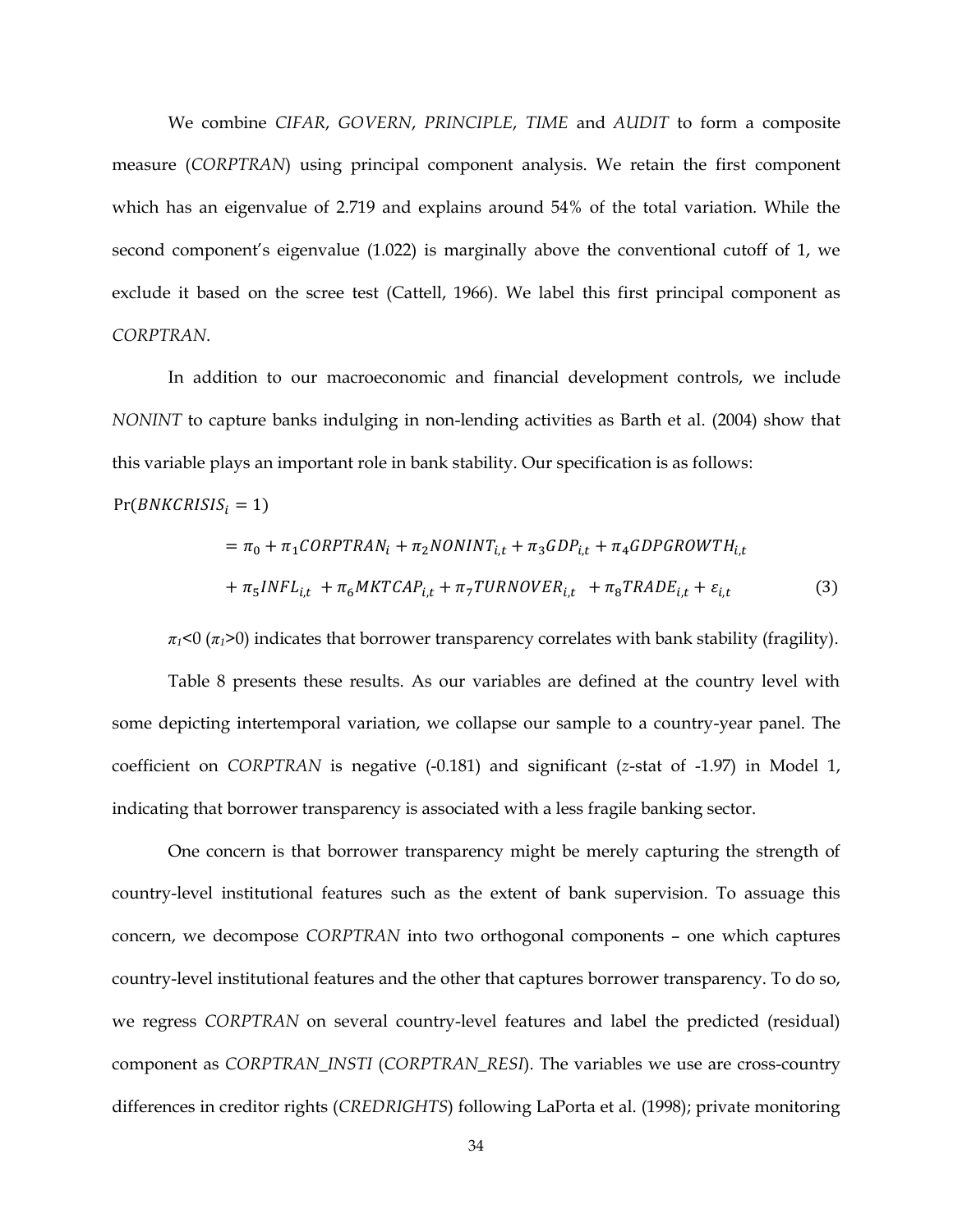We combine *CIFAR*, *GOVERN*, *PRINCIPLE*, *TIME* and *AUDIT* to form a composite measure (*CORPTRAN*) using principal component analysis. We retain the first component which has an eigenvalue of 2.719 and explains around 54% of the total variation. While the second component's eigenvalue (1.022) is marginally above the conventional cutoff of 1, we exclude it based on the scree test (Cattell, 1966). We label this first principal component as *CORPTRAN*.

In addition to our macroeconomic and financial development controls, we include *NONINT* to capture banks indulging in non-lending activities as Barth et al. (2004) show that this variable plays an important role in bank stability. Our specification is as follows:

$$
\begin{aligned}
\Pr(BNKCRISIS_i = 1) \\
&= \pi_0 + \pi_1 CORPTRAN_i + \pi_2 NONINT_{i,t} + \pi_3 GDP_{i,t} + \pi_4 GDPGROWTH_{i,t} \\
&\quad + \pi_5 INFL_{i,t} + \pi_6 MKTCAP_{i,t} + \pi_7 TURNOVER_{i,t} + \pi_8 TRADE_{i,t} + \varepsilon_{i,t} \qquad (3)
\end{aligned}
$$

$\pi_1$<0 ($\pi_1$>0) indicates that borrower transparency correlates with bank stability (fragility).

Table 8 presents these results. As our variables are defined at the country level with some depicting intertemporal variation, we collapse our sample to a country-year panel. The coefficient on *CORPTRAN* is negative (-0.181) and significant (*z*-stat of -1.97) in Model 1, indicating that borrower transparency is associated with a less fragile banking sector.

One concern is that borrower transparency might be merely capturing the strength of country-level institutional features such as the extent of bank supervision. To assuage this concern, we decompose *CORPTRAN* into two orthogonal components – one which captures country-level institutional features and the other that captures borrower transparency. To do so, we regress *CORPTRAN* on several country-level features and label the predicted (residual) component as *CORPTRAN_INSTI* (*CORPTRAN_RESI*). The variables we use are cross-country differences in creditor rights (*CREDRIGHTS*) following LaPorta et al. (1998); private monitoring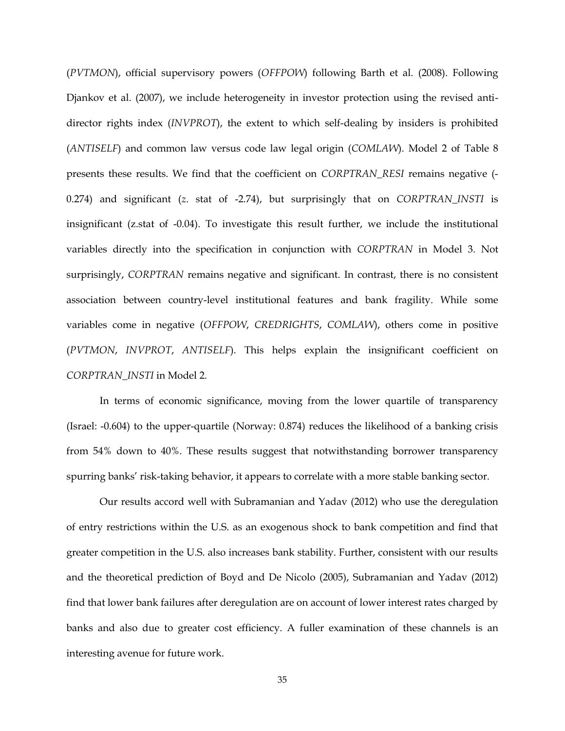(*PVTMON*), official supervisory powers (*OFFPOW*) following Barth et al. (2008). Following Djankov et al. (2007), we include heterogeneity in investor protection using the revised anti-director rights index (*INVPROT*), the extent to which self-dealing by insiders is prohibited (*ANTISELF*) and common law versus code law legal origin (*COMLAW*). Model 2 of Table 8 presents these results. We find that the coefficient on *CORPTRAN_RESI* remains negative (-0.274) and significant (*z*. stat of -2.74), but surprisingly that on *CORPTRAN_INSTI* is insignificant (z.stat of -0.04). To investigate this result further, we include the institutional variables directly into the specification in conjunction with *CORPTRAN* in Model 3. Not surprisingly, *CORPTRAN* remains negative and significant. In contrast, there is no consistent association between country-level institutional features and bank fragility. While some variables come in negative (*OFFPOW*, *CREDRIGHTS*, *COMLAW*), others come in positive (*PVTMON*, *INVPROT*, *ANTISELF*). This helps explain the insignificant coefficient on *CORPTRAN_INSTI* in Model 2.

In terms of economic significance, moving from the lower quartile of transparency (Israel: -0.604) to the upper-quartile (Norway: 0.874) reduces the likelihood of a banking crisis from 54% down to 40%. These results suggest that notwithstanding borrower transparency spurring banks' risk-taking behavior, it appears to correlate with a more stable banking sector.

Our results accord well with Subramanian and Yadav (2012) who use the deregulation of entry restrictions within the U.S. as an exogenous shock to bank competition and find that greater competition in the U.S. also increases bank stability. Further, consistent with our results and the theoretical prediction of Boyd and De Nicolo (2005), Subramanian and Yadav (2012) find that lower bank failures after deregulation are on account of lower interest rates charged by banks and also due to greater cost efficiency. A fuller examination of these channels is an interesting avenue for future work.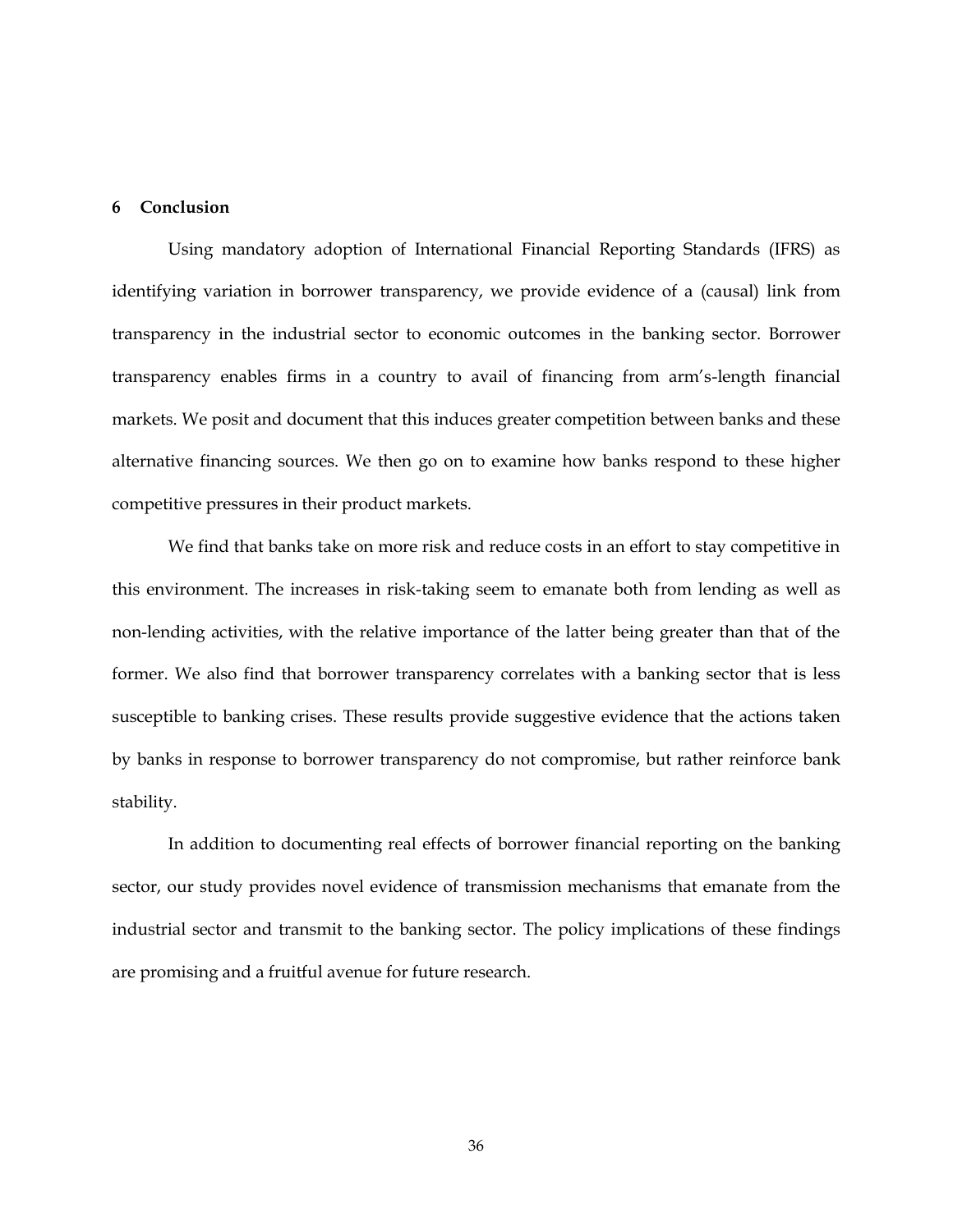## 6 Conclusion

Using mandatory adoption of International Financial Reporting Standards (IFRS) as identifying variation in borrower transparency, we provide evidence of a (causal) link from transparency in the industrial sector to economic outcomes in the banking sector. Borrower transparency enables firms in a country to avail of financing from arm's-length financial markets. We posit and document that this induces greater competition between banks and these alternative financing sources. We then go on to examine how banks respond to these higher competitive pressures in their product markets.

We find that banks take on more risk and reduce costs in an effort to stay competitive in this environment. The increases in risk-taking seem to emanate both from lending as well as non-lending activities, with the relative importance of the latter being greater than that of the former. We also find that borrower transparency correlates with a banking sector that is less susceptible to banking crises. These results provide suggestive evidence that the actions taken by banks in response to borrower transparency do not compromise, but rather reinforce bank stability.

In addition to documenting real effects of borrower financial reporting on the banking sector, our study provides novel evidence of transmission mechanisms that emanate from the industrial sector and transmit to the banking sector. The policy implications of these findings are promising and a fruitful avenue for future research.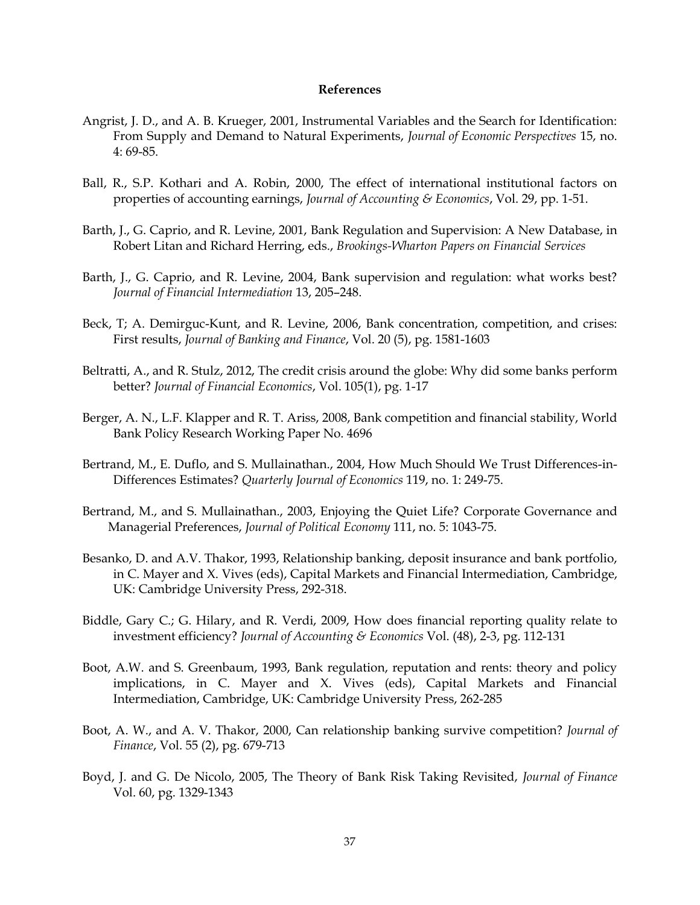## References

Angrist, J. D., and A. B. Krueger, 2001, Instrumental Variables and the Search for Identification: From Supply and Demand to Natural Experiments, *Journal of Economic Perspectives* 15, no. 4: 69-85.

Ball, R., S.P. Kothari and A. Robin, 2000, The effect of international institutional factors on properties of accounting earnings, *Journal of Accounting & Economics*, Vol. 29, pp. 1-51.

Barth, J., G. Caprio, and R. Levine, 2001, Bank Regulation and Supervision: A New Database, in Robert Litan and Richard Herring, eds., *Brookings-Wharton Papers on Financial Services*

Barth, J., G. Caprio, and R. Levine, 2004, Bank supervision and regulation: what works best? *Journal of Financial Intermediation* 13, 205–248.

Beck, T; A. Demirguc-Kunt, and R. Levine, 2006, Bank concentration, competition, and crises: First results, *Journal of Banking and Finance*, Vol. 20 (5), pg. 1581-1603

Beltratti, A., and R. Stulz, 2012, The credit crisis around the globe: Why did some banks perform better? *Journal of Financial Economics*, Vol. 105(1), pg. 1-17

Berger, A. N., L.F. Klapper and R. T. Ariss, 2008, Bank competition and financial stability, World Bank Policy Research Working Paper No. 4696

Bertrand, M., E. Duflo, and S. Mullainathan., 2004, How Much Should We Trust Differences-in-Differences Estimates? *Quarterly Journal of Economics* 119, no. 1: 249-75.

Bertrand, M., and S. Mullainathan., 2003, Enjoying the Quiet Life? Corporate Governance and Managerial Preferences, *Journal of Political Economy* 111, no. 5: 1043-75.

Besanko, D. and A.V. Thakor, 1993, Relationship banking, deposit insurance and bank portfolio, in C. Mayer and X. Vives (eds), Capital Markets and Financial Intermediation, Cambridge, UK: Cambridge University Press, 292-318.

Biddle, Gary C.; G. Hilary, and R. Verdi, 2009, How does financial reporting quality relate to investment efficiency? *Journal of Accounting & Economics* Vol. (48), 2-3, pg. 112-131

Boot, A.W. and S. Greenbaum, 1993, Bank regulation, reputation and rents: theory and policy implications, in C. Mayer and X. Vives (eds), Capital Markets and Financial Intermediation, Cambridge, UK: Cambridge University Press, 262-285

Boot, A. W., and A. V. Thakor, 2000, Can relationship banking survive competition? *Journal of Finance*, Vol. 55 (2), pg. 679-713

Boyd, J. and G. De Nicolo, 2005, The Theory of Bank Risk Taking Revisited, *Journal of Finance* Vol. 60, pg. 1329-1343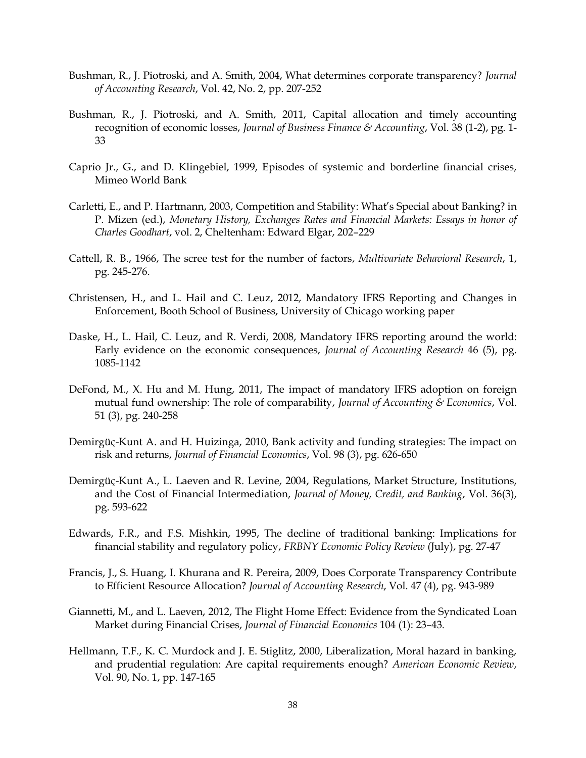Bushman, R., J. Piotroski, and A. Smith, 2004, What determines corporate transparency? *Journal of Accounting Research*, Vol. 42, No. 2, pp. 207-252

Bushman, R., J. Piotroski, and A. Smith, 2011, Capital allocation and timely accounting recognition of economic losses, *Journal of Business Finance & Accounting*, Vol. 38 (1-2), pg. 1-33

Caprio Jr., G., and D. Klingebiel, 1999, Episodes of systemic and borderline financial crises, Mimeo World Bank

Carletti, E., and P. Hartmann, 2003, Competition and Stability: What's Special about Banking? in P. Mizen (ed.), *Monetary History, Exchanges Rates and Financial Markets: Essays in honor of Charles Goodhart*, vol. 2, Cheltenham: Edward Elgar, 202–229

Cattell, R. B., 1966, The scree test for the number of factors, *Multivariate Behavioral Research*, 1, pg. 245-276.

Christensen, H., and L. Hail and C. Leuz, 2012, Mandatory IFRS Reporting and Changes in Enforcement, Booth School of Business, University of Chicago working paper

Daske, H., L. Hail, C. Leuz, and R. Verdi, 2008, Mandatory IFRS reporting around the world: Early evidence on the economic consequences, *Journal of Accounting Research* 46 (5), pg. 1085-1142

DeFond, M., X. Hu and M. Hung, 2011, The impact of mandatory IFRS adoption on foreign mutual fund ownership: The role of comparability, *Journal of Accounting & Economics*, Vol. 51 (3), pg. 240-258

Demirgüç-Kunt A. and H. Huizinga, 2010, Bank activity and funding strategies: The impact on risk and returns, *Journal of Financial Economics*, Vol. 98 (3), pg. 626-650

Demirgüç-Kunt A., L. Laeven and R. Levine, 2004, Regulations, Market Structure, Institutions, and the Cost of Financial Intermediation, *Journal of Money, Credit, and Banking*, Vol. 36(3), pg. 593-622

Edwards, F.R., and F.S. Mishkin, 1995, The decline of traditional banking: Implications for financial stability and regulatory policy, *FRBNY Economic Policy Review* (July), pg. 27-47

Francis, J., S. Huang, I. Khurana and R. Pereira, 2009, Does Corporate Transparency Contribute to Efficient Resource Allocation? *Journal of Accounting Research*, Vol. 47 (4), pg. 943-989

Giannetti, M., and L. Laeven, 2012, The Flight Home Effect: Evidence from the Syndicated Loan Market during Financial Crises, *Journal of Financial Economics* 104 (1): 23–43.

Hellmann, T.F., K. C. Murdock and J. E. Stiglitz, 2000, Liberalization, Moral hazard in banking, and prudential regulation: Are capital requirements enough? *American Economic Review*, Vol. 90, No. 1, pp. 147-165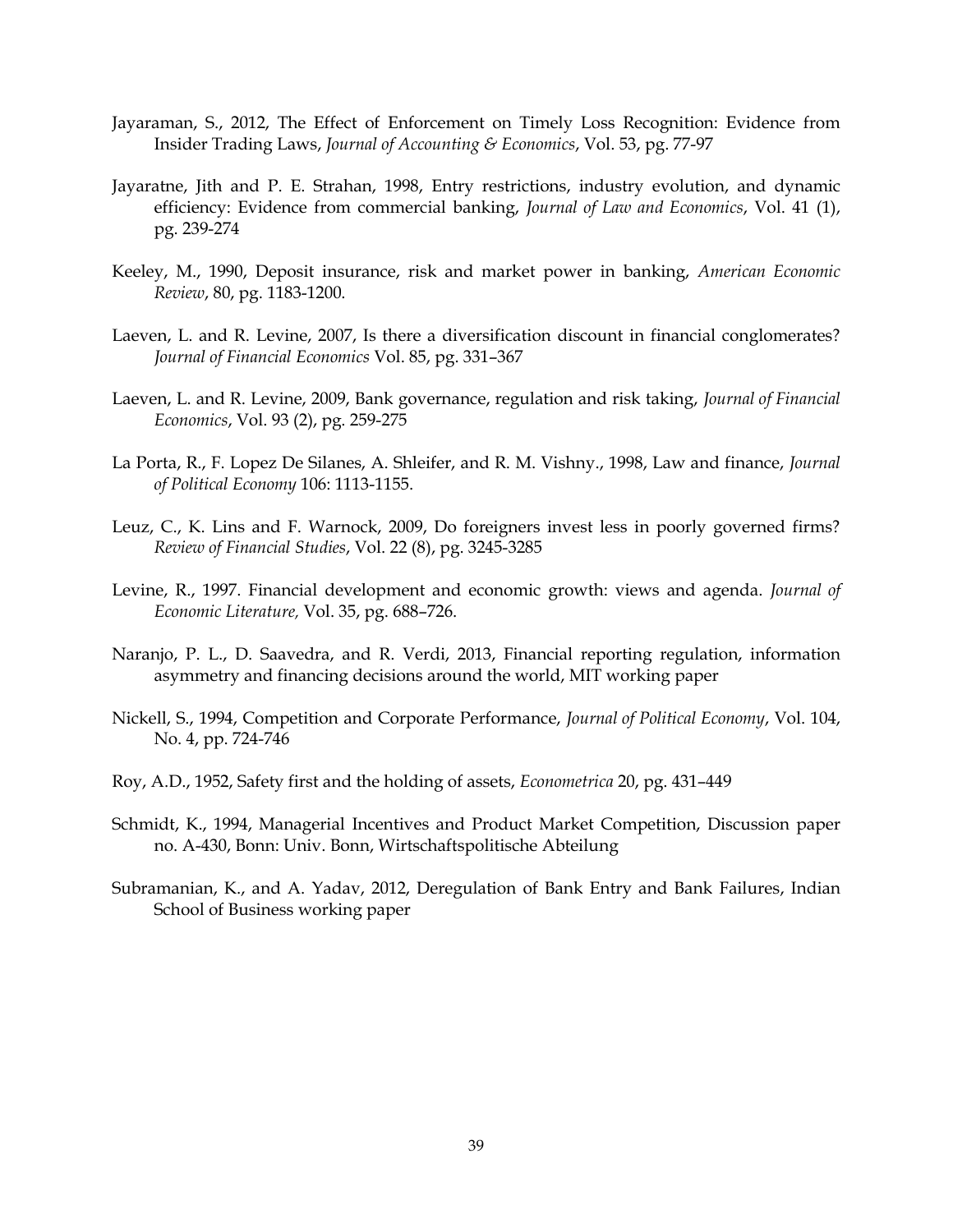Jayaraman, S., 2012, The Effect of Enforcement on Timely Loss Recognition: Evidence from Insider Trading Laws, *Journal of Accounting & Economics*, Vol. 53, pg. 77-97

Jayaratne, Jith and P. E. Strahan, 1998, Entry restrictions, industry evolution, and dynamic efficiency: Evidence from commercial banking, *Journal of Law and Economics*, Vol. 41 (1), pg. 239-274

Keeley, M., 1990, Deposit insurance, risk and market power in banking, *American Economic Review*, 80, pg. 1183-1200.

Laeven, L. and R. Levine, 2007, Is there a diversification discount in financial conglomerates? *Journal of Financial Economics* Vol. 85, pg. 331–367

Laeven, L. and R. Levine, 2009, Bank governance, regulation and risk taking, *Journal of Financial Economics*, Vol. 93 (2), pg. 259-275

La Porta, R., F. Lopez De Silanes, A. Shleifer, and R. M. Vishny., 1998, Law and finance, *Journal of Political Economy* 106: 1113-1155.

Leuz, C., K. Lins and F. Warnock, 2009, Do foreigners invest less in poorly governed firms? *Review of Financial Studies*, Vol. 22 (8), pg. 3245-3285

Levine, R., 1997. Financial development and economic growth: views and agenda. *Journal of Economic Literature,* Vol. 35, pg. 688–726.

Naranjo, P. L., D. Saavedra, and R. Verdi, 2013, Financial reporting regulation, information asymmetry and financing decisions around the world, MIT working paper

Nickell, S., 1994, Competition and Corporate Performance, *Journal of Political Economy*, Vol. 104, No. 4, pp. 724-746

Roy, A.D., 1952, Safety first and the holding of assets, *Econometrica* 20, pg. 431–449

Schmidt, K., 1994, Managerial Incentives and Product Market Competition, Discussion paper no. A-430, Bonn: Univ. Bonn, Wirtschaftspolitische Abteilung

Subramanian, K., and A. Yadav, 2012, Deregulation of Bank Entry and Bank Failures, Indian School of Business working paper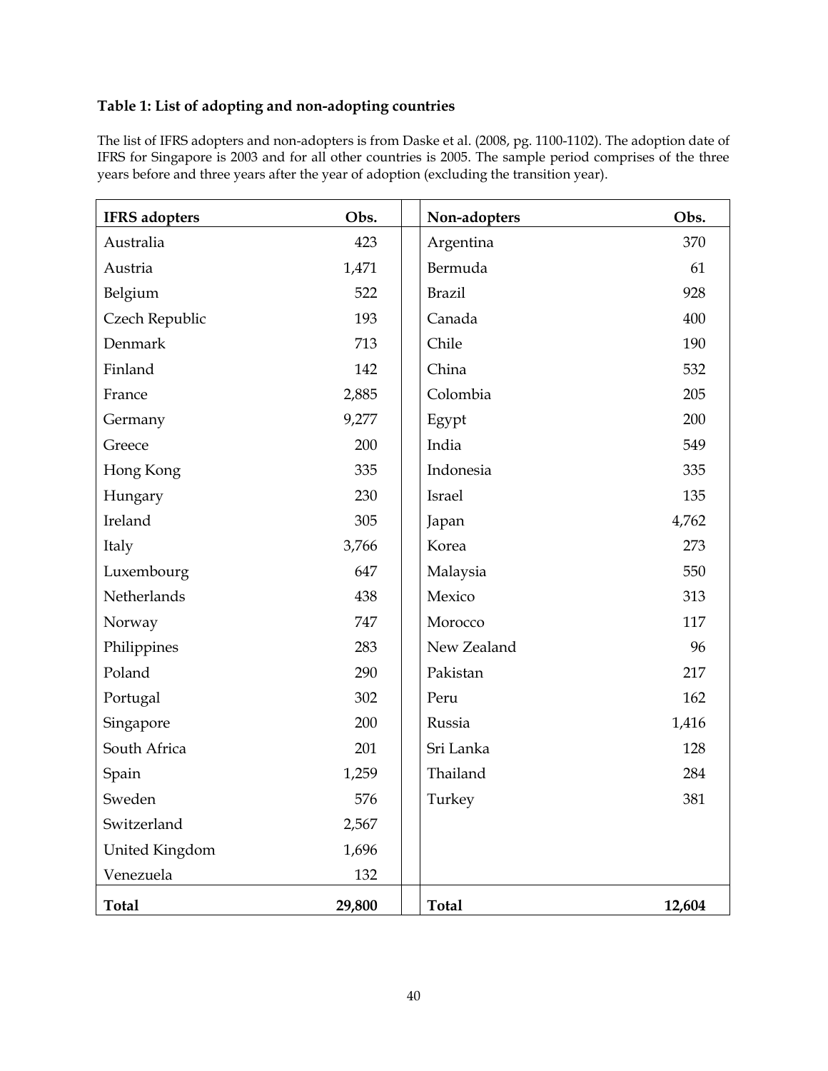**Table 1: List of adopting and non-adopting countries**

The list of IFRS adopters and non-adopters is from Daske et al. (2008, pg. 1100-1102). The adoption date of IFRS for Singapore is 2003 and for all other countries is 2005. The sample period comprises of the three years before and three years after the year of adoption (excluding the transition year).

| IFRS adopters | Obs. | Non-adopters | Obs. |
|---|---|---|---|
| Australia | 423 | Argentina | 370 |
| Austria | 1,471 | Bermuda | 61 |
| Belgium | 522 | Brazil | 928 |
| Czech Republic | 193 | Canada | 400 |
| Denmark | 713 | Chile | 190 |
| Finland | 142 | China | 532 |
| France | 2,885 | Colombia | 205 |
| Germany | 9,277 | Egypt | 200 |
| Greece | 200 | India | 549 |
| Hong Kong | 335 | Indonesia | 335 |
| Hungary | 230 | Israel | 135 |
| Ireland | 305 | Japan | 4,762 |
| Italy | 3,766 | Korea | 273 |
| Luxembourg | 647 | Malaysia | 550 |
| Netherlands | 438 | Mexico | 313 |
| Norway | 747 | Morocco | 117 |
| Philippines | 283 | New Zealand | 96 |
| Poland | 290 | Pakistan | 217 |
| Portugal | 302 | Peru | 162 |
| Singapore | 200 | Russia | 1,416 |
| South Africa | 201 | Sri Lanka | 128 |
| Spain | 1,259 | Thailand | 284 |
| Sweden | 576 | Turkey | 381 |
| Switzerland | 2,567 | | |
| United Kingdom | 1,696 | | |
| Venezuela | 132 | | |
| **Total** | **29,800** | **Total** | **12,604** |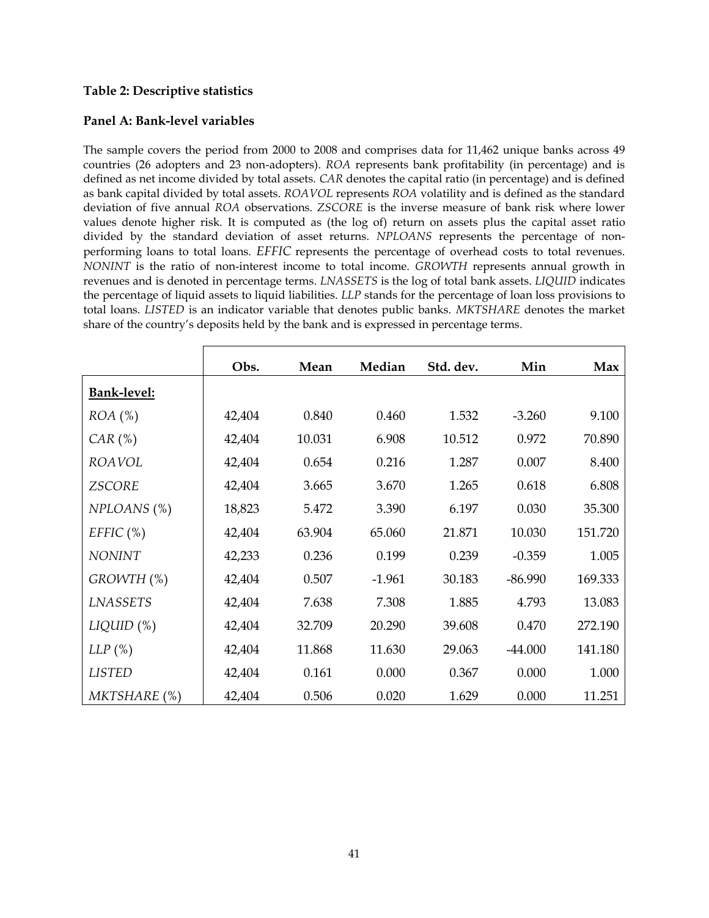### Table 2: Descriptive statistics

#### Panel A: Bank-level variables

The sample covers the period from 2000 to 2008 and comprises data for 11,462 unique banks across 49 countries (26 adopters and 23 non-adopters). *ROA* represents bank profitability (in percentage) and is defined as net income divided by total assets. *CAR* denotes the capital ratio (in percentage) and is defined as bank capital divided by total assets. *ROAVOL* represents *ROA* volatility and is defined as the standard deviation of five annual *ROA* observations. *ZSCORE* is the inverse measure of bank risk where lower values denote higher risk. It is computed as (the log of) return on assets plus the capital asset ratio divided by the standard deviation of asset returns. *NPLOANS* represents the percentage of non-performing loans to total loans. *EFFIC* represents the percentage of overhead costs to total revenues. *NONINT* is the ratio of non-interest income to total income. *GROWTH* represents annual growth in revenues and is denoted in percentage terms. *LNASSETS* is the log of total bank assets. *LIQUID* indicates the percentage of liquid assets to liquid liabilities. *LLP* stands for the percentage of loan loss provisions to total loans. *LISTED* is an indicator variable that denotes public banks. *MKTSHARE* denotes the market share of the country's deposits held by the bank and is expressed in percentage terms.

| | Obs. | Mean | Median | Std. dev. | Min | Max |
|---|---|---|---|---|---|---|
| **Bank-level:** | | | | | | |
| *ROA* (%) | 42,404 | 0.840 | 0.460 | 1.532 | -3.260 | 9.100 |
| *CAR* (%) | 42,404 | 10.031 | 6.908 | 10.512 | 0.972 | 70.890 |
| *ROAVOL* | 42,404 | 0.654 | 0.216 | 1.287 | 0.007 | 8.400 |
| *ZSCORE* | 42,404 | 3.665 | 3.670 | 1.265 | 0.618 | 6.808 |
| *NPLOANS* (%) | 18,823 | 5.472 | 3.390 | 6.197 | 0.030 | 35.300 |
| *EFFIC* (%) | 42,404 | 63.904 | 65.060 | 21.871 | 10.030 | 151.720 |
| *NONINT* | 42,233 | 0.236 | 0.199 | 0.239 | -0.359 | 1.005 |
| *GROWTH* (%) | 42,404 | 0.507 | -1.961 | 30.183 | -86.990 | 169.333 |
| *LNASSETS* | 42,404 | 7.638 | 7.308 | 1.885 | 4.793 | 13.083 |
| *LIQUID* (%) | 42,404 | 32.709 | 20.290 | 39.608 | 0.470 | 272.190 |
| *LLP* (%) | 42,404 | 11.868 | 11.630 | 29.063 | -44.000 | 141.180 |
| *LISTED* | 42,404 | 0.161 | 0.000 | 0.367 | 0.000 | 1.000 |
| *MKTSHARE* (%) | 42,404 | 0.506 | 0.020 | 1.629 | 0.000 | 11.251 |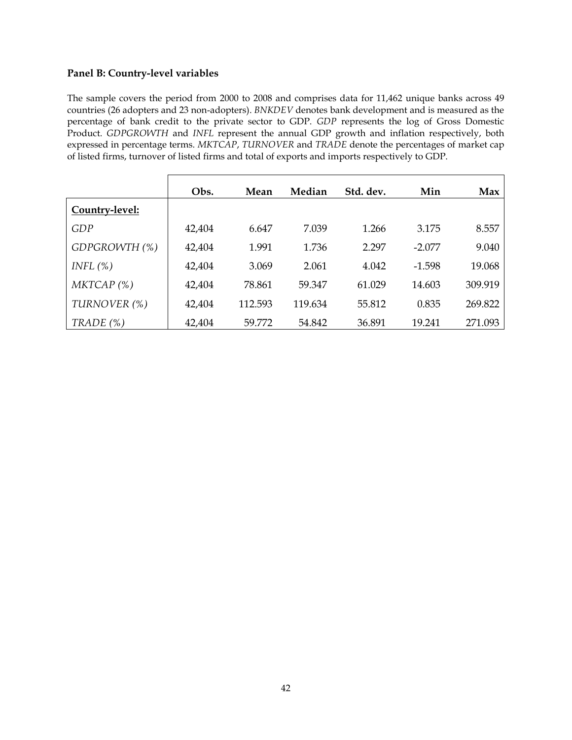**Panel B: Country-level variables**

The sample covers the period from 2000 to 2008 and comprises data for 11,462 unique banks across 49 countries (26 adopters and 23 non-adopters). *BNKDEV* denotes bank development and is measured as the percentage of bank credit to the private sector to GDP. *GDP* represents the log of Gross Domestic Product. *GDPGROWTH* and *INFL* represent the annual GDP growth and inflation respectively, both expressed in percentage terms. *MKTCAP*, *TURNOVER* and *TRADE* denote the percentages of market cap of listed firms, turnover of listed firms and total of exports and imports respectively to GDP.

| | Obs. | Mean | Median | Std. dev. | Min | Max |
|---|---|---|---|---|---|---|
| **Country-level:** | | | | | | |
| *GDP* | 42,404 | 6.647 | 7.039 | 1.266 | 3.175 | 8.557 |
| *GDPGROWTH (%)* | 42,404 | 1.991 | 1.736 | 2.297 | -2.077 | 9.040 |
| *INFL (%)* | 42,404 | 3.069 | 2.061 | 4.042 | -1.598 | 19.068 |
| *MKTCAP (%)* | 42,404 | 78.861 | 59.347 | 61.029 | 14.603 | 309.919 |
| *TURNOVER (%)* | 42,404 | 112.593 | 119.634 | 55.812 | 0.835 | 269.822 |
| *TRADE (%)* | 42,404 | 59.772 | 54.842 | 36.891 | 19.241 | 271.093 |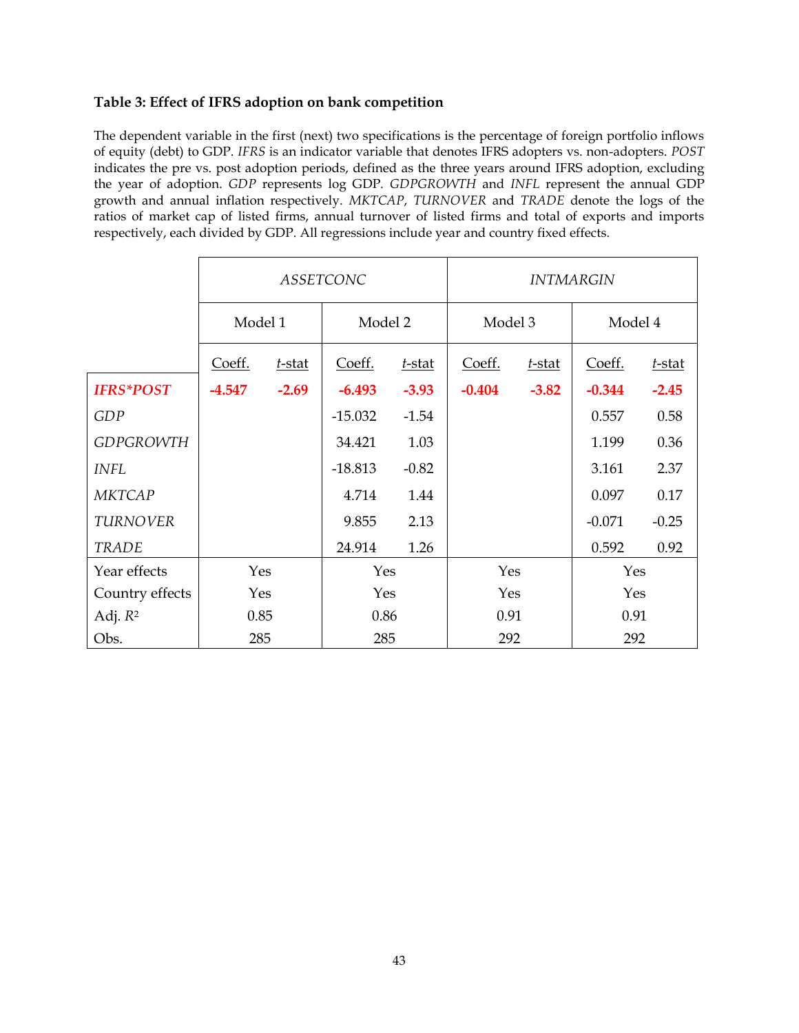### Table 3: Effect of IFRS adoption on bank competition

The dependent variable in the first (next) two specifications is the percentage of foreign portfolio inflows of equity (debt) to GDP. *IFRS* is an indicator variable that denotes IFRS adopters vs. non-adopters. *POST* indicates the pre vs. post adoption periods, defined as the three years around IFRS adoption, excluding the year of adoption. *GDP* represents log GDP. *GDPGROWTH* and *INFL* represent the annual GDP growth and annual inflation respectively. *MKTCAP*, *TURNOVER* and *TRADE* denote the logs of the ratios of market cap of listed firms, annual turnover of listed firms and total of exports and imports respectively, each divided by GDP. All regressions include year and country fixed effects.

| | *ASSETCONC* | | | | *INTMARGIN* | | | |
|---|---|---|---|---|---|---|---|---|
| | Model 1 | | Model 2 | | Model 3 | | Model 4 | |
| | Coeff. | *t*-stat | Coeff. | *t*-stat | Coeff. | *t*-stat | Coeff. | *t*-stat |
| ***IFRS*POST*** | **-4.547** | **-2.69** | **-6.493** | **-3.93** | **-0.404** | **-3.82** | **-0.344** | **-2.45** |
| *GDP* | | | -15.032 | -1.54 | | | 0.557 | 0.58 |
| *GDPGROWTH* | | | 34.421 | 1.03 | | | 1.199 | 0.36 |
| *INFL* | | | -18.813 | -0.82 | | | 3.161 | 2.37 |
| *MKTCAP* | | | 4.714 | 1.44 | | | 0.097 | 0.17 |
| *TURNOVER* | | | 9.855 | 2.13 | | | -0.071 | -0.25 |
| *TRADE* | | | 24.914 | 1.26 | | | 0.592 | 0.92 |
| Year effects | Yes | | Yes | | Yes | | Yes | |
| Country effects | Yes | | Yes | | Yes | | Yes | |
| Adj. $R^2$ | 0.85 | | 0.86 | | 0.91 | | 0.91 | |
| Obs. | 285 | | 285 | | 292 | | 292 | |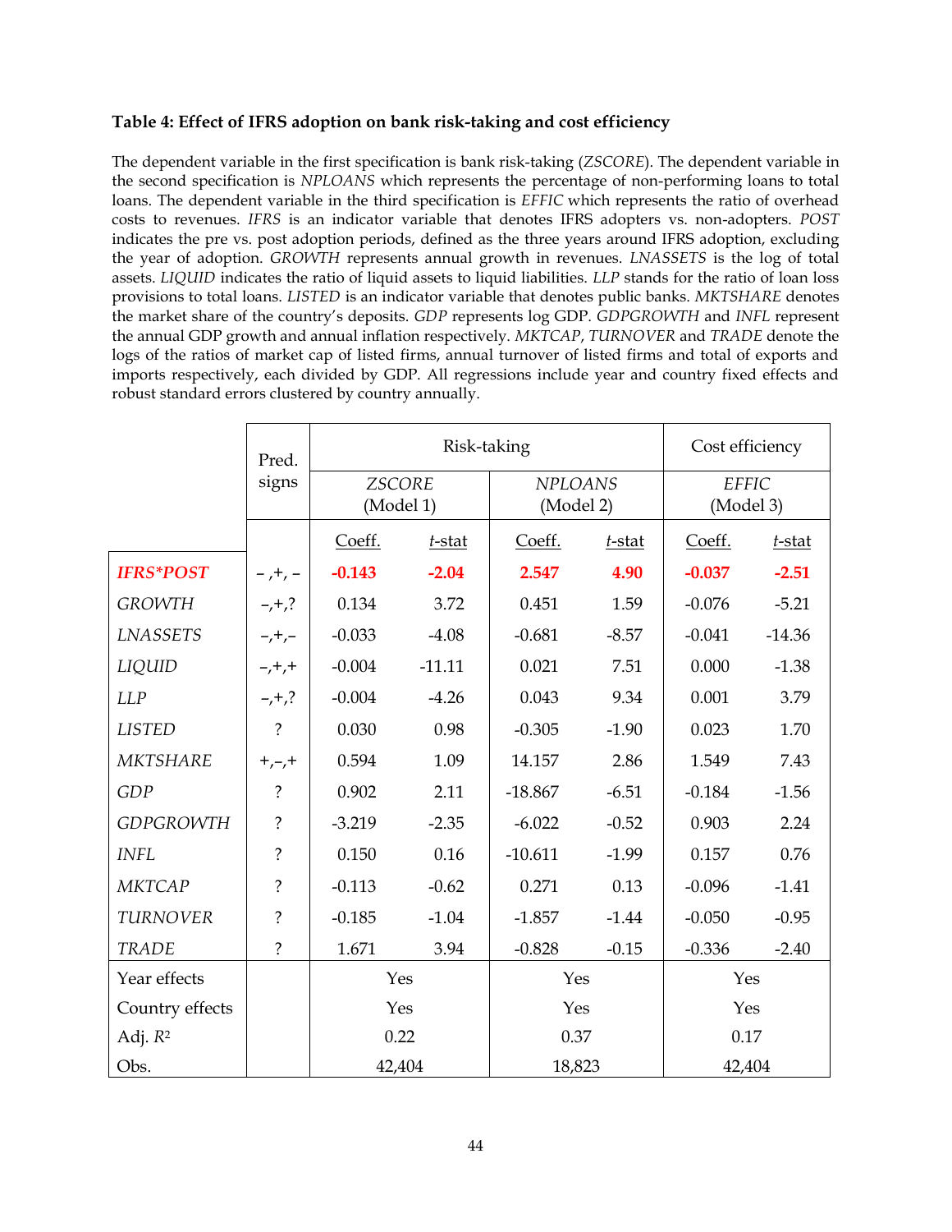### Table 4: Effect of IFRS adoption on bank risk-taking and cost efficiency

The dependent variable in the first specification is bank risk-taking (*ZSCORE*). The dependent variable in the second specification is *NPLOANS* which represents the percentage of non-performing loans to total loans. The dependent variable in the third specification is *EFFIC* which represents the ratio of overhead costs to revenues. *IFRS* is an indicator variable that denotes IFRS adopters vs. non-adopters. *POST* indicates the pre vs. post adoption periods, defined as the three years around IFRS adoption, excluding the year of adoption. *GROWTH* represents annual growth in revenues. *LNASSETS* is the log of total assets. *LIQUID* indicates the ratio of liquid assets to liquid liabilities. *LLP* stands for the ratio of loan loss provisions to total loans. *LISTED* is an indicator variable that denotes public banks. *MKTSHARE* denotes the market share of the country's deposits. *GDP* represents log GDP. *GDPGROWTH* and *INFL* represent the annual GDP growth and annual inflation respectively. *MKTCAP*, *TURNOVER* and *TRADE* denote the logs of the ratios of market cap of listed firms, annual turnover of listed firms and total of exports and imports respectively, each divided by GDP. All regressions include year and country fixed effects and robust standard errors clustered by country annually.

| | Pred. signs | Risk-taking | | | | Cost efficiency | |
|---|---|---|---|---|---|---|---|
| | | *ZSCORE* (Model 1) | | *NPLOANS* (Model 2) | | *EFFIC* (Model 3) | |
| | | Coeff. | *t*-stat | Coeff. | *t*-stat | Coeff. | *t*-stat |
| ***IFRS*POST*** | – ,+, – | **-0.143** | **-2.04** | **2.547** | **4.90** | **-0.037** | **-2.51** |
| *GROWTH* | –,+,? | 0.134 | 3.72 | 0.451 | 1.59 | -0.076 | -5.21 |
| *LNASSETS* | –,+,– | -0.033 | -4.08 | -0.681 | -8.57 | -0.041 | -14.36 |
| *LIQUID* | –,+,+ | -0.004 | -11.11 | 0.021 | 7.51 | 0.000 | -1.38 |
| *LLP* | –,+,? | -0.004 | -4.26 | 0.043 | 9.34 | 0.001 | 3.79 |
| *LISTED* | ? | 0.030 | 0.98 | -0.305 | -1.90 | 0.023 | 1.70 |
| *MKTSHARE* | +,–,+ | 0.594 | 1.09 | 14.157 | 2.86 | 1.549 | 7.43 |
| *GDP* | ? | 0.902 | 2.11 | -18.867 | -6.51 | -0.184 | -1.56 |
| *GDPGROWTH* | ? | -3.219 | -2.35 | -6.022 | -0.52 | 0.903 | 2.24 |
| *INFL* | ? | 0.150 | 0.16 | -10.611 | -1.99 | 0.157 | 0.76 |
| *MKTCAP* | ? | -0.113 | -0.62 | 0.271 | 0.13 | -0.096 | -1.41 |
| *TURNOVER* | ? | -0.185 | -1.04 | -1.857 | -1.44 | -0.050 | -0.95 |
| *TRADE* | ? | 1.671 | 3.94 | -0.828 | -0.15 | -0.336 | -2.40 |
| Year effects | | Yes | | Yes | | Yes | |
| Country effects | | Yes | | Yes | | Yes | |
| Adj. $R^2$ | | 0.22 | | 0.37 | | 0.17 | |
| Obs. | | 42,404 | | 18,823 | | 42,404 | |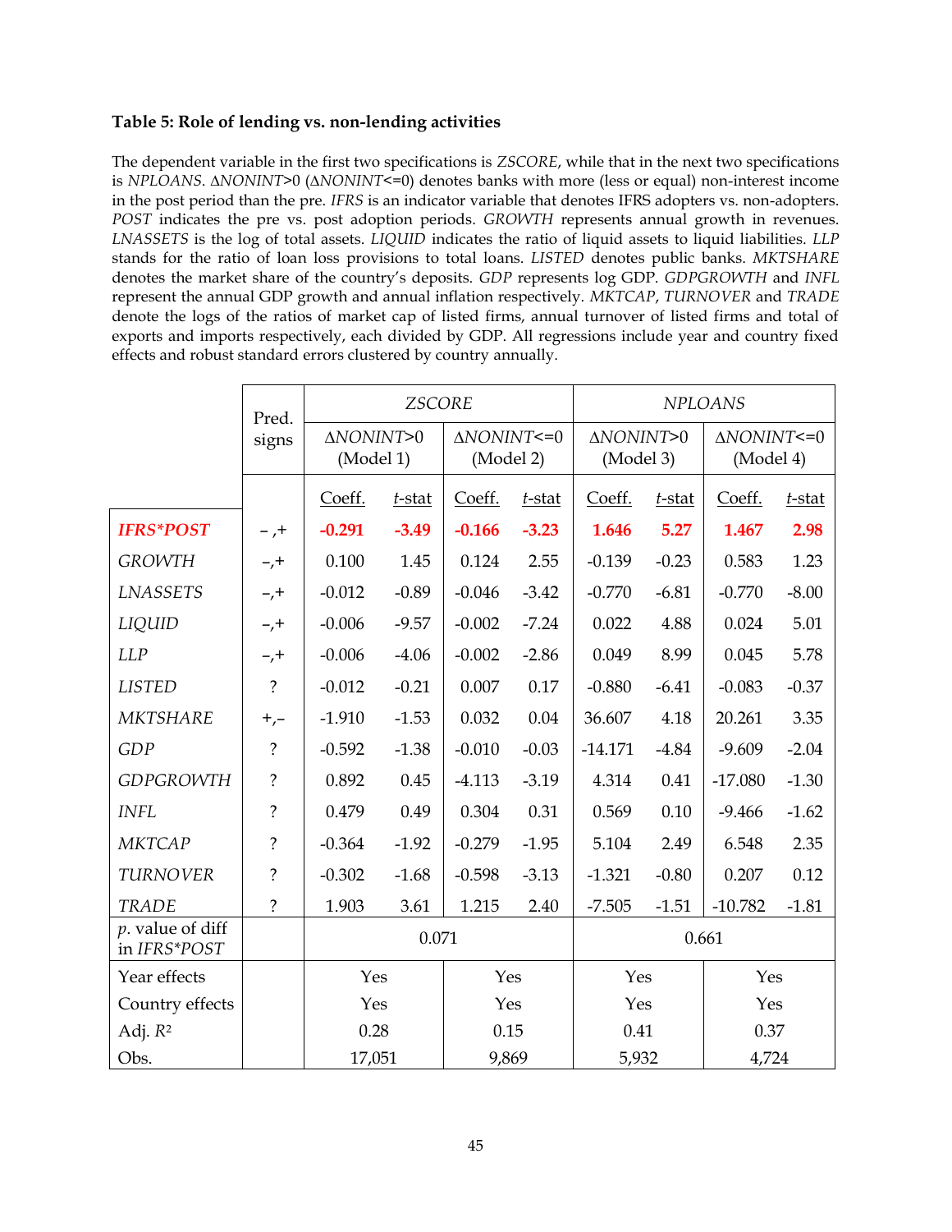### Table 5: Role of lending vs. non-lending activities

The dependent variable in the first two specifications is *ZSCORE*, while that in the next two specifications is *NPLOANS*. Δ*NONINT*>0 (Δ*NONINT*<=0) denotes banks with more (less or equal) non-interest income in the post period than the pre. *IFRS* is an indicator variable that denotes IFRS adopters vs. non-adopters. *POST* indicates the pre vs. post adoption periods. *GROWTH* represents annual growth in revenues. *LNASSETS* is the log of total assets. *LIQUID* indicates the ratio of liquid assets to liquid liabilities. *LLP* stands for the ratio of loan loss provisions to total loans. *LISTED* denotes public banks. *MKTSHARE* denotes the market share of the country's deposits. *GDP* represents log GDP. *GDPGROWTH* and *INFL* represent the annual GDP growth and annual inflation respectively. *MKTCAP*, *TURNOVER* and *TRADE* denote the logs of the ratios of market cap of listed firms, annual turnover of listed firms and total of exports and imports respectively, each divided by GDP. All regressions include year and country fixed effects and robust standard errors clustered by country annually.

| | Pred. signs | *ZSCORE* | | | | *NPLOANS* | | | |
|---|---|---|---|---|---|---|---|---|---|
| | | Δ*NONINT*>0 (Model 1) | | Δ*NONINT*<=0 (Model 2) | | Δ*NONINT*>0 (Model 3) | | Δ*NONINT*<=0 (Model 4) | |
| | | Coeff. | *t*-stat | Coeff. | *t*-stat | Coeff. | *t*-stat | Coeff. | *t*-stat |
| ***IFRS*POST*** | –,+ | **-0.291** | **-3.49** | **-0.166** | **-3.23** | **1.646** | **5.27** | **1.467** | **2.98** |
| *GROWTH* | –,+ | 0.100 | 1.45 | 0.124 | 2.55 | -0.139 | -0.23 | 0.583 | 1.23 |
| *LNASSETS* | –,+ | -0.012 | -0.89 | -0.046 | -3.42 | -0.770 | -6.81 | -0.770 | -8.00 |
| *LIQUID* | –,+ | -0.006 | -9.57 | -0.002 | -7.24 | 0.022 | 4.88 | 0.024 | 5.01 |
| *LLP* | –,+ | -0.006 | -4.06 | -0.002 | -2.86 | 0.049 | 8.99 | 0.045 | 5.78 |
| *LISTED* | ? | -0.012 | -0.21 | 0.007 | 0.17 | -0.880 | -6.41 | -0.083 | -0.37 |
| *MKTSHARE* | +,– | -1.910 | -1.53 | 0.032 | 0.04 | 36.607 | 4.18 | 20.261 | 3.35 |
| *GDP* | ? | -0.592 | -1.38 | -0.010 | -0.03 | -14.171 | -4.84 | -9.609 | -2.04 |
| *GDPGROWTH* | ? | 0.892 | 0.45 | -4.113 | -3.19 | 4.314 | 0.41 | -17.080 | -1.30 |
| *INFL* | ? | 0.479 | 0.49 | 0.304 | 0.31 | 0.569 | 0.10 | -9.466 | -1.62 |
| *MKTCAP* | ? | -0.364 | -1.92 | -0.279 | -1.95 | 5.104 | 2.49 | 6.548 | 2.35 |
| *TURNOVER* | ? | -0.302 | -1.68 | -0.598 | -3.13 | -1.321 | -0.80 | 0.207 | 0.12 |
| *TRADE* | ? | 1.903 | 3.61 | 1.215 | 2.40 | -7.505 | -1.51 | -10.782 | -1.81 |
| *p*. value of diff in *IFRS*POST* | | 0.071 | | | | 0.661 | | | |
| Year effects | | Yes | | Yes | | Yes | | Yes | |
| Country effects | | Yes | | Yes | | Yes | | Yes | |
| Adj. $R^2$ | | 0.28 | | 0.15 | | 0.41 | | 0.37 | |
| Obs. | | 17,051 | | 9,869 | | 5,932 | | 4,724 | |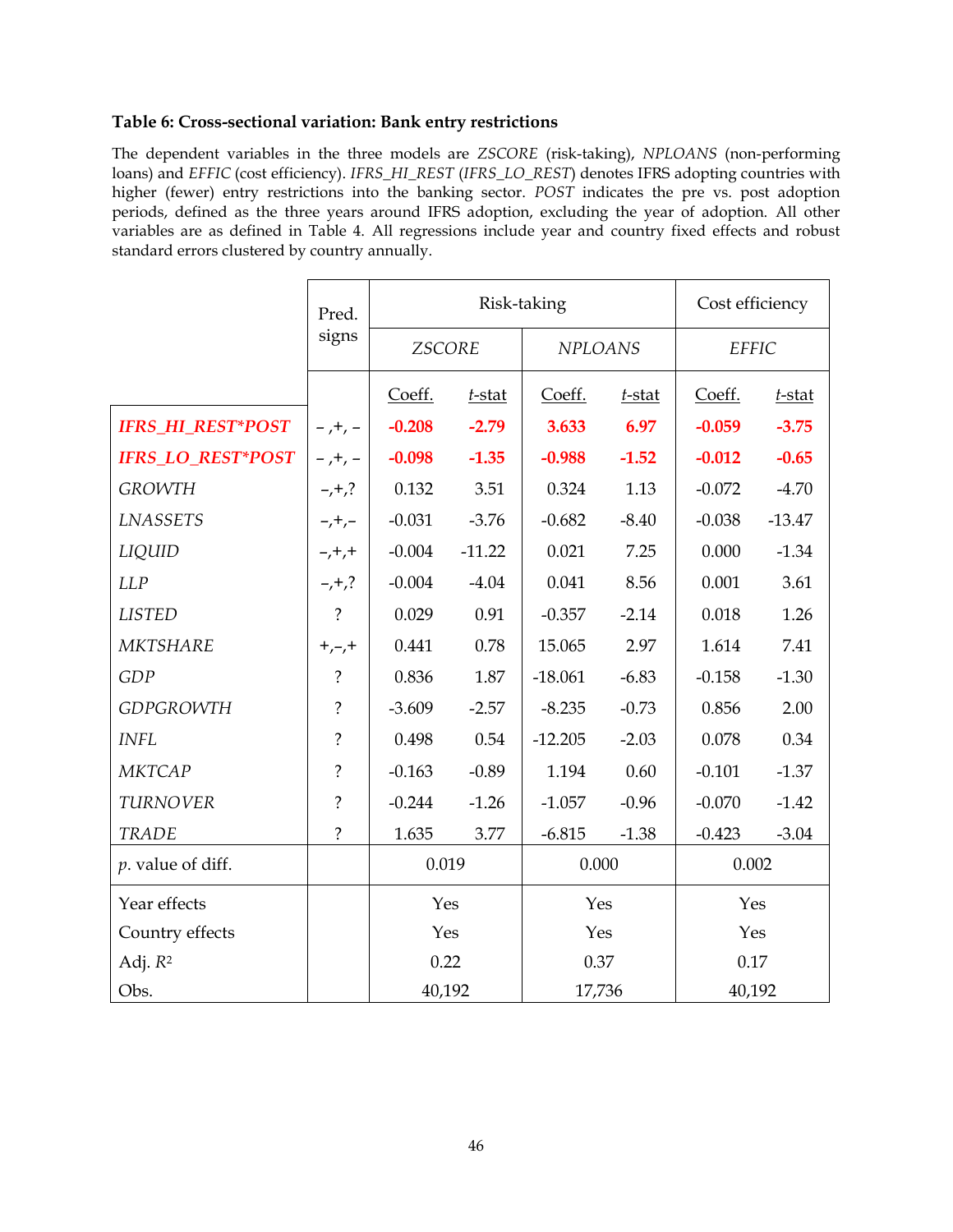### Table 6: Cross-sectional variation: Bank entry restrictions

The dependent variables in the three models are *ZSCORE* (risk-taking), *NPLOANS* (non-performing loans) and *EFFIC* (cost efficiency). *IFRS_HI_REST* (*IFRS_LO_REST*) denotes IFRS adopting countries with higher (fewer) entry restrictions into the banking sector. *POST* indicates the pre vs. post adoption periods, defined as the three years around IFRS adoption, excluding the year of adoption. All other variables are as defined in Table 4. All regressions include year and country fixed effects and robust standard errors clustered by country annually.

| | Pred. signs | Risk-taking | | | | Cost efficiency | |
|---|---|---|---|---|---|---|---|
| | | *ZSCORE* | | *NPLOANS* | | *EFFIC* | |
| | | Coeff. | *t*-stat | Coeff. | *t*-stat | Coeff. | *t*-stat |
| ***IFRS_HI_REST*POST*** | – ,+, – | **-0.208** | **-2.79** | **3.633** | **6.97** | **-0.059** | **-3.75** |
| ***IFRS_LO_REST*POST*** | – ,+, – | **-0.098** | **-1.35** | **-0.988** | **-1.52** | **-0.012** | **-0.65** |
| *GROWTH* | –,+,? | 0.132 | 3.51 | 0.324 | 1.13 | -0.072 | -4.70 |
| *LNASSETS* | –,+,– | -0.031 | -3.76 | -0.682 | -8.40 | -0.038 | -13.47 |
| *LIQUID* | –,+,+ | -0.004 | -11.22 | 0.021 | 7.25 | 0.000 | -1.34 |
| *LLP* | –,+,? | -0.004 | -4.04 | 0.041 | 8.56 | 0.001 | 3.61 |
| *LISTED* | ? | 0.029 | 0.91 | -0.357 | -2.14 | 0.018 | 1.26 |
| *MKTSHARE* | +,–,+ | 0.441 | 0.78 | 15.065 | 2.97 | 1.614 | 7.41 |
| *GDP* | ? | 0.836 | 1.87 | -18.061 | -6.83 | -0.158 | -1.30 |
| *GDPGROWTH* | ? | -3.609 | -2.57 | -8.235 | -0.73 | 0.856 | 2.00 |
| *INFL* | ? | 0.498 | 0.54 | -12.205 | -2.03 | 0.078 | 0.34 |
| *MKTCAP* | ? | -0.163 | -0.89 | 1.194 | 0.60 | -0.101 | -1.37 |
| *TURNOVER* | ? | -0.244 | -1.26 | -1.057 | -0.96 | -0.070 | -1.42 |
| *TRADE* | ? | 1.635 | 3.77 | -6.815 | -1.38 | -0.423 | -3.04 |
| *p*. value of diff. | | 0.019 | | 0.000 | | 0.002 | |
| Year effects | | Yes | | Yes | | Yes | |
| Country effects | | Yes | | Yes | | Yes | |
| Adj. $R^2$ | | 0.22 | | 0.37 | | 0.17 | |
| Obs. | | 40,192 | | 17,736 | | 40,192 | |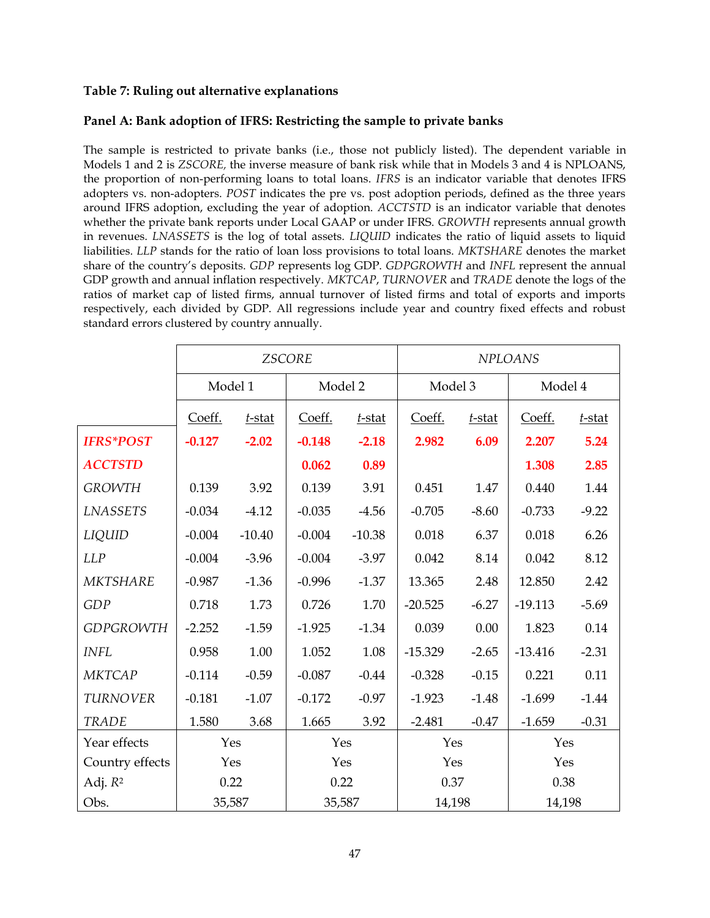### Table 7: Ruling out alternative explanations

### Panel A: Bank adoption of IFRS: Restricting the sample to private banks

The sample is restricted to private banks (i.e., those not publicly listed). The dependent variable in Models 1 and 2 is *ZSCORE*, the inverse measure of bank risk while that in Models 3 and 4 is NPLOANS, the proportion of non-performing loans to total loans. *IFRS* is an indicator variable that denotes IFRS adopters vs. non-adopters. *POST* indicates the pre vs. post adoption periods, defined as the three years around IFRS adoption, excluding the year of adoption. *ACCTSTD* is an indicator variable that denotes whether the private bank reports under Local GAAP or under IFRS. *GROWTH* represents annual growth in revenues. *LNASSETS* is the log of total assets. *LIQUID* indicates the ratio of liquid assets to liquid liabilities. *LLP* stands for the ratio of loan loss provisions to total loans. *MKTSHARE* denotes the market share of the country's deposits. *GDP* represents log GDP. *GDPGROWTH* and *INFL* represent the annual GDP growth and annual inflation respectively. *MKTCAP*, *TURNOVER* and *TRADE* denote the logs of the ratios of market cap of listed firms, annual turnover of listed firms and total of exports and imports respectively, each divided by GDP. All regressions include year and country fixed effects and robust standard errors clustered by country annually.

| | *ZSCORE* | | | | *NPLOANS* | | | |
|---|---|---|---|---|---|---|---|---|
| | Model 1 | | Model 2 | | Model 3 | | Model 4 | |
| | Coeff. | *t*-stat | Coeff. | *t*-stat | Coeff. | *t*-stat | Coeff. | *t*-stat |
| ***IFRS*POST*** | **-0.127** | **-2.02** | **-0.148** | **-2.18** | **2.982** | **6.09** | **2.207** | **5.24** |
| ***ACCTSTD*** | | | **0.062** | **0.89** | | | **1.308** | **2.85** |
| *GROWTH* | 0.139 | 3.92 | 0.139 | 3.91 | 0.451 | 1.47 | 0.440 | 1.44 |
| *LNASSETS* | -0.034 | -4.12 | -0.035 | -4.56 | -0.705 | -8.60 | -0.733 | -9.22 |
| *LIQUID* | -0.004 | -10.40 | -0.004 | -10.38 | 0.018 | 6.37 | 0.018 | 6.26 |
| *LLP* | -0.004 | -3.96 | -0.004 | -3.97 | 0.042 | 8.14 | 0.042 | 8.12 |
| *MKTSHARE* | -0.987 | -1.36 | -0.996 | -1.37 | 13.365 | 2.48 | 12.850 | 2.42 |
| *GDP* | 0.718 | 1.73 | 0.726 | 1.70 | -20.525 | -6.27 | -19.113 | -5.69 |
| *GDPGROWTH* | -2.252 | -1.59 | -1.925 | -1.34 | 0.039 | 0.00 | 1.823 | 0.14 |
| *INFL* | 0.958 | 1.00 | 1.052 | 1.08 | -15.329 | -2.65 | -13.416 | -2.31 |
| *MKTCAP* | -0.114 | -0.59 | -0.087 | -0.44 | -0.328 | -0.15 | 0.221 | 0.11 |
| *TURNOVER* | -0.181 | -1.07 | -0.172 | -0.97 | -1.923 | -1.48 | -1.699 | -1.44 |
| *TRADE* | 1.580 | 3.68 | 1.665 | 3.92 | -2.481 | -0.47 | -1.659 | -0.31 |
| Year effects | Yes | | Yes | | Yes | | Yes | |
| Country effects | Yes | | Yes | | Yes | | Yes | |
| Adj. $R^2$ | 0.22 | | 0.22 | | 0.37 | | 0.38 | |
| Obs. | 35,587 | | 35,587 | | 14,198 | | 14,198 | |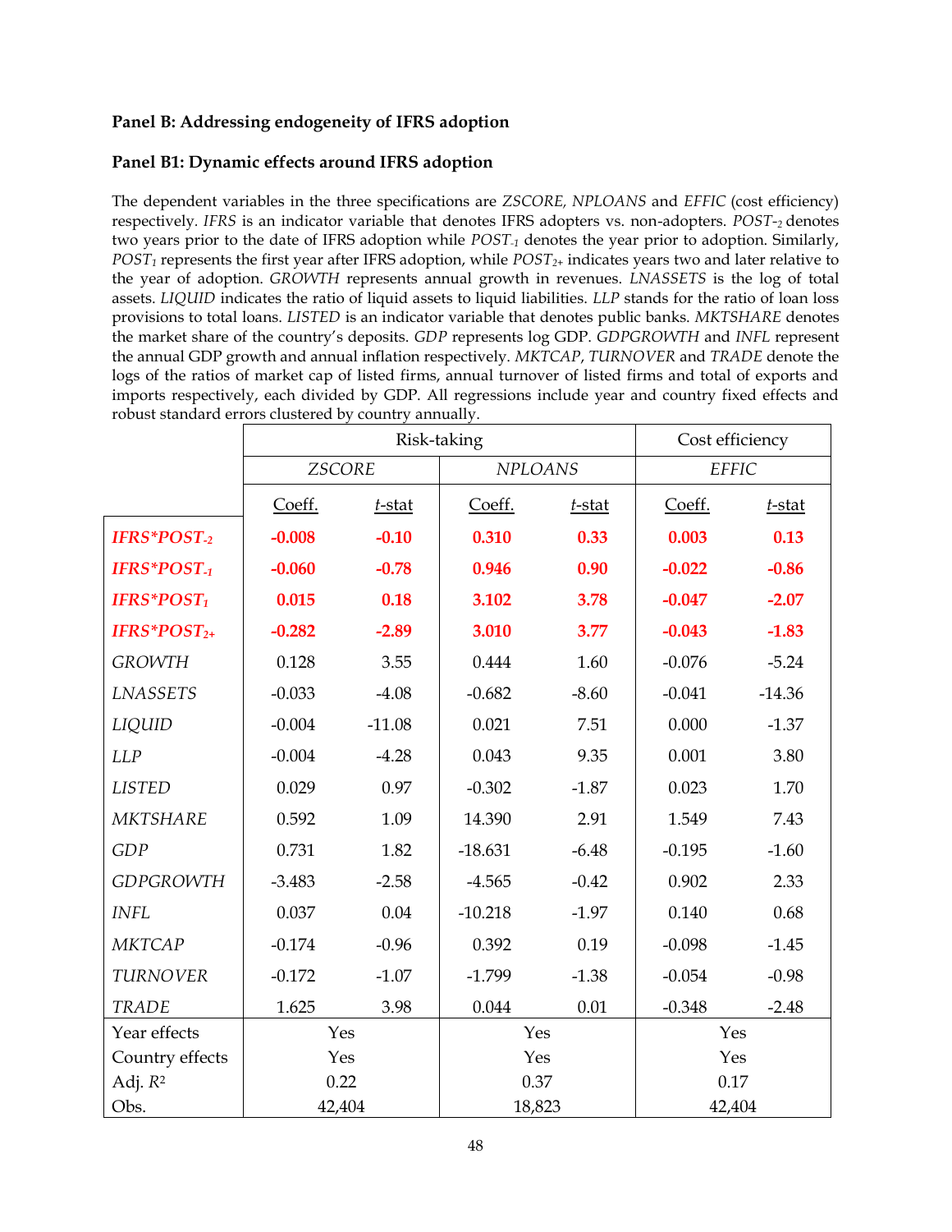**Panel B: Addressing endogeneity of IFRS adoption**

**Panel B1: Dynamic effects around IFRS adoption**

The dependent variables in the three specifications are *ZSCORE, NPLOANS* and *EFFIC* (cost efficiency) respectively. *IFRS* is an indicator variable that denotes IFRS adopters vs. non-adopters. $POST_{-2}$ denotes two years prior to the date of IFRS adoption while $POST_{-1}$ denotes the year prior to adoption. Similarly, $POST_{1}$ represents the first year after IFRS adoption, while $POST_{2+}$ indicates years two and later relative to the year of adoption. *GROWTH* represents annual growth in revenues. *LNASSETS* is the log of total assets. *LIQUID* indicates the ratio of liquid assets to liquid liabilities. *LLP* stands for the ratio of loan loss provisions to total loans. *LISTED* is an indicator variable that denotes public banks. *MKTSHARE* denotes the market share of the country's deposits. *GDP* represents log GDP. *GDPGROWTH* and *INFL* represent the annual GDP growth and annual inflation respectively. *MKTCAP*, *TURNOVER* and *TRADE* denote the logs of the ratios of market cap of listed firms, annual turnover of listed firms and total of exports and imports respectively, each divided by GDP. All regressions include year and country fixed effects and robust standard errors clustered by country annually.

| | Risk-taking | | | | Cost efficiency | |
|---|---|---|---|---|---|---|
| | *ZSCORE* | | *NPLOANS* | | *EFFIC* | |
| | Coeff. | *t*-stat | Coeff. | *t*-stat | Coeff. | *t*-stat |
| ***IFRS**$POST_{-2}$* | **-0.008** | **-0.10** | **0.310** | **0.33** | **0.003** | **0.13** |
| ***IFRS**$POST_{-1}$* | **-0.060** | **-0.78** | **0.946** | **0.90** | **-0.022** | **-0.86** |
| ***IFRS**$POST_{1}$* | **0.015** | **0.18** | **3.102** | **3.78** | **-0.047** | **-2.07** |
| ***IFRS**$POST_{2+}$* | **-0.282** | **-2.89** | **3.010** | **3.77** | **-0.043** | **-1.83** |
| *GROWTH* | 0.128 | 3.55 | 0.444 | 1.60 | -0.076 | -5.24 |
| *LNASSETS* | -0.033 | -4.08 | -0.682 | -8.60 | -0.041 | -14.36 |
| *LIQUID* | -0.004 | -11.08 | 0.021 | 7.51 | 0.000 | -1.37 |
| *LLP* | -0.004 | -4.28 | 0.043 | 9.35 | 0.001 | 3.80 |
| *LISTED* | 0.029 | 0.97 | -0.302 | -1.87 | 0.023 | 1.70 |
| *MKTSHARE* | 0.592 | 1.09 | 14.390 | 2.91 | 1.549 | 7.43 |
| *GDP* | 0.731 | 1.82 | -18.631 | -6.48 | -0.195 | -1.60 |
| *GDPGROWTH* | -3.483 | -2.58 | -4.565 | -0.42 | 0.902 | 2.33 |
| *INFL* | 0.037 | 0.04 | -10.218 | -1.97 | 0.140 | 0.68 |
| *MKTCAP* | -0.174 | -0.96 | 0.392 | 0.19 | -0.098 | -1.45 |
| *TURNOVER* | -0.172 | -1.07 | -1.799 | -1.38 | -0.054 | -0.98 |
| *TRADE* | 1.625 | 3.98 | 0.044 | 0.01 | -0.348 | -2.48 |
| Year effects | Yes | | Yes | | Yes | |
| Country effects | Yes | | Yes | | Yes | |
| Adj. $R^2$ | 0.22 | | 0.37 | | 0.17 | |
| Obs. | 42,404 | | 18,823 | | 42,404 | |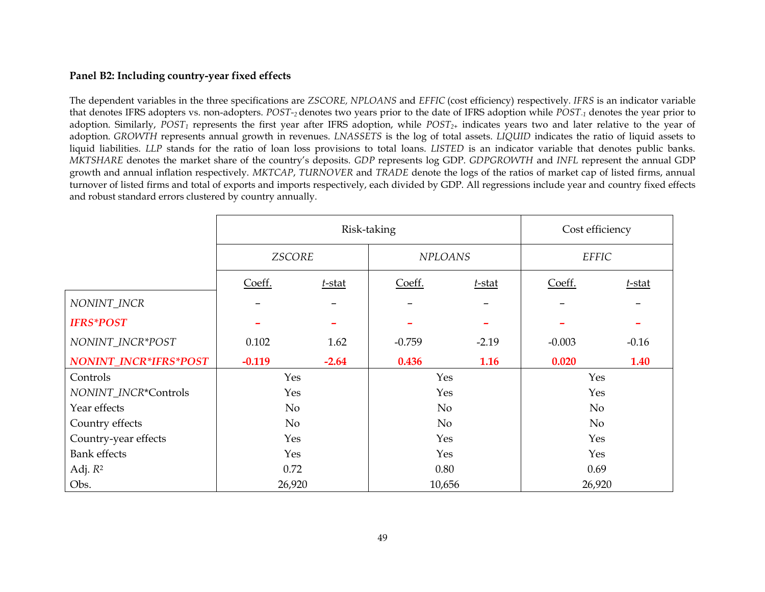**Panel B2: Including country-year fixed effects**

The dependent variables in the three specifications are *ZSCORE, NPLOANS* and *EFFIC* (cost efficiency) respectively. *IFRS* is an indicator variable that denotes IFRS adopters vs. non-adopters. $POST_{-2}$ denotes two years prior to the date of IFRS adoption while $POST_{-1}$ denotes the year prior to adoption. Similarly, $POST_{1}$ represents the first year after IFRS adoption, while $POST_{2+}$ indicates years two and later relative to the year of adoption. *GROWTH* represents annual growth in revenues. *LNASSETS* is the log of total assets. *LIQUID* indicates the ratio of liquid assets to liquid liabilities. *LLP* stands for the ratio of loan loss provisions to total loans. *LISTED* is an indicator variable that denotes public banks. *MKTSHARE* denotes the market share of the country's deposits. *GDP* represents log GDP. *GDPGROWTH* and *INFL* represent the annual GDP growth and annual inflation respectively. *MKTCAP*, *TURNOVER* and *TRADE* denote the logs of the ratios of market cap of listed firms, annual turnover of listed firms and total of exports and imports respectively, each divided by GDP. All regressions include year and country fixed effects and robust standard errors clustered by country annually.

| | Risk-taking | | | | Cost efficiency | |
|---|---|---|---|---|---|---|
| | *ZSCORE* | | *NPLOANS* | | *EFFIC* | |
| | Coeff. | *t*-stat | Coeff. | *t*-stat | Coeff. | *t*-stat |
| *NONINT_INCR* | – | – | – | – | – | – |
| ***IFRS*POST*** | **–** | **–** | **–** | **–** | **–** | **–** |
| *NONINT_INCR*POST* | 0.102 | 1.62 | -0.759 | -2.19 | -0.003 | -0.16 |
| ***NONINT_INCR*IFRS*POST*** | **-0.119** | **-2.64** | **0.436** | **1.16** | **0.020** | **1.40** |
| Controls | Yes | | Yes | | Yes | |
| *NONINT_INCR**Controls | Yes | | Yes | | Yes | |
| Year effects | No | | No | | No | |
| Country effects | No | | No | | No | |
| Country-year effects | Yes | | Yes | | Yes | |
| Bank effects | Yes | | Yes | | Yes | |
| Adj. $R^2$ | 0.72 | | 0.80 | | 0.69 | |
| Obs. | 26,920 | | 10,656 | | 26,920 | |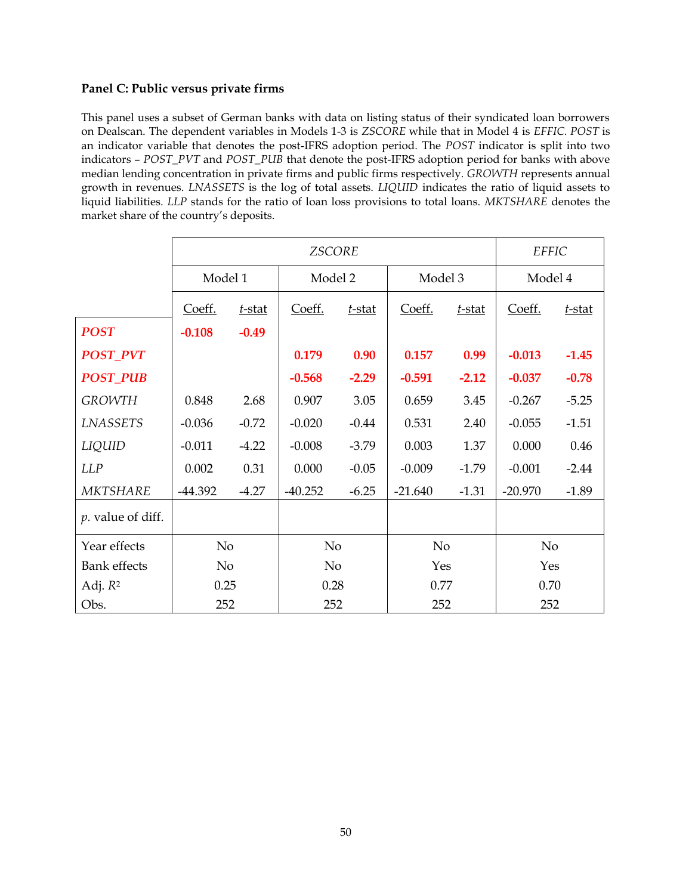### Panel C: Public versus private firms

This panel uses a subset of German banks with data on listing status of their syndicated loan borrowers on Dealscan. The dependent variables in Models 1-3 is *ZSCORE* while that in Model 4 is *EFFIC*. *POST* is an indicator variable that denotes the post-IFRS adoption period. The *POST* indicator is split into two indicators – *POST_PVT* and *POST_PUB* that denote the post-IFRS adoption period for banks with above median lending concentration in private firms and public firms respectively. *GROWTH* represents annual growth in revenues. *LNASSETS* is the log of total assets. *LIQUID* indicates the ratio of liquid assets to liquid liabilities. *LLP* stands for the ratio of loan loss provisions to total loans. *MKTSHARE* denotes the market share of the country's deposits.

| | *ZSCORE* | | | | | | *EFFIC* | |
|---|---|---|---|---|---|---|---|---|
| | Model 1 | | Model 2 | | Model 3 | | Model 4 | |
| | Coeff. | *t*-stat | Coeff. | *t*-stat | Coeff. | *t*-stat | Coeff. | *t*-stat |
| ***POST*** | **-0.108** | **-0.49** | | | | | | |
| ***POST_PVT*** | | | **0.179** | **0.90** | **0.157** | **0.99** | **-0.013** | **-1.45** |
| ***POST_PUB*** | | | **-0.568** | **-2.29** | **-0.591** | **-2.12** | **-0.037** | **-0.78** |
| *GROWTH* | 0.848 | 2.68 | 0.907 | 3.05 | 0.659 | 3.45 | -0.267 | -5.25 |
| *LNASSETS* | -0.036 | -0.72 | -0.020 | -0.44 | 0.531 | 2.40 | -0.055 | -1.51 |
| *LIQUID* | -0.011 | -4.22 | -0.008 | -3.79 | 0.003 | 1.37 | 0.000 | 0.46 |
| *LLP* | 0.002 | 0.31 | 0.000 | -0.05 | -0.009 | -1.79 | -0.001 | -2.44 |
| *MKTSHARE* | -44.392 | -4.27 | -40.252 | -6.25 | -21.640 | -1.31 | -20.970 | -1.89 |
| *p*. value of diff. | | | | | | | | |
| Year effects | No | | No | | No | | No | |
| Bank effects | No | | No | | Yes | | Yes | |
| Adj. $R^2$ | 0.25 | | 0.28 | | 0.77 | | 0.70 | |
| Obs. | 252 | | 252 | | 252 | | 252 | |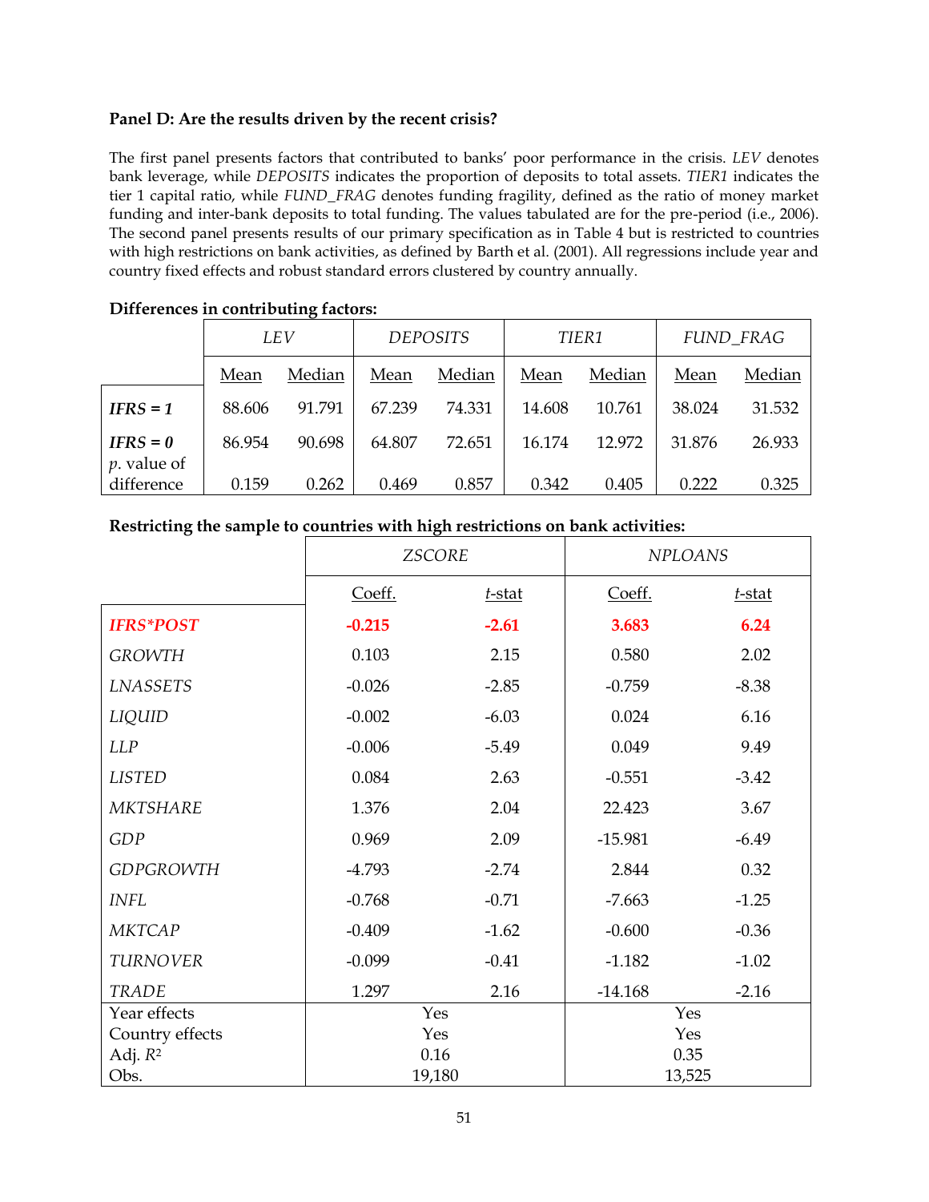**Panel D: Are the results driven by the recent crisis?**

The first panel presents factors that contributed to banks' poor performance in the crisis. *LEV* denotes bank leverage, while *DEPOSITS* indicates the proportion of deposits to total assets. *TIER1* indicates the tier 1 capital ratio, while *FUND_FRAG* denotes funding fragility, defined as the ratio of money market funding and inter-bank deposits to total funding. The values tabulated are for the pre-period (i.e., 2006). The second panel presents results of our primary specification as in Table 4 but is restricted to countries with high restrictions on bank activities, as defined by Barth et al. (2001). All regressions include year and country fixed effects and robust standard errors clustered by country annually.

**Differences in contributing factors:**

| | *LEV* | | *DEPOSITS* | | *TIER1* | | *FUND_FRAG* | |
|---|---|---|---|---|---|---|---|---|
| | Mean | Median | Mean | Median | Mean | Median | Mean | Median |
| ***IFRS = 1*** | 88.606 | 91.791 | 67.239 | 74.331 | 14.608 | 10.761 | 38.024 | 31.532 |
| ***IFRS = 0*** | 86.954 | 90.698 | 64.807 | 72.651 | 16.174 | 12.972 | 31.876 | 26.933 |
| *p*. value of difference | 0.159 | 0.262 | 0.469 | 0.857 | 0.342 | 0.405 | 0.222 | 0.325 |

**Restricting the sample to countries with high restrictions on bank activities:**

| | *ZSCORE* | | *NPLOANS* | |
|---|---|---|---|---|
| | Coeff. | *t*-stat | Coeff. | *t*-stat |
| ***IFRS*POST*** | **-0.215** | **-2.61** | **3.683** | **6.24** |
| *GROWTH* | 0.103 | 2.15 | 0.580 | 2.02 |
| *LNASSETS* | -0.026 | -2.85 | -0.759 | -8.38 |
| *LIQUID* | -0.002 | -6.03 | 0.024 | 6.16 |
| *LLP* | -0.006 | -5.49 | 0.049 | 9.49 |
| *LISTED* | 0.084 | 2.63 | -0.551 | -3.42 |
| *MKTSHARE* | 1.376 | 2.04 | 22.423 | 3.67 |
| *GDP* | 0.969 | 2.09 | -15.981 | -6.49 |
| *GDPGROWTH* | -4.793 | -2.74 | 2.844 | 0.32 |
| *INFL* | -0.768 | -0.71 | -7.663 | -1.25 |
| *MKTCAP* | -0.409 | -1.62 | -0.600 | -0.36 |
| *TURNOVER* | -0.099 | -0.41 | -1.182 | -1.02 |
| *TRADE* | 1.297 | 2.16 | -14.168 | -2.16 |
| Year effects | Yes | | Yes | |
| Country effects | Yes | | Yes | |
| Adj. $R^2$ | 0.16 | | 0.35 | |
| Obs. | 19,180 | | 13,525 | |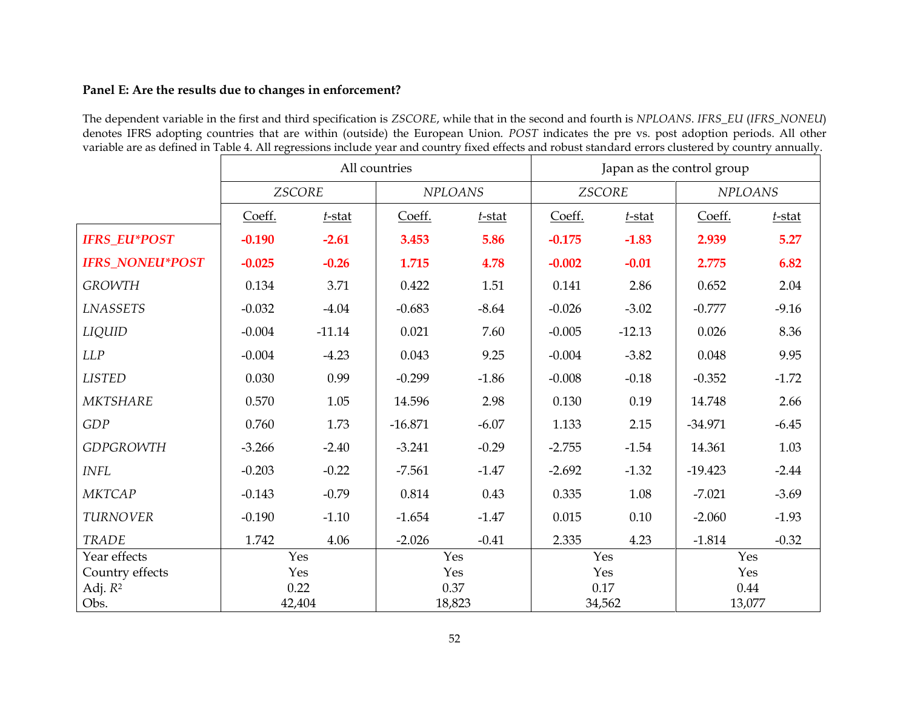**Panel E: Are the results due to changes in enforcement?**

The dependent variable in the first and third specification is *ZSCORE*, while that in the second and fourth is *NPLOANS*. *IFRS_EU* (*IFRS_NONEU*) denotes IFRS adopting countries that are within (outside) the European Union. *POST* indicates the pre vs. post adoption periods. All other variable are as defined in Table 4. All regressions include year and country fixed effects and robust standard errors clustered by country annually.

| | All countries | | | | Japan as the control group | | | |
|---|---|---|---|---|---|---|---|---|
| | *ZSCORE* | | *NPLOANS* | | *ZSCORE* | | *NPLOANS* | |
| | Coeff. | *t*-stat | Coeff. | *t*-stat | Coeff. | *t*-stat | Coeff. | *t*-stat |
| ***IFRS_EU*POST*** | **-0.190** | **-2.61** | **3.453** | **5.86** | **-0.175** | **-1.83** | **2.939** | **5.27** |
| ***IFRS_NONEU*POST*** | **-0.025** | **-0.26** | **1.715** | **4.78** | **-0.002** | **-0.01** | **2.775** | **6.82** |
| *GROWTH* | 0.134 | 3.71 | 0.422 | 1.51 | 0.141 | 2.86 | 0.652 | 2.04 |
| *LNASSETS* | -0.032 | -4.04 | -0.683 | -8.64 | -0.026 | -3.02 | -0.777 | -9.16 |
| *LIQUID* | -0.004 | -11.14 | 0.021 | 7.60 | -0.005 | -12.13 | 0.026 | 8.36 |
| *LLP* | -0.004 | -4.23 | 0.043 | 9.25 | -0.004 | -3.82 | 0.048 | 9.95 |
| *LISTED* | 0.030 | 0.99 | -0.299 | -1.86 | -0.008 | -0.18 | -0.352 | -1.72 |
| *MKTSHARE* | 0.570 | 1.05 | 14.596 | 2.98 | 0.130 | 0.19 | 14.748 | 2.66 |
| *GDP* | 0.760 | 1.73 | -16.871 | -6.07 | 1.133 | 2.15 | -34.971 | -6.45 |
| *GDPGROWTH* | -3.266 | -2.40 | -3.241 | -0.29 | -2.755 | -1.54 | 14.361 | 1.03 |
| *INFL* | -0.203 | -0.22 | -7.561 | -1.47 | -2.692 | -1.32 | -19.423 | -2.44 |
| *MKTCAP* | -0.143 | -0.79 | 0.814 | 0.43 | 0.335 | 1.08 | -7.021 | -3.69 |
| *TURNOVER* | -0.190 | -1.10 | -1.654 | -1.47 | 0.015 | 0.10 | -2.060 | -1.93 |
| *TRADE* | 1.742 | 4.06 | -2.026 | -0.41 | 2.335 | 4.23 | -1.814 | -0.32 |
| Year effects | Yes | | Yes | | Yes | | Yes | |
| Country effects | Yes | | Yes | | Yes | | Yes | |
| Adj. $R^2$ | 0.22 | | 0.37 | | 0.17 | | 0.44 | |
| Obs. | 42,404 | | 18,823 | | 34,562 | | 13,077 | |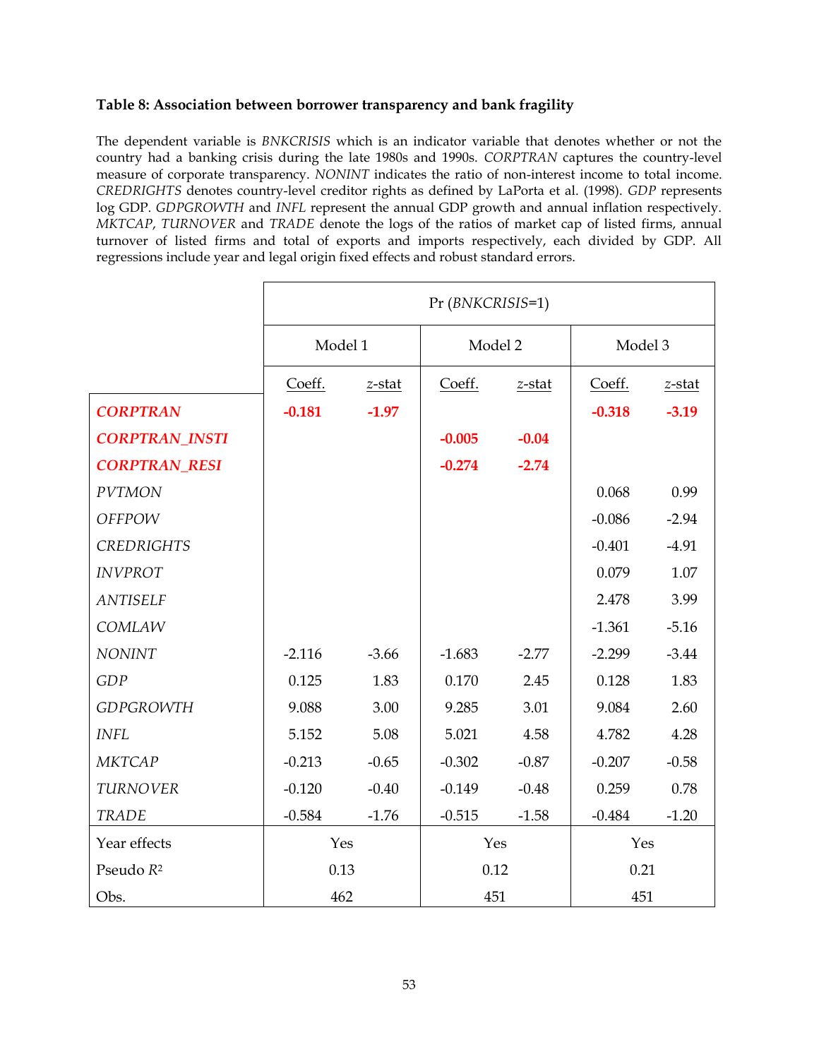### Table 8: Association between borrower transparency and bank fragility

The dependent variable is *BNKCRISIS* which is an indicator variable that denotes whether or not the country had a banking crisis during the late 1980s and 1990s. *CORPTRAN* captures the country-level measure of corporate transparency. *NONINT* indicates the ratio of non-interest income to total income. *CREDRIGHTS* denotes country-level creditor rights as defined by LaPorta et al. (1998). *GDP* represents log GDP. *GDPGROWTH* and *INFL* represent the annual GDP growth and annual inflation respectively. *MKTCAP*, *TURNOVER* and *TRADE* denote the logs of the ratios of market cap of listed firms, annual turnover of listed firms and total of exports and imports respectively, each divided by GDP. All regressions include year and legal origin fixed effects and robust standard errors.

| | Pr (*BNKCRISIS*=1) | | | | | |
|---|---|---|---|---|---|---|
| | Model 1 | | Model 2 | | Model 3 | |
| | Coeff. | *z*-stat | Coeff. | *z*-stat | Coeff. | *z*-stat |
| ***CORPTRAN*** | **-0.181** | **-1.97** | | | **-0.318** | **-3.19** |
| ***CORPTRAN_INSTI*** | | | **-0.005** | **-0.04** | | |
| ***CORPTRAN_RESI*** | | | **-0.274** | **-2.74** | | |
| *PVTMON* | | | | | 0.068 | 0.99 |
| *OFFPOW* | | | | | -0.086 | -2.94 |
| *CREDRIGHTS* | | | | | -0.401 | -4.91 |
| *INVPROT* | | | | | 0.079 | 1.07 |
| *ANTISELF* | | | | | 2.478 | 3.99 |
| *COMLAW* | | | | | -1.361 | -5.16 |
| *NONINT* | -2.116 | -3.66 | -1.683 | -2.77 | -2.299 | -3.44 |
| *GDP* | 0.125 | 1.83 | 0.170 | 2.45 | 0.128 | 1.83 |
| *GDPGROWTH* | 9.088 | 3.00 | 9.285 | 3.01 | 9.084 | 2.60 |
| *INFL* | 5.152 | 5.08 | 5.021 | 4.58 | 4.782 | 4.28 |
| *MKTCAP* | -0.213 | -0.65 | -0.302 | -0.87 | -0.207 | -0.58 |
| *TURNOVER* | -0.120 | -0.40 | -0.149 | -0.48 | 0.259 | 0.78 |
| *TRADE* | -0.584 | -1.76 | -0.515 | -1.58 | -0.484 | -1.20 |
| Year effects | Yes | | Yes | | Yes | |
| Pseudo $R^2$ | 0.13 | | 0.12 | | 0.21 | |
| Obs. | 462 | | 451 | | 451 | |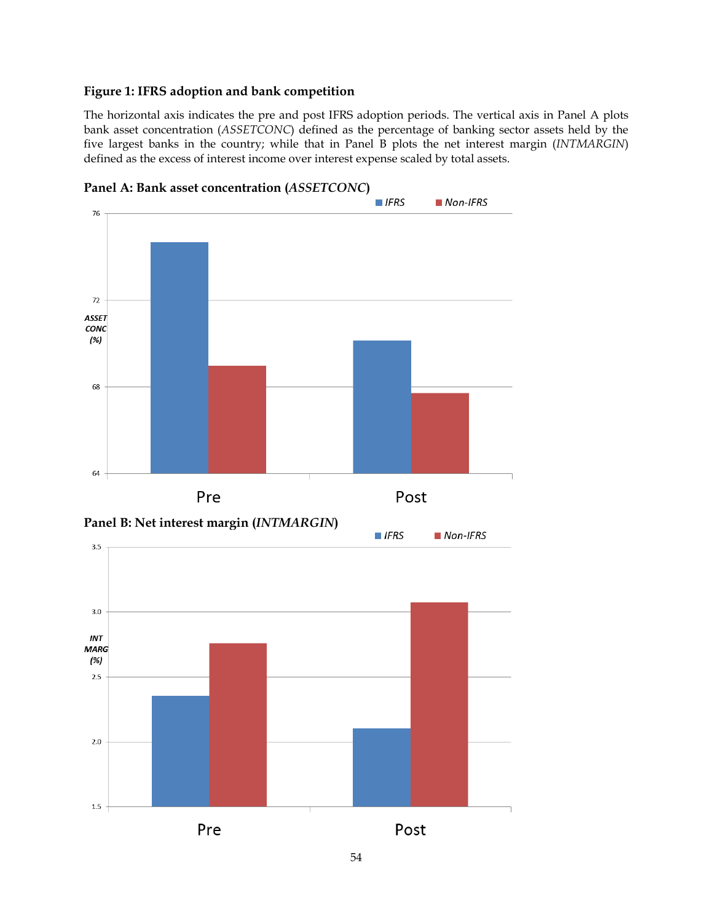**Figure 1: IFRS adoption and bank competition**

The horizontal axis indicates the pre and post IFRS adoption periods. The vertical axis in Panel A plots bank asset concentration (*ASSETCONC*) defined as the percentage of banking sector assets held by the five largest banks in the country; while that in Panel B plots the net interest margin (*INTMARGIN*) defined as the excess of interest income over interest expense scaled by total assets.

**Panel A: Bank asset concentration (*ASSETCONC*)**

**Panel B: Net interest margin (*INTMARGIN*)**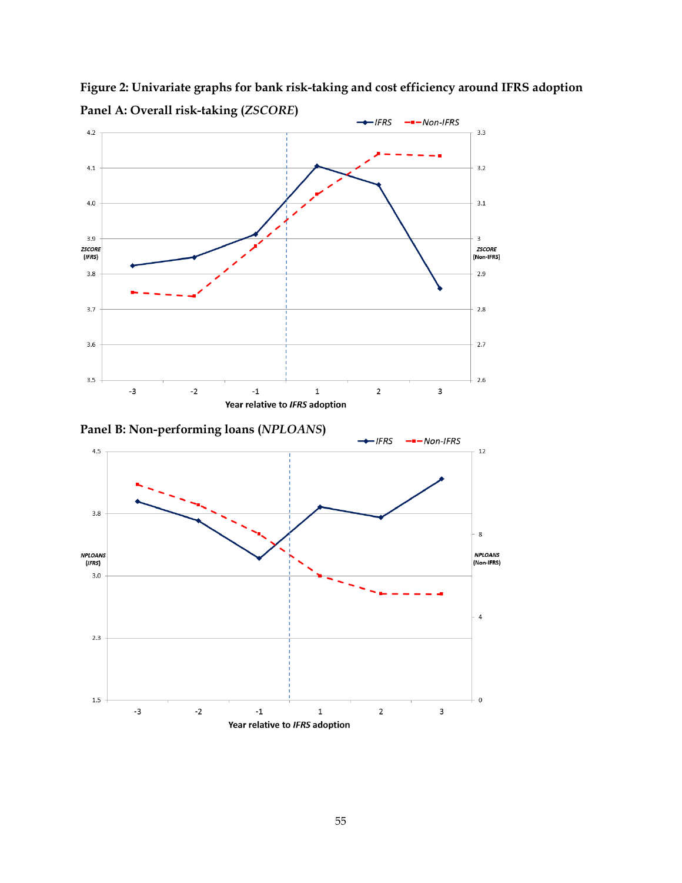**Figure 2: Univariate graphs for bank risk-taking and cost efficiency around IFRS adoption**

**Panel A: Overall risk-taking (*ZSCORE*)**

**Panel B: Non-performing loans (*NPLOANS*)**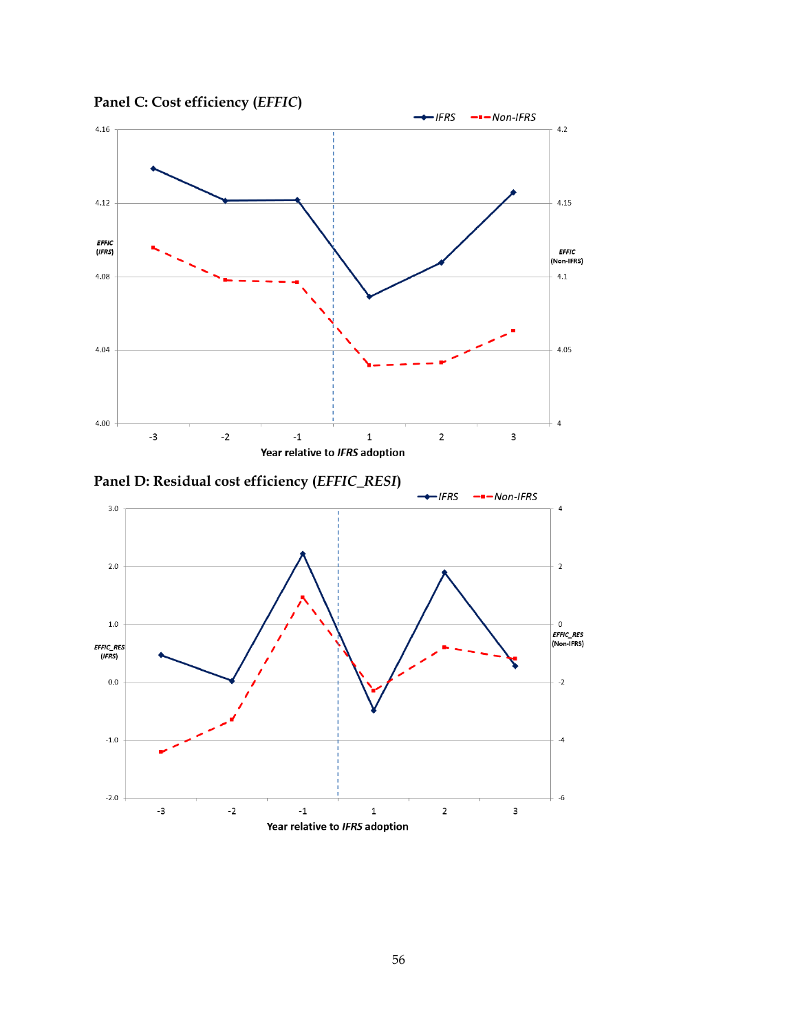**Panel C: Cost efficiency (*EFFIC*)**

**Panel D: Residual cost efficiency (*EFFIC_RESI*)**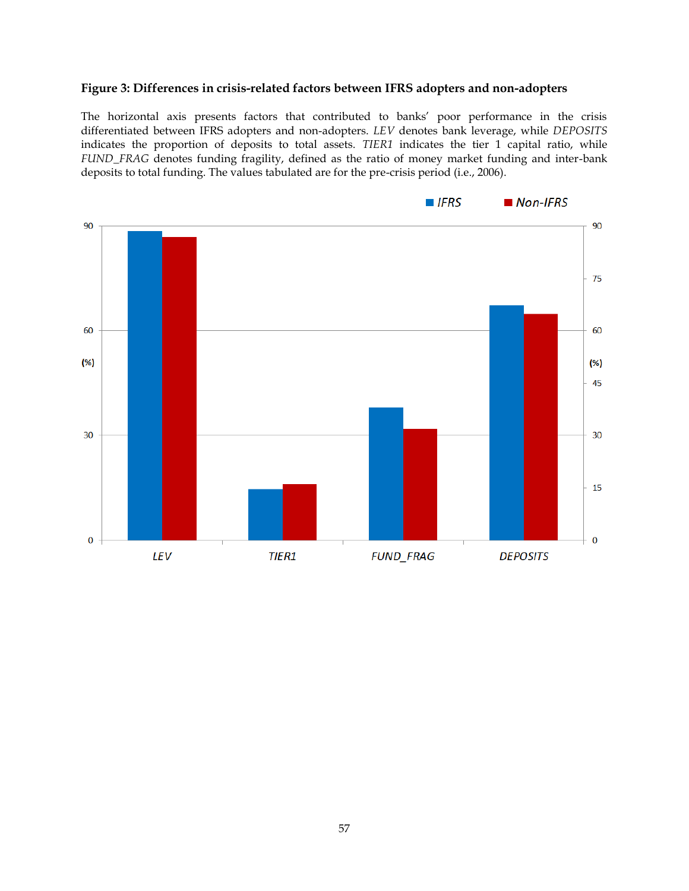**Figure 3: Differences in crisis-related factors between IFRS adopters and non-adopters**

The horizontal axis presents factors that contributed to banks' poor performance in the crisis differentiated between IFRS adopters and non-adopters. *LEV* denotes bank leverage, while *DEPOSITS* indicates the proportion of deposits to total assets. *TIER1* indicates the tier 1 capital ratio, while *FUND_FRAG* denotes funding fragility, defined as the ratio of money market funding and inter-bank deposits to total funding. The values tabulated are for the pre-crisis period (i.e., 2006).

IFRS
Non-IFRS

90
60
(%)
30
0

90
75
60
(%)
45
30
15
0

LEV
TIER1
FUND_FRAG
DEPOSITS